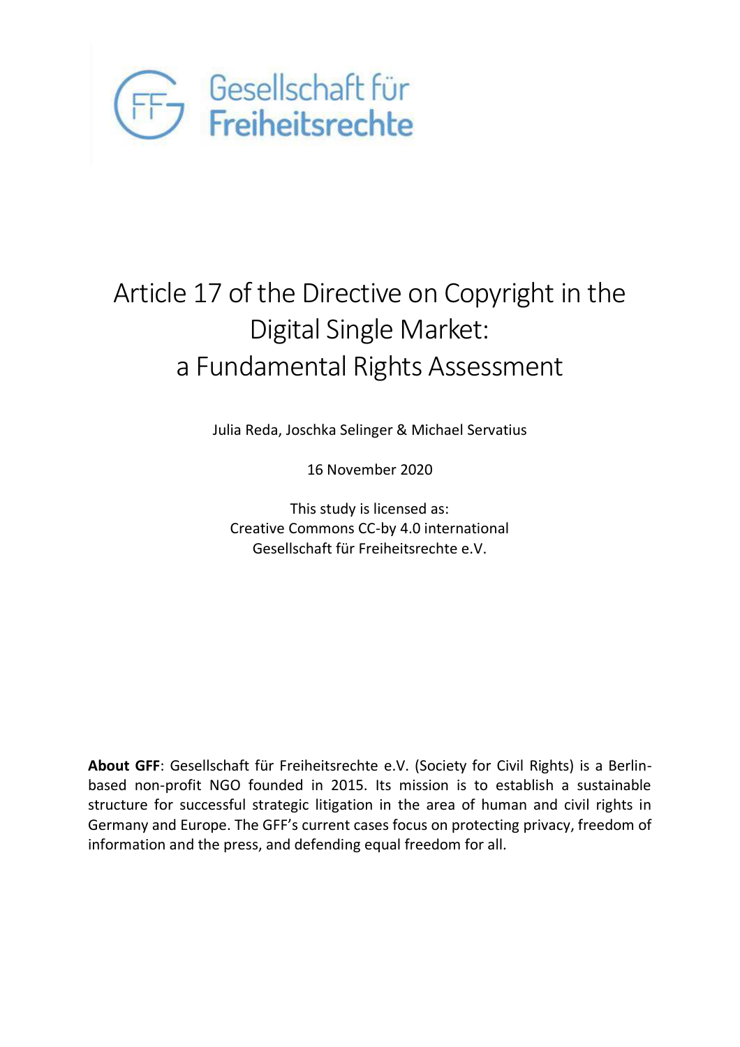Gesellschaft für Freiheitsrechte

# Article 17 of the Directive on Copyright in the Digital Single Market: a Fundamental Rights Assessment

Julia Reda, Joschka Selinger & Michael Servatius

16 November 2020

This study is licensed as:
Creative Commons CC-by 4.0 international
Gesellschaft für Freiheitsrechte e.V.

**About GFF**: Gesellschaft für Freiheitsrechte e.V. (Society for Civil Rights) is a Berlin-based non-profit NGO founded in 2015. Its mission is to establish a sustainable structure for successful strategic litigation in the area of human and civil rights in Germany and Europe. The GFF's current cases focus on protecting privacy, freedom of information and the press, and defending equal freedom for all.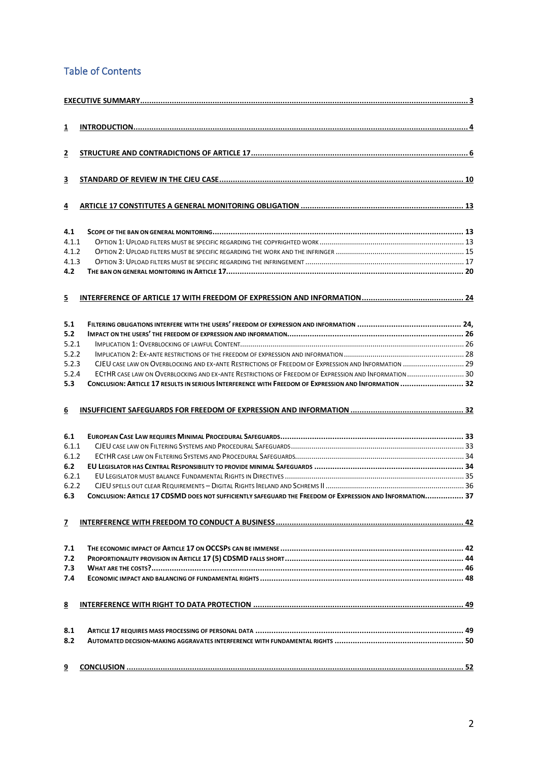# Table of Contents

**EXECUTIVE SUMMARY** ... 3

**1 INTRODUCTION** ... 4

**2 STRUCTURE AND CONTRADICTIONS OF ARTICLE 17** ... 6

**3 STANDARD OF REVIEW IN THE CJEU CASE** ... 10

**4 ARTICLE 17 CONSTITUTES A GENERAL MONITORING OBLIGATION** ... 13

- **4.1 SCOPE OF THE BAN ON GENERAL MONITORING** ... 13
  - 4.1.1 OPTION 1: UPLOAD FILTERS MUST BE SPECIFIC REGARDING THE COPYRIGHTED WORK ... 13
  - 4.1.2 OPTION 2: UPLOAD FILTERS MUST BE SPECIFIC REGARDING THE WORK AND THE INFRINGER ... 15
  - 4.1.3 OPTION 3: UPLOAD FILTERS MUST BE SPECIFIC REGARDING THE INFRINGEMENT ... 17
- **4.2 THE BAN ON GENERAL MONITORING IN ARTICLE 17** ... 20

**5 INTERFERENCE OF ARTICLE 17 WITH FREEDOM OF EXPRESSION AND INFORMATION** ... 24

- **5.1 FILTERING OBLIGATIONS INTERFERE WITH THE USERS' FREEDOM OF EXPRESSION AND INFORMATION** ... 24,
- **5.2 IMPACT ON THE USERS' THE FREEDOM OF EXPRESSION AND INFORMATION** ... 26
  - 5.2.1 IMPLICATION 1: OVERBLOCKING OF LAWFUL CONTENT ... 26
  - 5.2.2 IMPLICATION 2: EX-ANTE RESTRICTIONS OF THE FREEDOM OF EXPRESSION AND INFORMATION ... 28
  - 5.2.3 CJEU CASE LAW ON OVERBLOCKING AND EX-ANTE RESTRICTIONS OF FREEDOM OF EXPRESSION AND INFORMATION ... 29
  - 5.2.4 ECTHR CASE LAW ON OVERBLOCKING AND EX-ANTE RESTRICTIONS OF FREEDOM OF EXPRESSION AND INFORMATION ... 30
- **5.3 CONCLUSION: ARTICLE 17 RESULTS IN SERIOUS INTERFERENCE WITH FREEDOM OF EXPRESSION AND INFORMATION** ... 32

**6 INSUFFICIENT SAFEGUARDS FOR FREEDOM OF EXPRESSION AND INFORMATION** ... 32

- **6.1 EUROPEAN CASE LAW REQUIRES MINIMAL PROCEDURAL SAFEGUARDS** ... 33
  - 6.1.1 CJEU CASE LAW ON FILTERING SYSTEMS AND PROCEDURAL SAFEGUARDS ... 33
  - 6.1.2 ECTHR CASE LAW ON FILTERING SYSTEMS AND PROCEDURAL SAFEGUARDS ... 34
- **6.2 EU LEGISLATOR HAS CENTRAL RESPONSIBILITY TO PROVIDE MINIMAL SAFEGUARDS** ... 34
  - 6.2.1 EU LEGISLATOR MUST BALANCE FUNDAMENTAL RIGHTS IN DIRECTIVES ... 35
  - 6.2.2 CJEU SPELLS OUT CLEAR REQUIREMENTS – DIGITAL RIGHTS IRELAND AND SCHREMS II ... 36
- **6.3 CONCLUSION: ARTICLE 17 CDSMD DOES NOT SUFFICIENTLY SAFEGUARD THE FREEDOM OF EXPRESSION AND INFORMATION** ... 37

**7 INTERFERENCE WITH FREEDOM TO CONDUCT A BUSINESS** ... 42

- **7.1 THE ECONOMIC IMPACT OF ARTICLE 17 ON OCCSPS CAN BE IMMENSE** ... 42
- **7.2 PROPORTIONALITY PROVISION IN ARTICLE 17 (5) CDSMD FALLS SHORT** ... 44
- **7.3 WHAT ARE THE COSTS?** ... 46
- **7.4 ECONOMIC IMPACT AND BALANCING OF FUNDAMENTAL RIGHTS** ... 48

**8 INTERFERENCE WITH RIGHT TO DATA PROTECTION** ... 49

- **8.1 ARTICLE 17 REQUIRES MASS PROCESSING OF PERSONAL DATA** ... 49
- **8.2 AUTOMATED DECISION-MAKING AGGRAVATES INTERFERENCE WITH FUNDAMENTAL RIGHTS** ... 50

**9 CONCLUSION** ... 52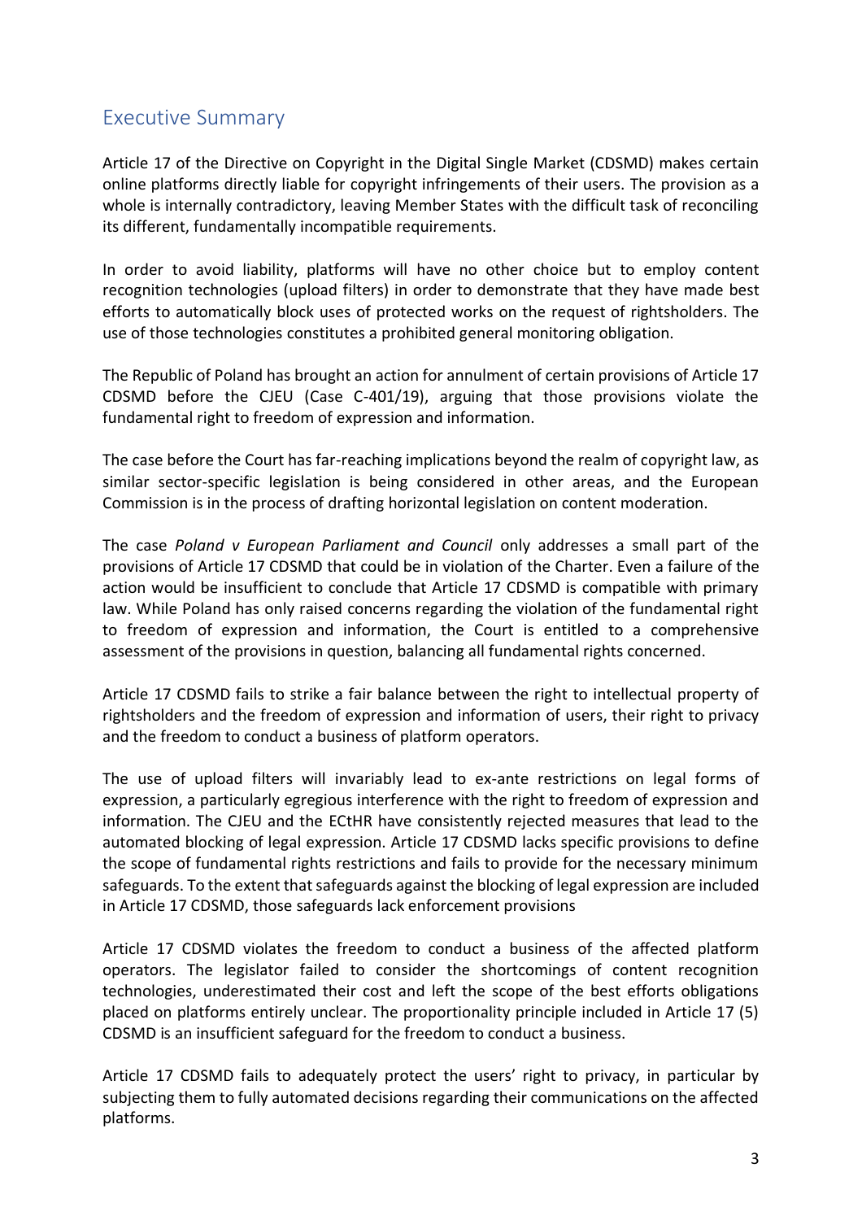## Executive Summary

Article 17 of the Directive on Copyright in the Digital Single Market (CDSMD) makes certain online platforms directly liable for copyright infringements of their users. The provision as a whole is internally contradictory, leaving Member States with the difficult task of reconciling its different, fundamentally incompatible requirements.

In order to avoid liability, platforms will have no other choice but to employ content recognition technologies (upload filters) in order to demonstrate that they have made best efforts to automatically block uses of protected works on the request of rightsholders. The use of those technologies constitutes a prohibited general monitoring obligation.

The Republic of Poland has brought an action for annulment of certain provisions of Article 17 CDSMD before the CJEU (Case C-401/19), arguing that those provisions violate the fundamental right to freedom of expression and information.

The case before the Court has far-reaching implications beyond the realm of copyright law, as similar sector-specific legislation is being considered in other areas, and the European Commission is in the process of drafting horizontal legislation on content moderation.

The case *Poland v European Parliament and Council* only addresses a small part of the provisions of Article 17 CDSMD that could be in violation of the Charter. Even a failure of the action would be insufficient to conclude that Article 17 CDSMD is compatible with primary law. While Poland has only raised concerns regarding the violation of the fundamental right to freedom of expression and information, the Court is entitled to a comprehensive assessment of the provisions in question, balancing all fundamental rights concerned.

Article 17 CDSMD fails to strike a fair balance between the right to intellectual property of rightsholders and the freedom of expression and information of users, their right to privacy and the freedom to conduct a business of platform operators.

The use of upload filters will invariably lead to ex-ante restrictions on legal forms of expression, a particularly egregious interference with the right to freedom of expression and information. The CJEU and the ECtHR have consistently rejected measures that lead to the automated blocking of legal expression. Article 17 CDSMD lacks specific provisions to define the scope of fundamental rights restrictions and fails to provide for the necessary minimum safeguards. To the extent that safeguards against the blocking of legal expression are included in Article 17 CDSMD, those safeguards lack enforcement provisions

Article 17 CDSMD violates the freedom to conduct a business of the affected platform operators. The legislator failed to consider the shortcomings of content recognition technologies, underestimated their cost and left the scope of the best efforts obligations placed on platforms entirely unclear. The proportionality principle included in Article 17 (5) CDSMD is an insufficient safeguard for the freedom to conduct a business.

Article 17 CDSMD fails to adequately protect the users' right to privacy, in particular by subjecting them to fully automated decisions regarding their communications on the affected platforms.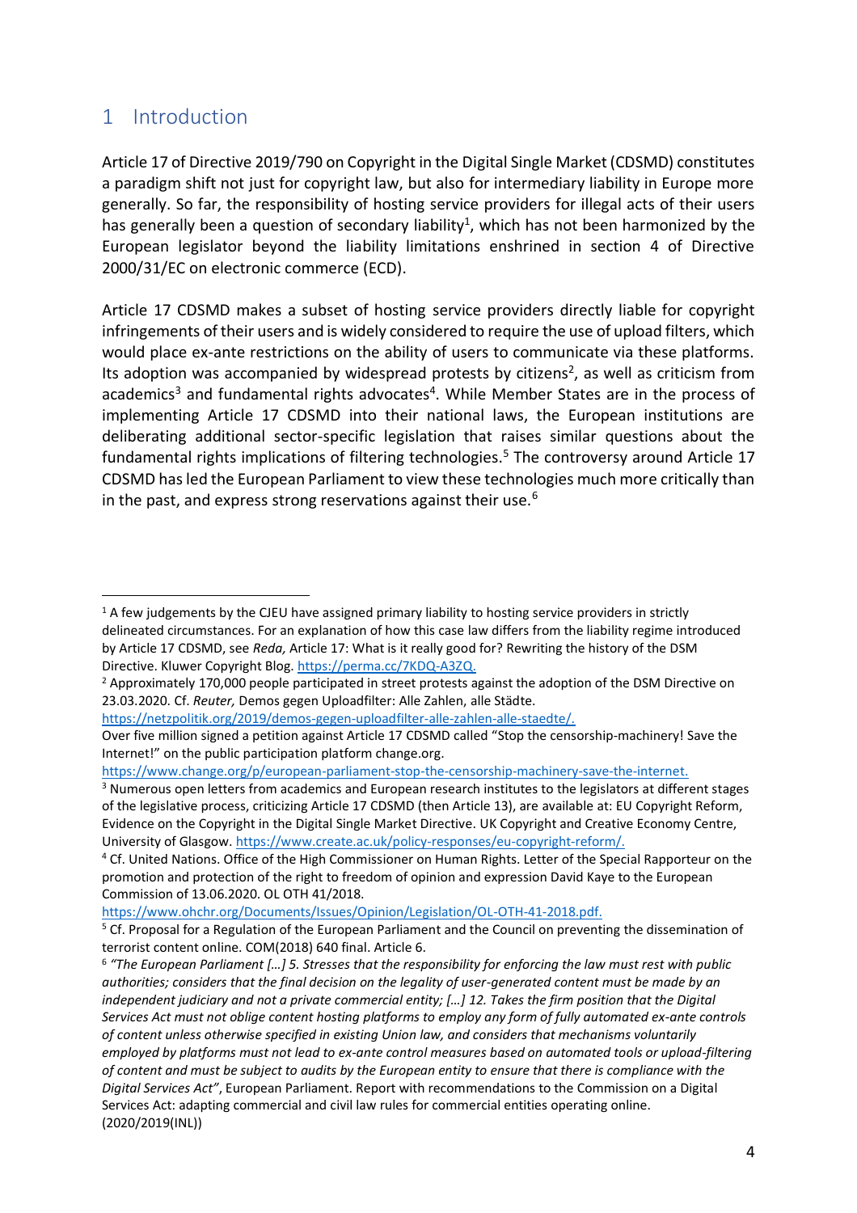# 1 Introduction

Article 17 of Directive 2019/790 on Copyright in the Digital Single Market (CDSMD) constitutes a paradigm shift not just for copyright law, but also for intermediary liability in Europe more generally. So far, the responsibility of hosting service providers for illegal acts of their users has generally been a question of secondary liability[1], which has not been harmonized by the European legislator beyond the liability limitations enshrined in section 4 of Directive 2000/31/EC on electronic commerce (ECD).

Article 17 CDSMD makes a subset of hosting service providers directly liable for copyright infringements of their users and is widely considered to require the use of upload filters, which would place ex-ante restrictions on the ability of users to communicate via these platforms. Its adoption was accompanied by widespread protests by citizens[2], as well as criticism from academics[3] and fundamental rights advocates[4]. While Member States are in the process of implementing Article 17 CDSMD into their national laws, the European institutions are deliberating additional sector-specific legislation that raises similar questions about the fundamental rights implications of filtering technologies.[5] The controversy around Article 17 CDSMD has led the European Parliament to view these technologies much more critically than in the past, and express strong reservations against their use.[6]

---

[1] A few judgements by the CJEU have assigned primary liability to hosting service providers in strictly delineated circumstances. For an explanation of how this case law differs from the liability regime introduced by Article 17 CDSMD, see *Reda,* Article 17: What is it really good for? Rewriting the history of the DSM Directive. Kluwer Copyright Blog. https://perma.cc/7KDQ-A3ZQ.

[2] Approximately 170,000 people participated in street protests against the adoption of the DSM Directive on 23.03.2020. Cf. *Reuter,* Demos gegen Uploadfilter: Alle Zahlen, alle Städte. https://netzpolitik.org/2019/demos-gegen-uploadfilter-alle-zahlen-alle-staedte/.
Over five million signed a petition against Article 17 CDSMD called "Stop the censorship-machinery! Save the Internet!" on the public participation platform change.org. https://www.change.org/p/european-parliament-stop-the-censorship-machinery-save-the-internet.

[3] Numerous open letters from academics and European research institutes to the legislators at different stages of the legislative process, criticizing Article 17 CDSMD (then Article 13), are available at: EU Copyright Reform, Evidence on the Copyright in the Digital Single Market Directive. UK Copyright and Creative Economy Centre, University of Glasgow. https://www.create.ac.uk/policy-responses/eu-copyright-reform/.

[4] Cf. United Nations. Office of the High Commissioner on Human Rights. Letter of the Special Rapporteur on the promotion and protection of the right to freedom of opinion and expression David Kaye to the European Commission of 13.06.2020. OL OTH 41/2018. https://www.ohchr.org/Documents/Issues/Opinion/Legislation/OL-OTH-41-2018.pdf.

[5] Cf. Proposal for a Regulation of the European Parliament and the Council on preventing the dissemination of terrorist content online. COM(2018) 640 final. Article 6.

[6] *"The European Parliament […] 5. Stresses that the responsibility for enforcing the law must rest with public authorities; considers that the final decision on the legality of user-generated content must be made by an independent judiciary and not a private commercial entity; […] 12. Takes the firm position that the Digital Services Act must not oblige content hosting platforms to employ any form of fully automated ex-ante controls of content unless otherwise specified in existing Union law, and considers that mechanisms voluntarily employed by platforms must not lead to ex-ante control measures based on automated tools or upload-filtering of content and must be subject to audits by the European entity to ensure that there is compliance with the Digital Services Act"*, European Parliament. Report with recommendations to the Commission on a Digital Services Act: adapting commercial and civil law rules for commercial entities operating online. (2020/2019(INL))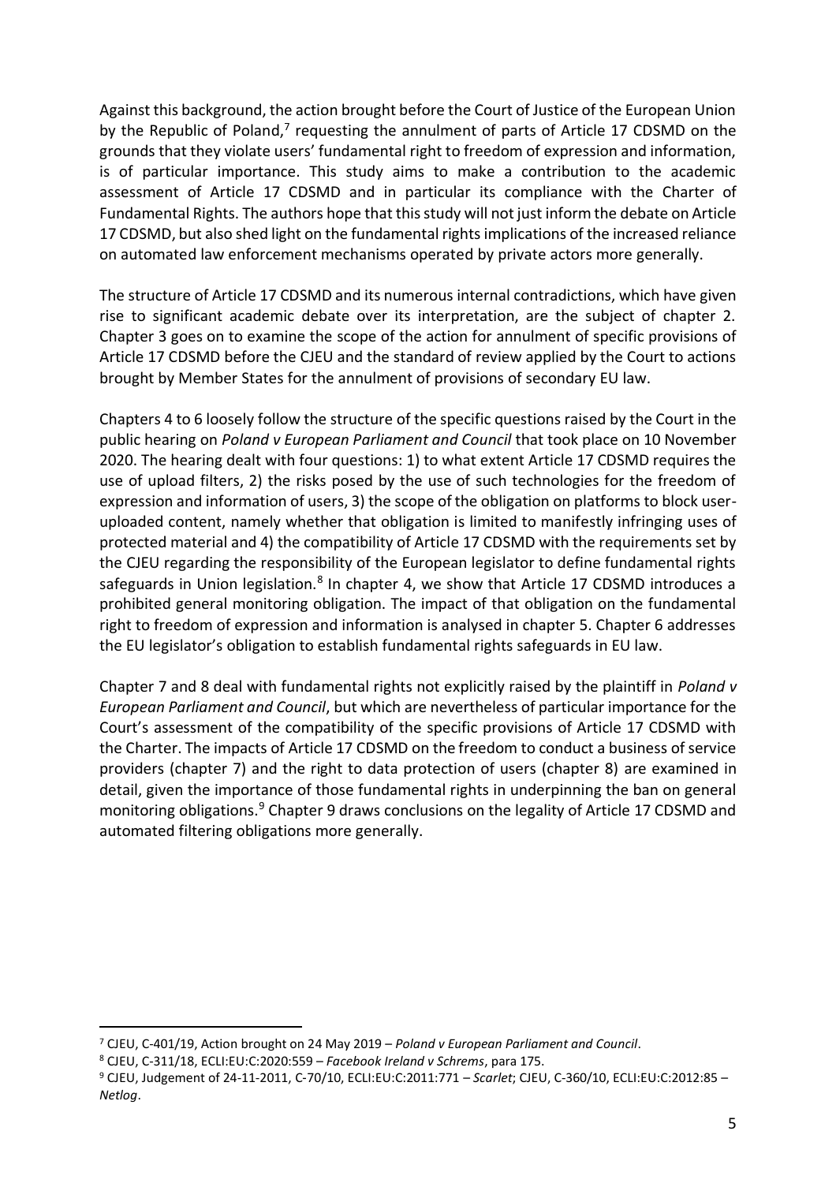Against this background, the action brought before the Court of Justice of the European Union by the Republic of Poland,[7] requesting the annulment of parts of Article 17 CDSMD on the grounds that they violate users' fundamental right to freedom of expression and information, is of particular importance. This study aims to make a contribution to the academic assessment of Article 17 CDSMD and in particular its compliance with the Charter of Fundamental Rights. The authors hope that this study will not just inform the debate on Article 17 CDSMD, but also shed light on the fundamental rights implications of the increased reliance on automated law enforcement mechanisms operated by private actors more generally.

The structure of Article 17 CDSMD and its numerous internal contradictions, which have given rise to significant academic debate over its interpretation, are the subject of chapter 2. Chapter 3 goes on to examine the scope of the action for annulment of specific provisions of Article 17 CDSMD before the CJEU and the standard of review applied by the Court to actions brought by Member States for the annulment of provisions of secondary EU law.

Chapters 4 to 6 loosely follow the structure of the specific questions raised by the Court in the public hearing on *Poland v European Parliament and Council* that took place on 10 November 2020. The hearing dealt with four questions: 1) to what extent Article 17 CDSMD requires the use of upload filters, 2) the risks posed by the use of such technologies for the freedom of expression and information of users, 3) the scope of the obligation on platforms to block user-uploaded content, namely whether that obligation is limited to manifestly infringing uses of protected material and 4) the compatibility of Article 17 CDSMD with the requirements set by the CJEU regarding the responsibility of the European legislator to define fundamental rights safeguards in Union legislation.[8] In chapter 4, we show that Article 17 CDSMD introduces a prohibited general monitoring obligation. The impact of that obligation on the fundamental right to freedom of expression and information is analysed in chapter 5. Chapter 6 addresses the EU legislator's obligation to establish fundamental rights safeguards in EU law.

Chapter 7 and 8 deal with fundamental rights not explicitly raised by the plaintiff in *Poland v European Parliament and Council*, but which are nevertheless of particular importance for the Court's assessment of the compatibility of the specific provisions of Article 17 CDSMD with the Charter. The impacts of Article 17 CDSMD on the freedom to conduct a business of service providers (chapter 7) and the right to data protection of users (chapter 8) are examined in detail, given the importance of those fundamental rights in underpinning the ban on general monitoring obligations.[9] Chapter 9 draws conclusions on the legality of Article 17 CDSMD and automated filtering obligations more generally.

---

[7] CJEU, C-401/19, Action brought on 24 May 2019 – *Poland v European Parliament and Council*.

[8] CJEU, C-311/18, ECLI:EU:C:2020:559 – *Facebook Ireland v Schrems*, para 175.

[9] CJEU, Judgement of 24-11-2011, C-70/10, ECLI:EU:C:2011:771 – *Scarlet*; CJEU, C-360/10, ECLI:EU:C:2012:85 – *Netlog*.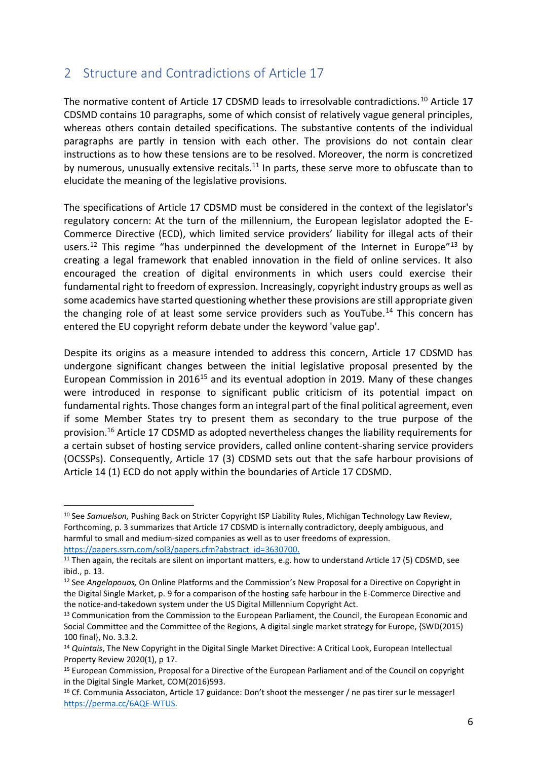## 2 Structure and Contradictions of Article 17

The normative content of Article 17 CDSMD leads to irresolvable contradictions.[10] Article 17 CDSMD contains 10 paragraphs, some of which consist of relatively vague general principles, whereas others contain detailed specifications. The substantive contents of the individual paragraphs are partly in tension with each other. The provisions do not contain clear instructions as to how these tensions are to be resolved. Moreover, the norm is concretized by numerous, unusually extensive recitals.[11] In parts, these serve more to obfuscate than to elucidate the meaning of the legislative provisions.

The specifications of Article 17 CDSMD must be considered in the context of the legislator's regulatory concern: At the turn of the millennium, the European legislator adopted the E-Commerce Directive (ECD), which limited service providers' liability for illegal acts of their users.[12] This regime "has underpinned the development of the Internet in Europe"[13] by creating a legal framework that enabled innovation in the field of online services. It also encouraged the creation of digital environments in which users could exercise their fundamental right to freedom of expression. Increasingly, copyright industry groups as well as some academics have started questioning whether these provisions are still appropriate given the changing role of at least some service providers such as YouTube.[14] This concern has entered the EU copyright reform debate under the keyword 'value gap'.

Despite its origins as a measure intended to address this concern, Article 17 CDSMD has undergone significant changes between the initial legislative proposal presented by the European Commission in 2016[15] and its eventual adoption in 2019. Many of these changes were introduced in response to significant public criticism of its potential impact on fundamental rights. Those changes form an integral part of the final political agreement, even if some Member States try to present them as secondary to the true purpose of the provision.[16] Article 17 CDSMD as adopted nevertheless changes the liability requirements for a certain subset of hosting service providers, called online content-sharing service providers (OCSSPs). Consequently, Article 17 (3) CDSMD sets out that the safe harbour provisions of Article 14 (1) ECD do not apply within the boundaries of Article 17 CDSMD.

---

[10] See *Samuelson,* Pushing Back on Stricter Copyright ISP Liability Rules, Michigan Technology Law Review, Forthcoming, p. 3 summarizes that Article 17 CDSMD is internally contradictory, deeply ambiguous, and harmful to small and medium-sized companies as well as to user freedoms of expression. https://papers.ssrn.com/sol3/papers.cfm?abstract_id=3630700.

[11] Then again, the recitals are silent on important matters, e.g. how to understand Article 17 (5) CDSMD, see ibid., p. 13.

[12] See *Angelopouos,* On Online Platforms and the Commission's New Proposal for a Directive on Copyright in the Digital Single Market, p. 9 for a comparison of the hosting safe harbour in the E-Commerce Directive and the notice-and-takedown system under the US Digital Millennium Copyright Act.

[13] Communication from the Commission to the European Parliament, the Council, the European Economic and Social Committee and the Committee of the Regions*,* A digital single market strategy for Europe, {SWD(2015) 100 final}, No. 3.3.2.

[14] *Quintais*, The New Copyright in the Digital Single Market Directive: A Critical Look, European Intellectual Property Review 2020(1), p 17.

[15] European Commission, Proposal for a Directive of the European Parliament and of the Council on copyright in the Digital Single Market, COM(2016)593.

[16] Cf. Communia Associaton, Article 17 guidance: Don't shoot the messenger / ne pas tirer sur le messager! https://perma.cc/6AQE-WTUS.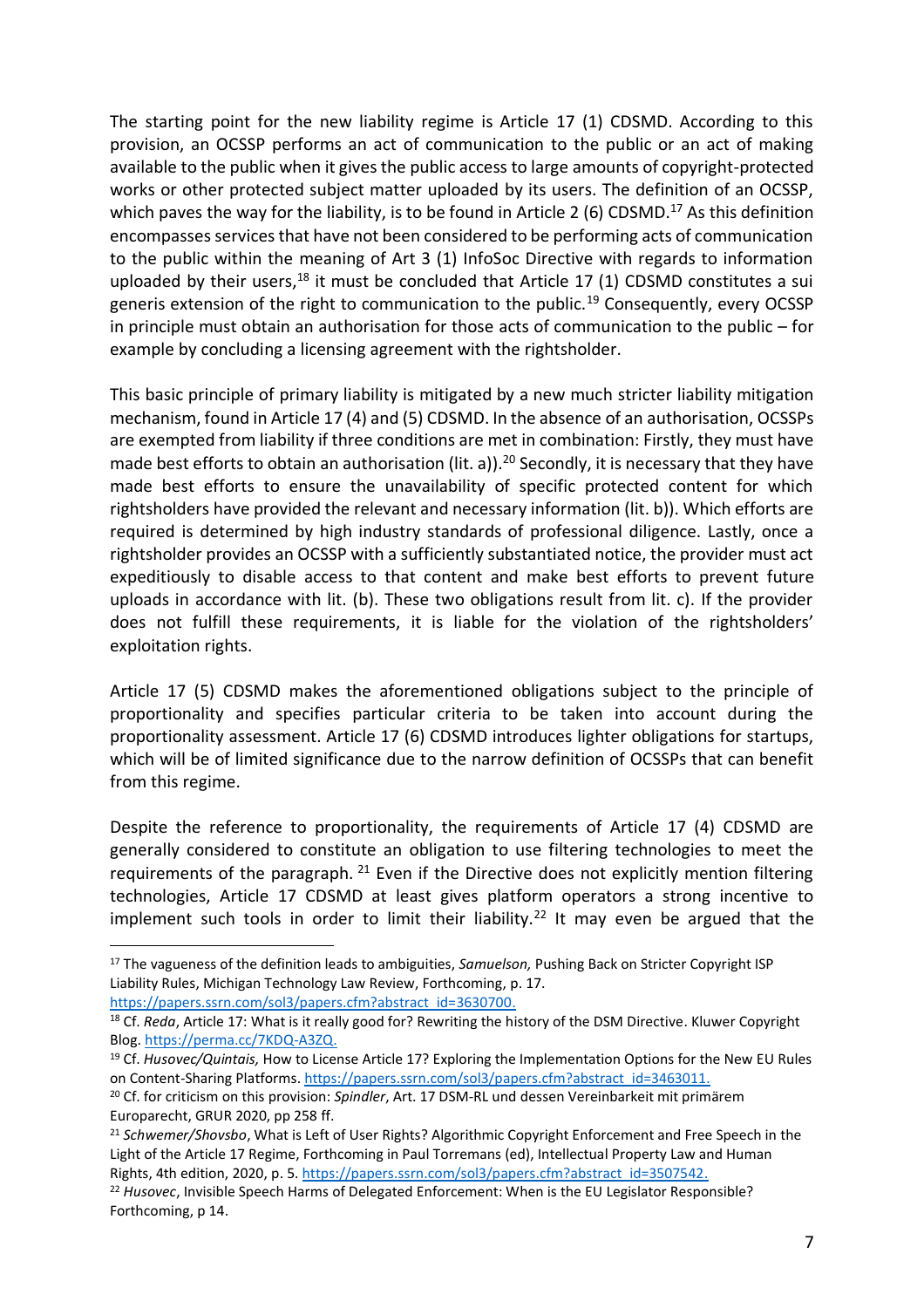The starting point for the new liability regime is Article 17 (1) CDSMD. According to this provision, an OCSSP performs an act of communication to the public or an act of making available to the public when it gives the public access to large amounts of copyright-protected works or other protected subject matter uploaded by its users. The definition of an OCSSP, which paves the way for the liability, is to be found in Article 2 (6) CDSMD.[17] As this definition encompasses services that have not been considered to be performing acts of communication to the public within the meaning of Art 3 (1) InfoSoc Directive with regards to information uploaded by their users,[18] it must be concluded that Article 17 (1) CDSMD constitutes a sui generis extension of the right to communication to the public.[19] Consequently, every OCSSP in principle must obtain an authorisation for those acts of communication to the public – for example by concluding a licensing agreement with the rightsholder.

This basic principle of primary liability is mitigated by a new much stricter liability mitigation mechanism, found in Article 17 (4) and (5) CDSMD. In the absence of an authorisation, OCSSPs are exempted from liability if three conditions are met in combination: Firstly, they must have made best efforts to obtain an authorisation (lit. a)).[20] Secondly, it is necessary that they have made best efforts to ensure the unavailability of specific protected content for which rightsholders have provided the relevant and necessary information (lit. b)). Which efforts are required is determined by high industry standards of professional diligence. Lastly, once a rightsholder provides an OCSSP with a sufficiently substantiated notice, the provider must act expeditiously to disable access to that content and make best efforts to prevent future uploads in accordance with lit. (b). These two obligations result from lit. c). If the provider does not fulfill these requirements, it is liable for the violation of the rightsholders' exploitation rights.

Article 17 (5) CDSMD makes the aforementioned obligations subject to the principle of proportionality and specifies particular criteria to be taken into account during the proportionality assessment. Article 17 (6) CDSMD introduces lighter obligations for startups, which will be of limited significance due to the narrow definition of OCSSPs that can benefit from this regime.

Despite the reference to proportionality, the requirements of Article 17 (4) CDSMD are generally considered to constitute an obligation to use filtering technologies to meet the requirements of the paragraph.[21] Even if the Directive does not explicitly mention filtering technologies, Article 17 CDSMD at least gives platform operators a strong incentive to implement such tools in order to limit their liability.[22] It may even be argued that the

---

[17] The vagueness of the definition leads to ambiguities, *Samuelson,* Pushing Back on Stricter Copyright ISP Liability Rules, Michigan Technology Law Review, Forthcoming, p. 17. https://papers.ssrn.com/sol3/papers.cfm?abstract_id=3630700.

[18] Cf. *Reda*, Article 17: What is it really good for? Rewriting the history of the DSM Directive. Kluwer Copyright Blog. https://perma.cc/7KDQ-A3ZQ.

[19] Cf. *Husovec/Quintais,* How to License Article 17? Exploring the Implementation Options for the New EU Rules on Content-Sharing Platforms. https://papers.ssrn.com/sol3/papers.cfm?abstract_id=3463011.

[20] Cf. for criticism on this provision: *Spindler*, Art. 17 DSM-RL und dessen Vereinbarkeit mit primärem Europarecht, GRUR 2020, pp 258 ff.

[21] *Schwemer/Shovsbo*, What is Left of User Rights? Algorithmic Copyright Enforcement and Free Speech in the Light of the Article 17 Regime, Forthcoming in Paul Torremans (ed), Intellectual Property Law and Human Rights, 4th edition, 2020, p. 5. https://papers.ssrn.com/sol3/papers.cfm?abstract_id=3507542.

[22] *Husovec*, Invisible Speech Harms of Delegated Enforcement: When is the EU Legislator Responsible? Forthcoming, p 14.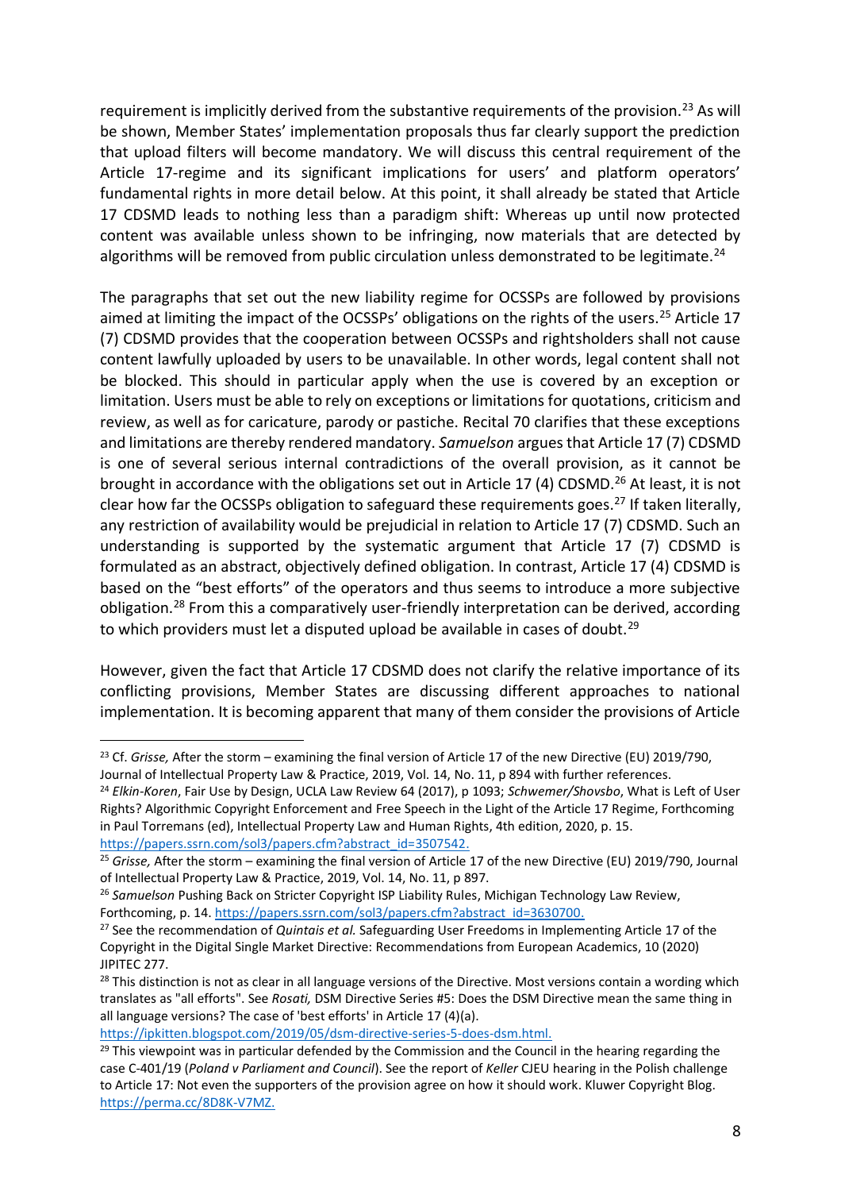requirement is implicitly derived from the substantive requirements of the provision.[23] As will be shown, Member States' implementation proposals thus far clearly support the prediction that upload filters will become mandatory. We will discuss this central requirement of the Article 17-regime and its significant implications for users' and platform operators' fundamental rights in more detail below. At this point, it shall already be stated that Article 17 CDSMD leads to nothing less than a paradigm shift: Whereas up until now protected content was available unless shown to be infringing, now materials that are detected by algorithms will be removed from public circulation unless demonstrated to be legitimate.[24]

The paragraphs that set out the new liability regime for OCSSPs are followed by provisions aimed at limiting the impact of the OCSSPs' obligations on the rights of the users.[25] Article 17 (7) CDSMD provides that the cooperation between OCSSPs and rightsholders shall not cause content lawfully uploaded by users to be unavailable. In other words, legal content shall not be blocked. This should in particular apply when the use is covered by an exception or limitation. Users must be able to rely on exceptions or limitations for quotations, criticism and review, as well as for caricature, parody or pastiche. Recital 70 clarifies that these exceptions and limitations are thereby rendered mandatory. *Samuelson* argues that Article 17 (7) CDSMD is one of several serious internal contradictions of the overall provision, as it cannot be brought in accordance with the obligations set out in Article 17 (4) CDSMD.[26] At least, it is not clear how far the OCSSPs obligation to safeguard these requirements goes.[27] If taken literally, any restriction of availability would be prejudicial in relation to Article 17 (7) CDSMD. Such an understanding is supported by the systematic argument that Article 17 (7) CDSMD is formulated as an abstract, objectively defined obligation. In contrast, Article 17 (4) CDSMD is based on the "best efforts" of the operators and thus seems to introduce a more subjective obligation.[28] From this a comparatively user-friendly interpretation can be derived, according to which providers must let a disputed upload be available in cases of doubt.[29]

However, given the fact that Article 17 CDSMD does not clarify the relative importance of its conflicting provisions, Member States are discussing different approaches to national implementation. It is becoming apparent that many of them consider the provisions of Article

---

[23] Cf. *Grisse,* After the storm – examining the final version of Article 17 of the new Directive (EU) 2019/790, Journal of Intellectual Property Law & Practice, 2019, Vol. 14, No. 11, p 894 with further references.

[24] *Elkin-Koren*, Fair Use by Design, UCLA Law Review 64 (2017), p 1093; *Schwemer/Shovsbo*, What is Left of User Rights? Algorithmic Copyright Enforcement and Free Speech in the Light of the Article 17 Regime, Forthcoming in Paul Torremans (ed), Intellectual Property Law and Human Rights, 4th edition, 2020, p. 15. https://papers.ssrn.com/sol3/papers.cfm?abstract_id=3507542.

[25] *Grisse,* After the storm – examining the final version of Article 17 of the new Directive (EU) 2019/790, Journal of Intellectual Property Law & Practice, 2019, Vol. 14, No. 11, p 897.

[26] *Samuelson* Pushing Back on Stricter Copyright ISP Liability Rules, Michigan Technology Law Review, Forthcoming, p. 14. https://papers.ssrn.com/sol3/papers.cfm?abstract_id=3630700.

[27] See the recommendation of *Quintais et al.* Safeguarding User Freedoms in Implementing Article 17 of the Copyright in the Digital Single Market Directive: Recommendations from European Academics, 10 (2020) JIPITEC 277.

[28] This distinction is not as clear in all language versions of the Directive. Most versions contain a wording which translates as "all efforts". See *Rosati,* DSM Directive Series #5: Does the DSM Directive mean the same thing in all language versions? The case of 'best efforts' in Article 17 (4)(a). https://ipkitten.blogspot.com/2019/05/dsm-directive-series-5-does-dsm.html.

[29] This viewpoint was in particular defended by the Commission and the Council in the hearing regarding the case C-401/19 (*Poland v Parliament and Council*). See the report of *Keller* CJEU hearing in the Polish challenge to Article 17: Not even the supporters of the provision agree on how it should work. Kluwer Copyright Blog. https://perma.cc/8D8K-V7MZ.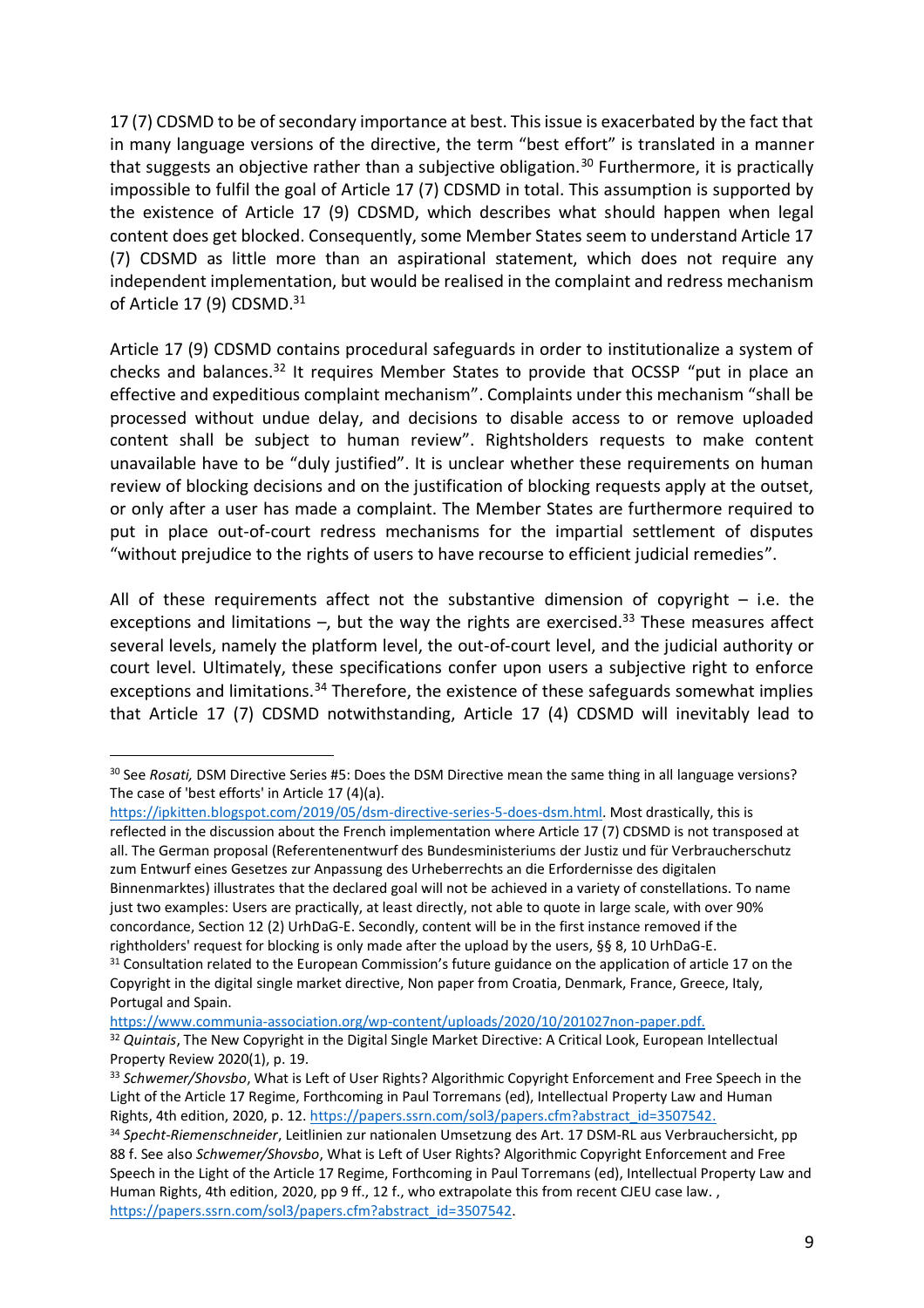17 (7) CDSMD to be of secondary importance at best. This issue is exacerbated by the fact that in many language versions of the directive, the term "best effort" is translated in a manner that suggests an objective rather than a subjective obligation.[30] Furthermore, it is practically impossible to fulfil the goal of Article 17 (7) CDSMD in total. This assumption is supported by the existence of Article 17 (9) CDSMD, which describes what should happen when legal content does get blocked. Consequently, some Member States seem to understand Article 17 (7) CDSMD as little more than an aspirational statement, which does not require any independent implementation, but would be realised in the complaint and redress mechanism of Article 17 (9) CDSMD.[31]

Article 17 (9) CDSMD contains procedural safeguards in order to institutionalize a system of checks and balances.[32] It requires Member States to provide that OCSSP "put in place an effective and expeditious complaint mechanism". Complaints under this mechanism "shall be processed without undue delay, and decisions to disable access to or remove uploaded content shall be subject to human review". Rightsholders requests to make content unavailable have to be "duly justified". It is unclear whether these requirements on human review of blocking decisions and on the justification of blocking requests apply at the outset, or only after a user has made a complaint. The Member States are furthermore required to put in place out-of-court redress mechanisms for the impartial settlement of disputes "without prejudice to the rights of users to have recourse to efficient judicial remedies".

All of these requirements affect not the substantive dimension of copyright – i.e. the exceptions and limitations –, but the way the rights are exercised.[33] These measures affect several levels, namely the platform level, the out-of-court level, and the judicial authority or court level. Ultimately, these specifications confer upon users a subjective right to enforce exceptions and limitations.[34] Therefore, the existence of these safeguards somewhat implies that Article 17 (7) CDSMD notwithstanding, Article 17 (4) CDSMD will inevitably lead to

---

[30] See *Rosati,* DSM Directive Series #5: Does the DSM Directive mean the same thing in all language versions? The case of 'best efforts' in Article 17 (4)(a). https://ipkitten.blogspot.com/2019/05/dsm-directive-series-5-does-dsm.html. Most drastically, this is reflected in the discussion about the French implementation where Article 17 (7) CDSMD is not transposed at all. The German proposal (Referentenentwurf des Bundesministeriums der Justiz und für Verbraucherschutz zum Entwurf eines Gesetzes zur Anpassung des Urheberrechts an die Erfordernisse des digitalen Binnenmarktes) illustrates that the declared goal will not be achieved in a variety of constellations. To name just two examples: Users are practically, at least directly, not able to quote in large scale, with over 90% concordance, Section 12 (2) UrhDaG-E. Secondly, content will be in the first instance removed if the rightholders' request for blocking is only made after the upload by the users, §§ 8, 10 UrhDaG-E.

[31] Consultation related to the European Commission's future guidance on the application of article 17 on the Copyright in the digital single market directive, Non paper from Croatia, Denmark, France, Greece, Italy, Portugal and Spain. https://www.communia-association.org/wp-content/uploads/2020/10/201027non-paper.pdf.

[32] *Quintais*, The New Copyright in the Digital Single Market Directive: A Critical Look, European Intellectual Property Review 2020(1), p. 19.

[33] *Schwemer/Shovsbo*, What is Left of User Rights? Algorithmic Copyright Enforcement and Free Speech in the Light of the Article 17 Regime, Forthcoming in Paul Torremans (ed), Intellectual Property Law and Human Rights, 4th edition, 2020, p. 12. https://papers.ssrn.com/sol3/papers.cfm?abstract_id=3507542.

[34] *Specht-Riemenschneider*, Leitlinien zur nationalen Umsetzung des Art. 17 DSM-RL aus Verbrauchersicht, pp 88 f. See also *Schwemer/Shovsbo*, What is Left of User Rights? Algorithmic Copyright Enforcement and Free Speech in the Light of the Article 17 Regime, Forthcoming in Paul Torremans (ed), Intellectual Property Law and Human Rights, 4th edition, 2020, pp 9 ff., 12 f., who extrapolate this from recent CJEU case law. , https://papers.ssrn.com/sol3/papers.cfm?abstract_id=3507542.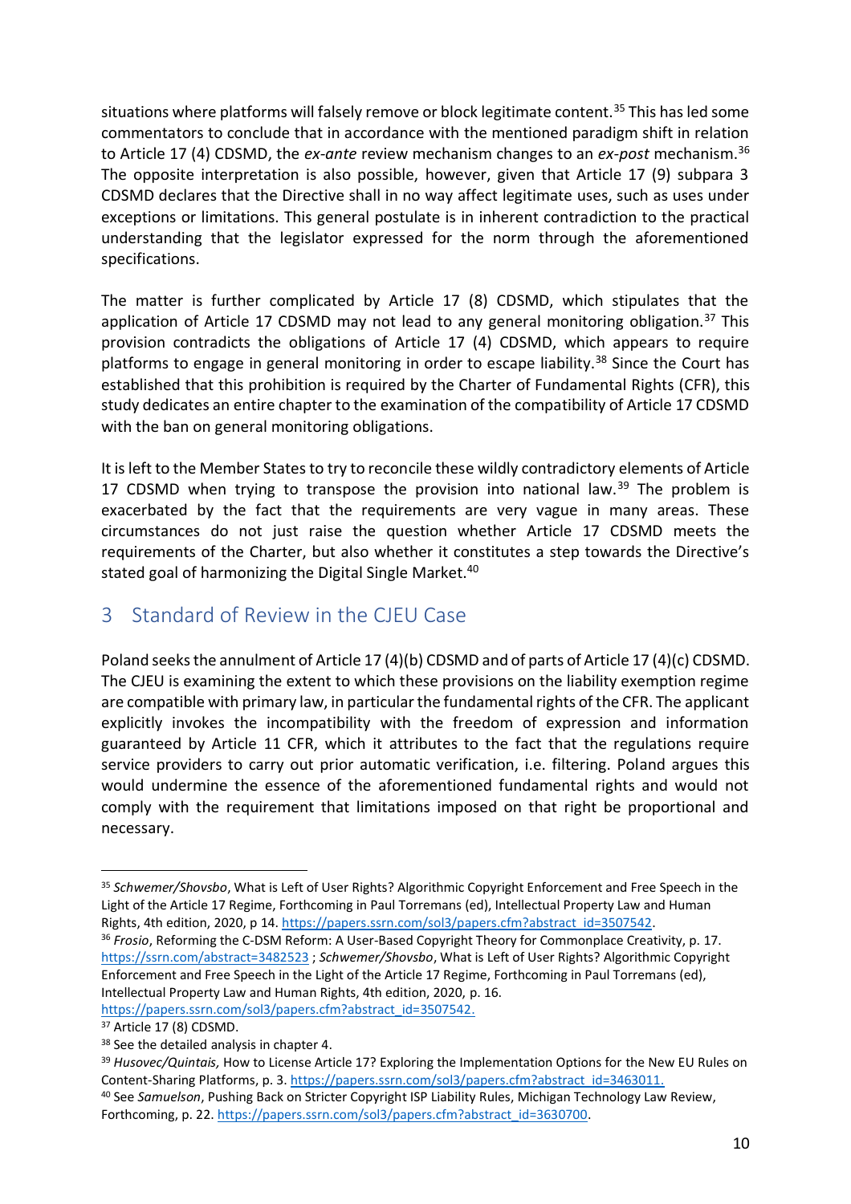situations where platforms will falsely remove or block legitimate content.[35] This has led some commentators to conclude that in accordance with the mentioned paradigm shift in relation to Article 17 (4) CDSMD, the *ex-ante* review mechanism changes to an *ex-post* mechanism.[36] The opposite interpretation is also possible, however, given that Article 17 (9) subpara 3 CDSMD declares that the Directive shall in no way affect legitimate uses, such as uses under exceptions or limitations. This general postulate is in inherent contradiction to the practical understanding that the legislator expressed for the norm through the aforementioned specifications.

The matter is further complicated by Article 17 (8) CDSMD, which stipulates that the application of Article 17 CDSMD may not lead to any general monitoring obligation.[37] This provision contradicts the obligations of Article 17 (4) CDSMD, which appears to require platforms to engage in general monitoring in order to escape liability.[38] Since the Court has established that this prohibition is required by the Charter of Fundamental Rights (CFR), this study dedicates an entire chapter to the examination of the compatibility of Article 17 CDSMD with the ban on general monitoring obligations.

It is left to the Member States to try to reconcile these wildly contradictory elements of Article 17 CDSMD when trying to transpose the provision into national law.[39] The problem is exacerbated by the fact that the requirements are very vague in many areas. These circumstances do not just raise the question whether Article 17 CDSMD meets the requirements of the Charter, but also whether it constitutes a step towards the Directive's stated goal of harmonizing the Digital Single Market.[40]

# 3 Standard of Review in the CJEU Case

Poland seeks the annulment of Article 17 (4)(b) CDSMD and of parts of Article 17 (4)(c) CDSMD. The CJEU is examining the extent to which these provisions on the liability exemption regime are compatible with primary law, in particular the fundamental rights of the CFR. The applicant explicitly invokes the incompatibility with the freedom of expression and information guaranteed by Article 11 CFR, which it attributes to the fact that the regulations require service providers to carry out prior automatic verification, i.e. filtering. Poland argues this would undermine the essence of the aforementioned fundamental rights and would not comply with the requirement that limitations imposed on that right be proportional and necessary.

---

[35] *Schwemer/Shovsbo*, What is Left of User Rights? Algorithmic Copyright Enforcement and Free Speech in the Light of the Article 17 Regime, Forthcoming in Paul Torremans (ed), Intellectual Property Law and Human Rights, 4th edition, 2020, p 14. https://papers.ssrn.com/sol3/papers.cfm?abstract_id=3507542.

[36] *Frosio*, Reforming the C-DSM Reform: A User-Based Copyright Theory for Commonplace Creativity, p. 17. https://ssrn.com/abstract=3482523 ; *Schwemer/Shovsbo*, What is Left of User Rights? Algorithmic Copyright Enforcement and Free Speech in the Light of the Article 17 Regime, Forthcoming in Paul Torremans (ed), Intellectual Property Law and Human Rights, 4th edition, 2020, p. 16. https://papers.ssrn.com/sol3/papers.cfm?abstract_id=3507542.

[37] Article 17 (8) CDSMD.

[38] See the detailed analysis in chapter 4.

[39] *Husovec/Quintais,* How to License Article 17? Exploring the Implementation Options for the New EU Rules on Content-Sharing Platforms, p. 3. https://papers.ssrn.com/sol3/papers.cfm?abstract_id=3463011.

[40] See *Samuelson*, Pushing Back on Stricter Copyright ISP Liability Rules, Michigan Technology Law Review, Forthcoming, p. 22. https://papers.ssrn.com/sol3/papers.cfm?abstract_id=3630700.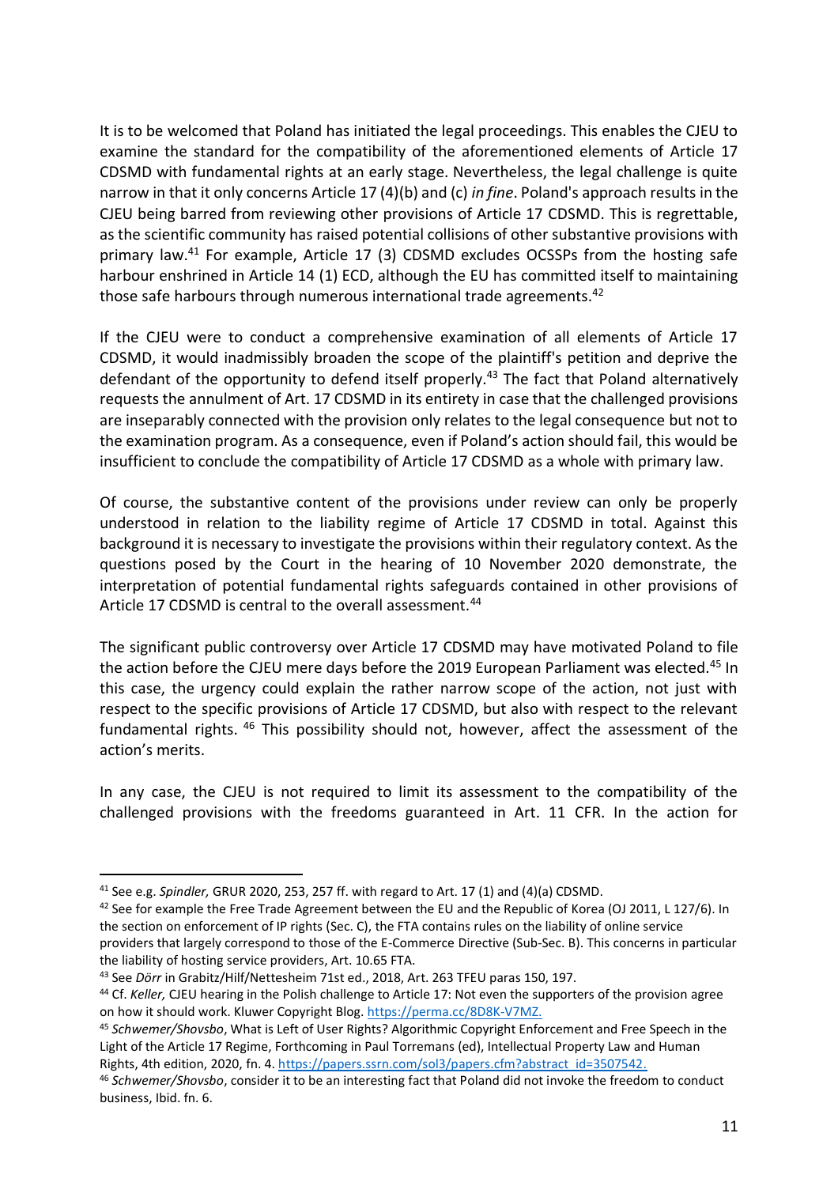It is to be welcomed that Poland has initiated the legal proceedings. This enables the CJEU to examine the standard for the compatibility of the aforementioned elements of Article 17 CDSMD with fundamental rights at an early stage. Nevertheless, the legal challenge is quite narrow in that it only concerns Article 17 (4)(b) and (c) *in fine*. Poland's approach results in the CJEU being barred from reviewing other provisions of Article 17 CDSMD. This is regrettable, as the scientific community has raised potential collisions of other substantive provisions with primary law.[41] For example, Article 17 (3) CDSMD excludes OCSSPs from the hosting safe harbour enshrined in Article 14 (1) ECD, although the EU has committed itself to maintaining those safe harbours through numerous international trade agreements.[42]

If the CJEU were to conduct a comprehensive examination of all elements of Article 17 CDSMD, it would inadmissibly broaden the scope of the plaintiff's petition and deprive the defendant of the opportunity to defend itself properly.[43] The fact that Poland alternatively requests the annulment of Art. 17 CDSMD in its entirety in case that the challenged provisions are inseparably connected with the provision only relates to the legal consequence but not to the examination program. As a consequence, even if Poland's action should fail, this would be insufficient to conclude the compatibility of Article 17 CDSMD as a whole with primary law.

Of course, the substantive content of the provisions under review can only be properly understood in relation to the liability regime of Article 17 CDSMD in total. Against this background it is necessary to investigate the provisions within their regulatory context. As the questions posed by the Court in the hearing of 10 November 2020 demonstrate, the interpretation of potential fundamental rights safeguards contained in other provisions of Article 17 CDSMD is central to the overall assessment.[44]

The significant public controversy over Article 17 CDSMD may have motivated Poland to file the action before the CJEU mere days before the 2019 European Parliament was elected.[45] In this case, the urgency could explain the rather narrow scope of the action, not just with respect to the specific provisions of Article 17 CDSMD, but also with respect to the relevant fundamental rights. [46] This possibility should not, however, affect the assessment of the action's merits.

In any case, the CJEU is not required to limit its assessment to the compatibility of the challenged provisions with the freedoms guaranteed in Art. 11 CFR. In the action for

---

[41] See e.g. *Spindler,* GRUR 2020, 253, 257 ff. with regard to Art. 17 (1) and (4)(a) CDSMD.

[42] See for example the Free Trade Agreement between the EU and the Republic of Korea (OJ 2011, L 127/6). In the section on enforcement of IP rights (Sec. C), the FTA contains rules on the liability of online service providers that largely correspond to those of the E-Commerce Directive (Sub-Sec. B). This concerns in particular the liability of hosting service providers, Art. 10.65 FTA.

[43] See *Dörr* in Grabitz/Hilf/Nettesheim 71st ed., 2018, Art. 263 TFEU paras 150, 197.

[44] Cf. *Keller,* CJEU hearing in the Polish challenge to Article 17: Not even the supporters of the provision agree on how it should work. Kluwer Copyright Blog. https://perma.cc/8D8K-V7MZ.

[45] *Schwemer/Shovsbo*, What is Left of User Rights? Algorithmic Copyright Enforcement and Free Speech in the Light of the Article 17 Regime, Forthcoming in Paul Torremans (ed), Intellectual Property Law and Human Rights, 4th edition, 2020, fn. 4. https://papers.ssrn.com/sol3/papers.cfm?abstract_id=3507542.

[46] *Schwemer/Shovsbo*, consider it to be an interesting fact that Poland did not invoke the freedom to conduct business, Ibid. fn. 6.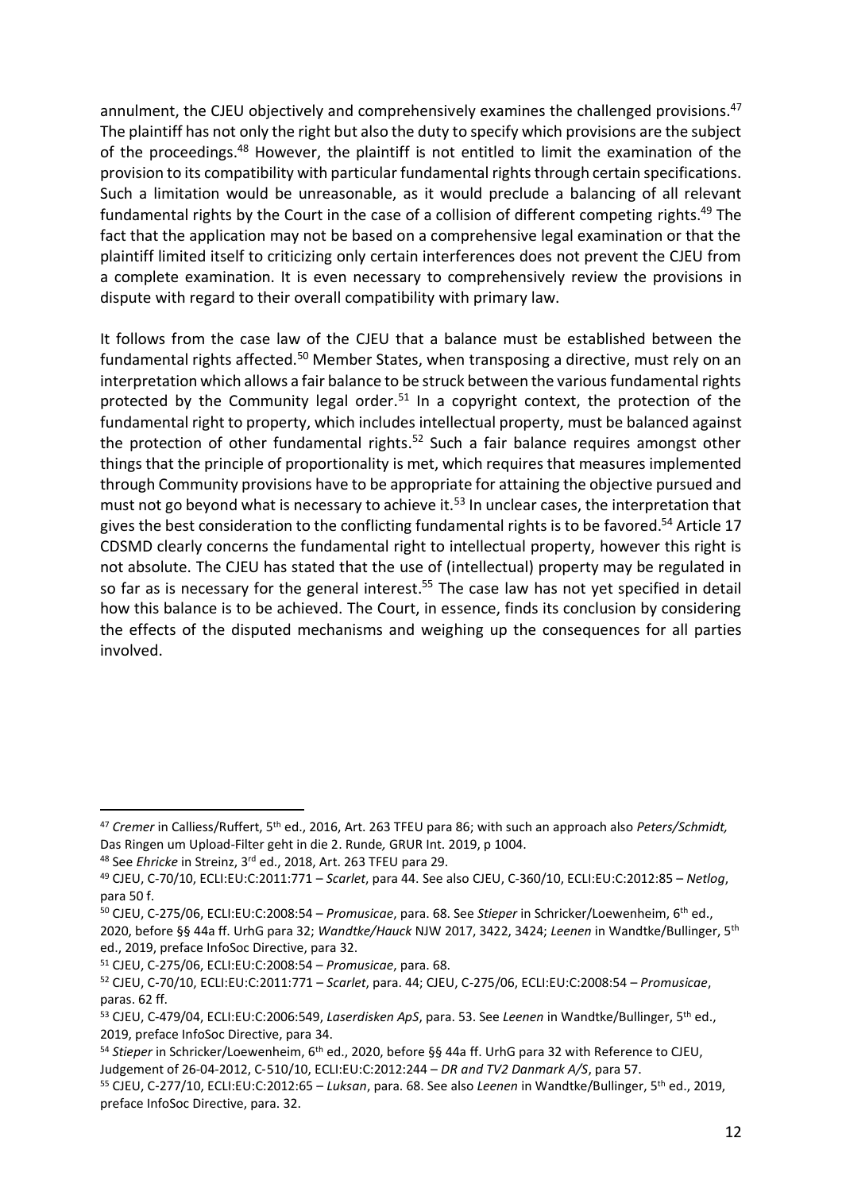annulment, the CJEU objectively and comprehensively examines the challenged provisions.[47] The plaintiff has not only the right but also the duty to specify which provisions are the subject of the proceedings.[48] However, the plaintiff is not entitled to limit the examination of the provision to its compatibility with particular fundamental rights through certain specifications. Such a limitation would be unreasonable, as it would preclude a balancing of all relevant fundamental rights by the Court in the case of a collision of different competing rights.[49] The fact that the application may not be based on a comprehensive legal examination or that the plaintiff limited itself to criticizing only certain interferences does not prevent the CJEU from a complete examination. It is even necessary to comprehensively review the provisions in dispute with regard to their overall compatibility with primary law.

It follows from the case law of the CJEU that a balance must be established between the fundamental rights affected.[50] Member States, when transposing a directive, must rely on an interpretation which allows a fair balance to be struck between the various fundamental rights protected by the Community legal order.[51] In a copyright context, the protection of the fundamental right to property, which includes intellectual property, must be balanced against the protection of other fundamental rights.[52] Such a fair balance requires amongst other things that the principle of proportionality is met, which requires that measures implemented through Community provisions have to be appropriate for attaining the objective pursued and must not go beyond what is necessary to achieve it.[53] In unclear cases, the interpretation that gives the best consideration to the conflicting fundamental rights is to be favored.[54] Article 17 CDSMD clearly concerns the fundamental right to intellectual property, however this right is not absolute. The CJEU has stated that the use of (intellectual) property may be regulated in so far as is necessary for the general interest.[55] The case law has not yet specified in detail how this balance is to be achieved. The Court, in essence, finds its conclusion by considering the effects of the disputed mechanisms and weighing up the consequences for all parties involved.

---

[47] *Cremer* in Calliess/Ruffert, 5th ed., 2016, Art. 263 TFEU para 86; with such an approach also *Peters/Schmidt,* Das Ringen um Upload-Filter geht in die 2. Runde*,* GRUR Int. 2019, p 1004.

[48] See *Ehricke* in Streinz, 3rd ed., 2018, Art. 263 TFEU para 29.

[49] CJEU, C-70/10, ECLI:EU:C:2011:771 – *Scarlet*, para 44. See also CJEU, C-360/10, ECLI:EU:C:2012:85 – *Netlog*, para 50 f.

[50] CJEU, C-275/06, ECLI:EU:C:2008:54 – *Promusicae*, para. 68. See *Stieper* in Schricker/Loewenheim, 6th ed., 2020, before §§ 44a ff. UrhG para 32; *Wandtke/Hauck* NJW 2017, 3422, 3424; *Leenen* in Wandtke/Bullinger, 5th ed., 2019, preface InfoSoc Directive, para 32.

[51] CJEU, C-275/06, ECLI:EU:C:2008:54 – *Promusicae*, para. 68.

[52] CJEU, C-70/10, ECLI:EU:C:2011:771 – *Scarlet*, para. 44; CJEU, C-275/06, ECLI:EU:C:2008:54 – *Promusicae*, paras. 62 ff.

[53] CJEU, C-479/04, ECLI:EU:C:2006:549, *Laserdisken ApS*, para. 53. See *Leenen* in Wandtke/Bullinger, 5th ed., 2019, preface InfoSoc Directive, para 34.

[54] *Stieper* in Schricker/Loewenheim, 6th ed., 2020, before §§ 44a ff. UrhG para 32 with Reference to CJEU, Judgement of 26-04-2012, C-510/10, ECLI:EU:C:2012:244 – *DR and TV2 Danmark A/S*, para 57.

[55] CJEU, C-277/10, ECLI:EU:C:2012:65 – *Luksan*, para. 68. See also *Leenen* in Wandtke/Bullinger, 5th ed., 2019, preface InfoSoc Directive, para. 32.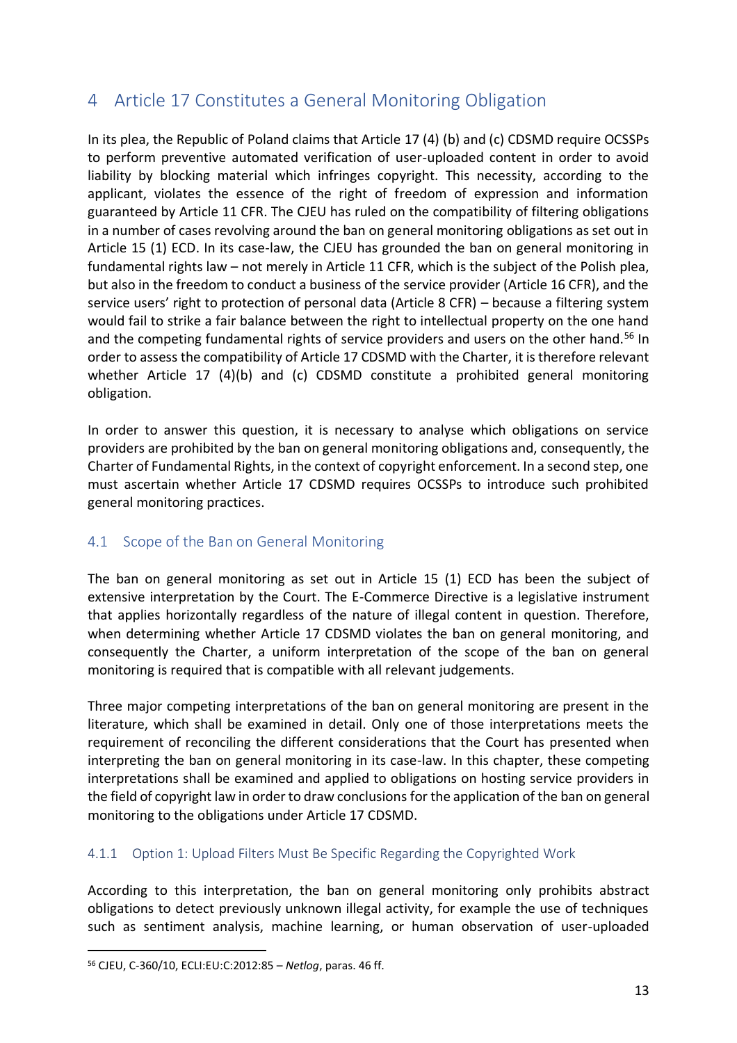# 4 Article 17 Constitutes a General Monitoring Obligation

In its plea, the Republic of Poland claims that Article 17 (4) (b) and (c) CDSMD require OCSSPs to perform preventive automated verification of user-uploaded content in order to avoid liability by blocking material which infringes copyright. This necessity, according to the applicant, violates the essence of the right of freedom of expression and information guaranteed by Article 11 CFR. The CJEU has ruled on the compatibility of filtering obligations in a number of cases revolving around the ban on general monitoring obligations as set out in Article 15 (1) ECD. In its case-law, the CJEU has grounded the ban on general monitoring in fundamental rights law – not merely in Article 11 CFR, which is the subject of the Polish plea, but also in the freedom to conduct a business of the service provider (Article 16 CFR), and the service users' right to protection of personal data (Article 8 CFR) – because a filtering system would fail to strike a fair balance between the right to intellectual property on the one hand and the competing fundamental rights of service providers and users on the other hand.[56] In order to assess the compatibility of Article 17 CDSMD with the Charter, it is therefore relevant whether Article 17 (4)(b) and (c) CDSMD constitute a prohibited general monitoring obligation.

In order to answer this question, it is necessary to analyse which obligations on service providers are prohibited by the ban on general monitoring obligations and, consequently, the Charter of Fundamental Rights, in the context of copyright enforcement. In a second step, one must ascertain whether Article 17 CDSMD requires OCSSPs to introduce such prohibited general monitoring practices.

## 4.1 Scope of the Ban on General Monitoring

The ban on general monitoring as set out in Article 15 (1) ECD has been the subject of extensive interpretation by the Court. The E-Commerce Directive is a legislative instrument that applies horizontally regardless of the nature of illegal content in question. Therefore, when determining whether Article 17 CDSMD violates the ban on general monitoring, and consequently the Charter, a uniform interpretation of the scope of the ban on general monitoring is required that is compatible with all relevant judgements.

Three major competing interpretations of the ban on general monitoring are present in the literature, which shall be examined in detail. Only one of those interpretations meets the requirement of reconciling the different considerations that the Court has presented when interpreting the ban on general monitoring in its case-law. In this chapter, these competing interpretations shall be examined and applied to obligations on hosting service providers in the field of copyright law in order to draw conclusions for the application of the ban on general monitoring to the obligations under Article 17 CDSMD.

### 4.1.1 Option 1: Upload Filters Must Be Specific Regarding the Copyrighted Work

According to this interpretation, the ban on general monitoring only prohibits abstract obligations to detect previously unknown illegal activity, for example the use of techniques such as sentiment analysis, machine learning, or human observation of user-uploaded

---

[56] CJEU, C-360/10, ECLI:EU:C:2012:85 – *Netlog*, paras. 46 ff.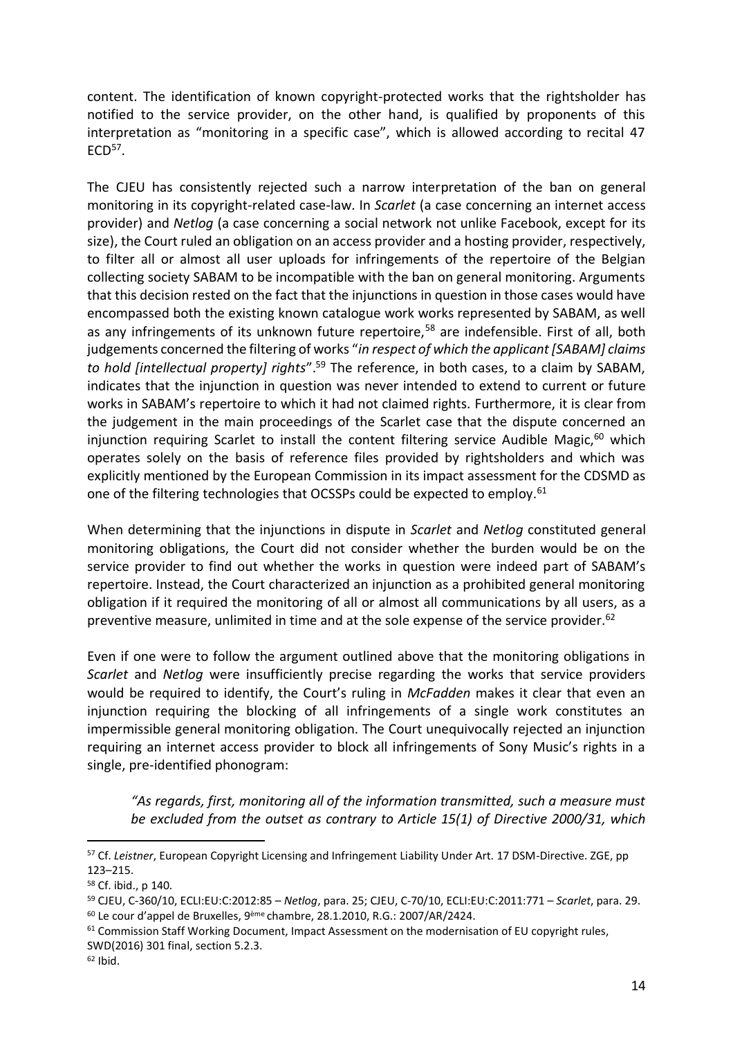content. The identification of known copyright-protected works that the rightsholder has notified to the service provider, on the other hand, is qualified by proponents of this interpretation as "monitoring in a specific case", which is allowed according to recital 47 ECD[57].

The CJEU has consistently rejected such a narrow interpretation of the ban on general monitoring in its copyright-related case-law. In *Scarlet* (a case concerning an internet access provider) and *Netlog* (a case concerning a social network not unlike Facebook, except for its size), the Court ruled an obligation on an access provider and a hosting provider, respectively, to filter all or almost all user uploads for infringements of the repertoire of the Belgian collecting society SABAM to be incompatible with the ban on general monitoring. Arguments that this decision rested on the fact that the injunctions in question in those cases would have encompassed both the existing known catalogue work works represented by SABAM, as well as any infringements of its unknown future repertoire,[58] are indefensible. First of all, both judgements concerned the filtering of works "*in respect of which the applicant [SABAM] claims to hold [intellectual property] rights*".[59] The reference, in both cases, to a claim by SABAM, indicates that the injunction in question was never intended to extend to current or future works in SABAM's repertoire to which it had not claimed rights. Furthermore, it is clear from the judgement in the main proceedings of the Scarlet case that the dispute concerned an injunction requiring Scarlet to install the content filtering service Audible Magic,[60] which operates solely on the basis of reference files provided by rightsholders and which was explicitly mentioned by the European Commission in its impact assessment for the CDSMD as one of the filtering technologies that OCSSPs could be expected to employ.[61]

When determining that the injunctions in dispute in *Scarlet* and *Netlog* constituted general monitoring obligations, the Court did not consider whether the burden would be on the service provider to find out whether the works in question were indeed part of SABAM's repertoire. Instead, the Court characterized an injunction as a prohibited general monitoring obligation if it required the monitoring of all or almost all communications by all users, as a preventive measure, unlimited in time and at the sole expense of the service provider.[62]

Even if one were to follow the argument outlined above that the monitoring obligations in *Scarlet* and *Netlog* were insufficiently precise regarding the works that service providers would be required to identify, the Court's ruling in *McFadden* makes it clear that even an injunction requiring the blocking of all infringements of a single work constitutes an impermissible general monitoring obligation. The Court unequivocally rejected an injunction requiring an internet access provider to block all infringements of Sony Music's rights in a single, pre-identified phonogram:

> *"As regards, first, monitoring all of the information transmitted, such a measure must be excluded from the outset as contrary to Article 15(1) of Directive 2000/31, which*

---

[57] Cf. *Leistner*, European Copyright Licensing and Infringement Liability Under Art. 17 DSM-Directive. ZGE, pp 123–215.

[58] Cf. ibid., p 140.

[59] CJEU, C-360/10, ECLI:EU:C:2012:85 – *Netlog*, para. 25; CJEU, C-70/10, ECLI:EU:C:2011:771 – *Scarlet*, para. 29.

[60] Le cour d'appel de Bruxelles, 9ème chambre, 28.1.2010, R.G.: 2007/AR/2424.

[61] Commission Staff Working Document, Impact Assessment on the modernisation of EU copyright rules, SWD(2016) 301 final, section 5.2.3.

[62] Ibid.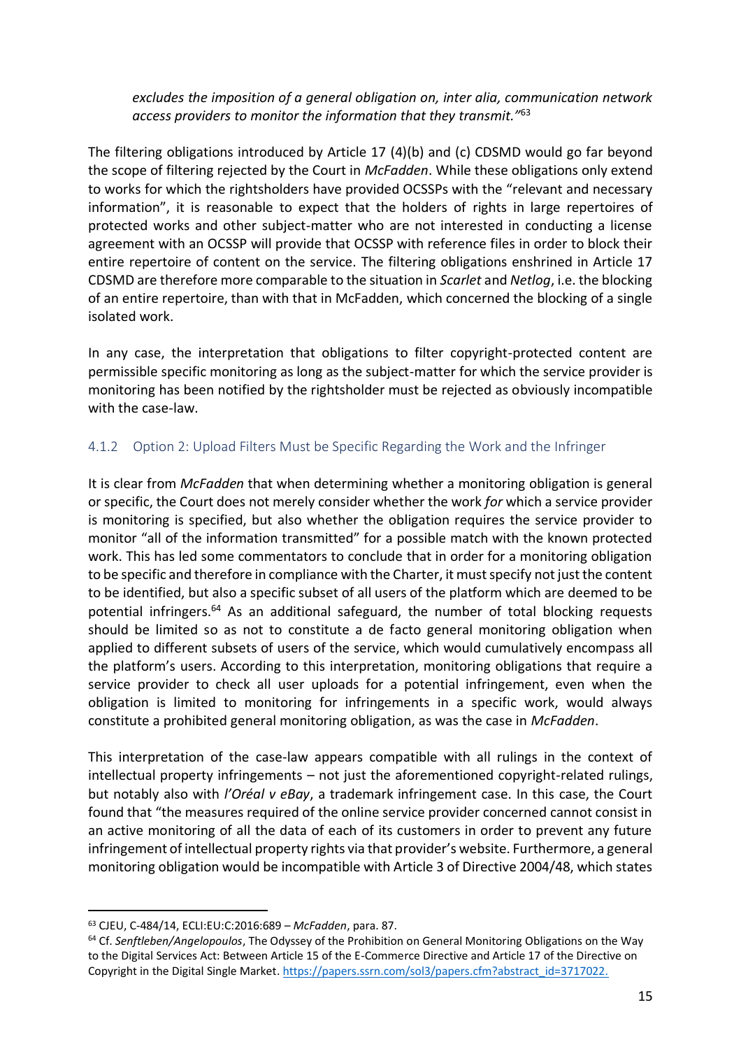*excludes the imposition of a general obligation on, inter alia, communication network access providers to monitor the information that they transmit."*[63]

The filtering obligations introduced by Article 17 (4)(b) and (c) CDSMD would go far beyond the scope of filtering rejected by the Court in *McFadden*. While these obligations only extend to works for which the rightsholders have provided OCSSPs with the "relevant and necessary information", it is reasonable to expect that the holders of rights in large repertoires of protected works and other subject-matter who are not interested in conducting a license agreement with an OCSSP will provide that OCSSP with reference files in order to block their entire repertoire of content on the service. The filtering obligations enshrined in Article 17 CDSMD are therefore more comparable to the situation in *Scarlet* and *Netlog*, i.e. the blocking of an entire repertoire, than with that in McFadden, which concerned the blocking of a single isolated work.

In any case, the interpretation that obligations to filter copyright-protected content are permissible specific monitoring as long as the subject-matter for which the service provider is monitoring has been notified by the rightsholder must be rejected as obviously incompatible with the case-law.

### 4.1.2 Option 2: Upload Filters Must be Specific Regarding the Work and the Infringer

It is clear from *McFadden* that when determining whether a monitoring obligation is general or specific, the Court does not merely consider whether the work *for* which a service provider is monitoring is specified, but also whether the obligation requires the service provider to monitor "all of the information transmitted" for a possible match with the known protected work. This has led some commentators to conclude that in order for a monitoring obligation to be specific and therefore in compliance with the Charter, it must specify not just the content to be identified, but also a specific subset of all users of the platform which are deemed to be potential infringers.[64] As an additional safeguard, the number of total blocking requests should be limited so as not to constitute a de facto general monitoring obligation when applied to different subsets of users of the service, which would cumulatively encompass all the platform's users. According to this interpretation, monitoring obligations that require a service provider to check all user uploads for a potential infringement, even when the obligation is limited to monitoring for infringements in a specific work, would always constitute a prohibited general monitoring obligation, as was the case in *McFadden*.

This interpretation of the case-law appears compatible with all rulings in the context of intellectual property infringements – not just the aforementioned copyright-related rulings, but notably also with *l'Oréal v eBay*, a trademark infringement case. In this case, the Court found that "the measures required of the online service provider concerned cannot consist in an active monitoring of all the data of each of its customers in order to prevent any future infringement of intellectual property rights via that provider's website. Furthermore, a general monitoring obligation would be incompatible with Article 3 of Directive 2004/48, which states

---

[63] CJEU, C-484/14, ECLI:EU:C:2016:689 – *McFadden*, para. 87.

[64] Cf. *Senftleben/Angelopoulos*, The Odyssey of the Prohibition on General Monitoring Obligations on the Way to the Digital Services Act: Between Article 15 of the E-Commerce Directive and Article 17 of the Directive on Copyright in the Digital Single Market. https://papers.ssrn.com/sol3/papers.cfm?abstract_id=3717022.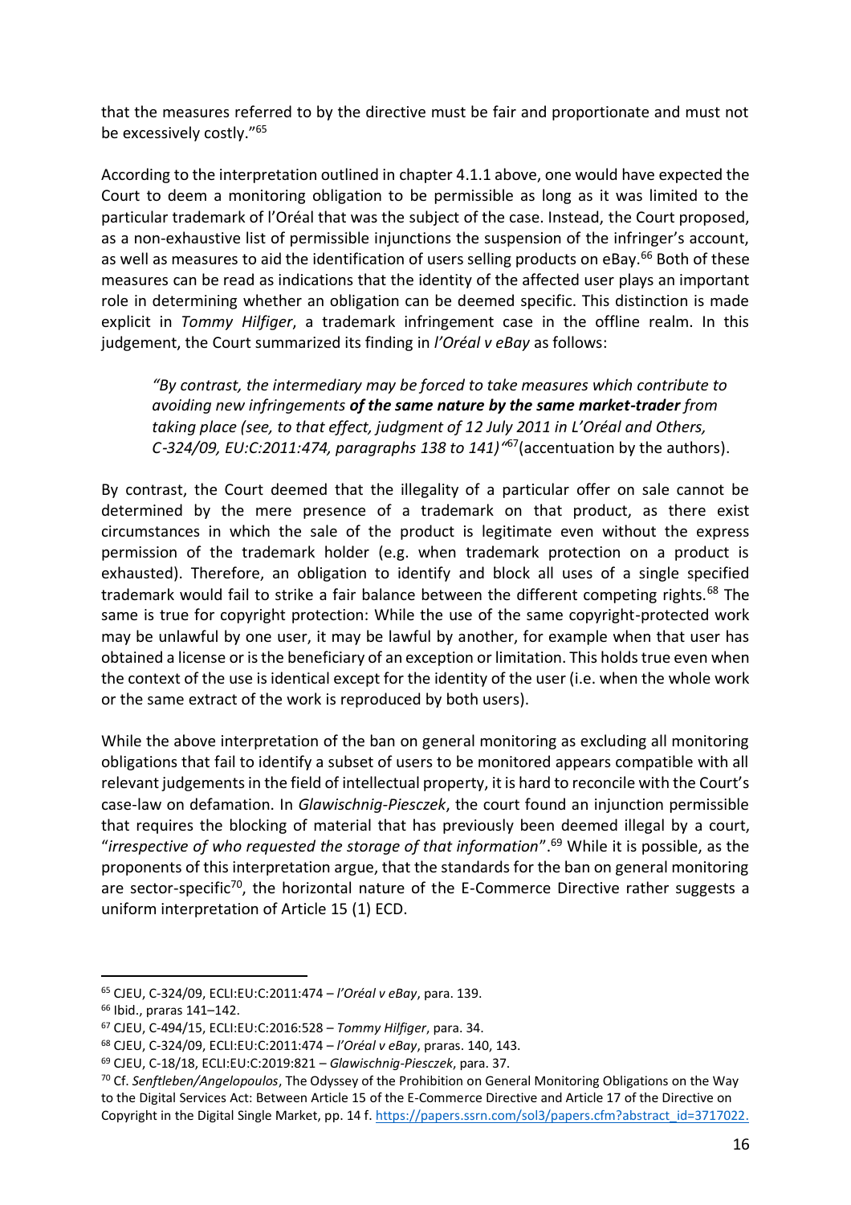that the measures referred to by the directive must be fair and proportionate and must not be excessively costly."[65]

According to the interpretation outlined in chapter 4.1.1 above, one would have expected the Court to deem a monitoring obligation to be permissible as long as it was limited to the particular trademark of l'Oréal that was the subject of the case. Instead, the Court proposed, as a non-exhaustive list of permissible injunctions the suspension of the infringer's account, as well as measures to aid the identification of users selling products on eBay.[66] Both of these measures can be read as indications that the identity of the affected user plays an important role in determining whether an obligation can be deemed specific. This distinction is made explicit in *Tommy Hilfiger*, a trademark infringement case in the offline realm. In this judgement, the Court summarized its finding in *l'Oréal v eBay* as follows:

> *"By contrast, the intermediary may be forced to take measures which contribute to avoiding new infringements **of the same nature by the same market-trader** from taking place (see, to that effect, judgment of 12 July 2011 in L'Oréal and Others, C-324/09, EU:C:2011:474, paragraphs 138 to 141)"*[67](accentuation by the authors).

By contrast, the Court deemed that the illegality of a particular offer on sale cannot be determined by the mere presence of a trademark on that product, as there exist circumstances in which the sale of the product is legitimate even without the express permission of the trademark holder (e.g. when trademark protection on a product is exhausted). Therefore, an obligation to identify and block all uses of a single specified trademark would fail to strike a fair balance between the different competing rights.[68] The same is true for copyright protection: While the use of the same copyright-protected work may be unlawful by one user, it may be lawful by another, for example when that user has obtained a license or is the beneficiary of an exception or limitation. This holds true even when the context of the use is identical except for the identity of the user (i.e. when the whole work or the same extract of the work is reproduced by both users).

While the above interpretation of the ban on general monitoring as excluding all monitoring obligations that fail to identify a subset of users to be monitored appears compatible with all relevant judgements in the field of intellectual property, it is hard to reconcile with the Court's case-law on defamation. In *Glawischnig-Piesczek*, the court found an injunction permissible that requires the blocking of material that has previously been deemed illegal by a court, "*irrespective of who requested the storage of that information*".[69] While it is possible, as the proponents of this interpretation argue, that the standards for the ban on general monitoring are sector-specific[70], the horizontal nature of the E-Commerce Directive rather suggests a uniform interpretation of Article 15 (1) ECD.

---

[65] CJEU, C-324/09, ECLI:EU:C:2011:474 – *l'Oréal v eBay*, para. 139.

[66] Ibid., praras 141–142.

[67] CJEU, C-494/15, ECLI:EU:C:2016:528 – *Tommy Hilfiger*, para. 34.

[68] CJEU, C-324/09, ECLI:EU:C:2011:474 – *l'Oréal v eBay*, praras. 140, 143.

[69] CJEU, C-18/18, ECLI:EU:C:2019:821 – *Glawischnig-Piesczek*, para. 37.

[70] Cf. *Senftleben/Angelopoulos*, The Odyssey of the Prohibition on General Monitoring Obligations on the Way to the Digital Services Act: Between Article 15 of the E-Commerce Directive and Article 17 of the Directive on Copyright in the Digital Single Market, pp. 14 f. https://papers.ssrn.com/sol3/papers.cfm?abstract_id=3717022.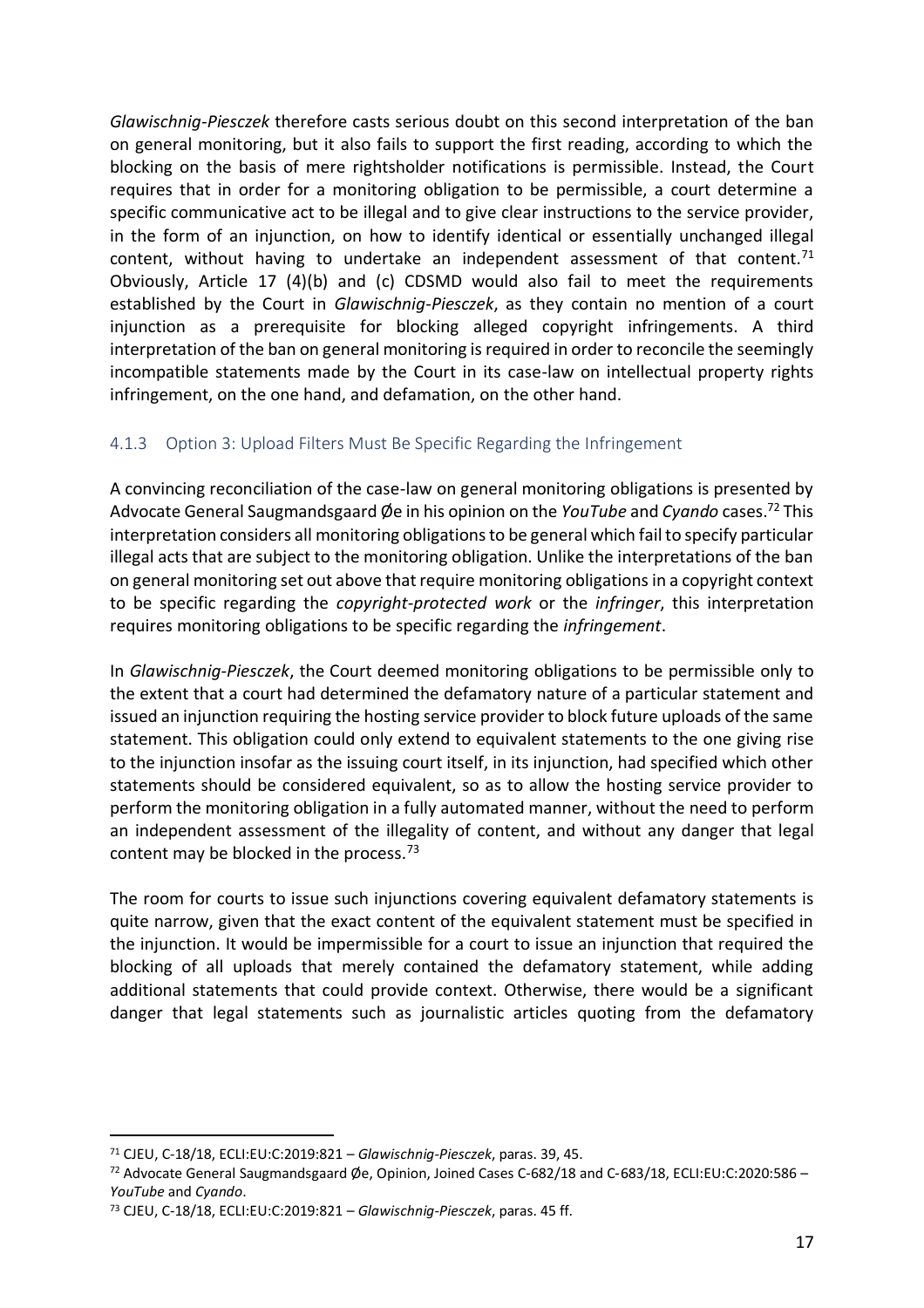*Glawischnig-Piesczek* therefore casts serious doubt on this second interpretation of the ban on general monitoring, but it also fails to support the first reading, according to which the blocking on the basis of mere rightsholder notifications is permissible. Instead, the Court requires that in order for a monitoring obligation to be permissible, a court determine a specific communicative act to be illegal and to give clear instructions to the service provider, in the form of an injunction, on how to identify identical or essentially unchanged illegal content, without having to undertake an independent assessment of that content.[71] Obviously, Article 17 (4)(b) and (c) CDSMD would also fail to meet the requirements established by the Court in *Glawischnig-Piesczek*, as they contain no mention of a court injunction as a prerequisite for blocking alleged copyright infringements. A third interpretation of the ban on general monitoring is required in order to reconcile the seemingly incompatible statements made by the Court in its case-law on intellectual property rights infringement, on the one hand, and defamation, on the other hand.

### 4.1.3 Option 3: Upload Filters Must Be Specific Regarding the Infringement

A convincing reconciliation of the case-law on general monitoring obligations is presented by Advocate General Saugmandsgaard Øe in his opinion on the *YouTube* and *Cyando* cases.[72] This interpretation considers all monitoring obligations to be general which fail to specify particular illegal acts that are subject to the monitoring obligation. Unlike the interpretations of the ban on general monitoring set out above that require monitoring obligations in a copyright context to be specific regarding the *copyright-protected work* or the *infringer*, this interpretation requires monitoring obligations to be specific regarding the *infringement*.

In *Glawischnig-Piesczek*, the Court deemed monitoring obligations to be permissible only to the extent that a court had determined the defamatory nature of a particular statement and issued an injunction requiring the hosting service provider to block future uploads of the same statement. This obligation could only extend to equivalent statements to the one giving rise to the injunction insofar as the issuing court itself, in its injunction, had specified which other statements should be considered equivalent, so as to allow the hosting service provider to perform the monitoring obligation in a fully automated manner, without the need to perform an independent assessment of the illegality of content, and without any danger that legal content may be blocked in the process.[73]

The room for courts to issue such injunctions covering equivalent defamatory statements is quite narrow, given that the exact content of the equivalent statement must be specified in the injunction. It would be impermissible for a court to issue an injunction that required the blocking of all uploads that merely contained the defamatory statement, while adding additional statements that could provide context. Otherwise, there would be a significant danger that legal statements such as journalistic articles quoting from the defamatory

---

[71] CJEU, C-18/18, ECLI:EU:C:2019:821 – *Glawischnig-Piesczek*, paras. 39, 45.

[72] Advocate General Saugmandsgaard Øe, Opinion, Joined Cases C-682/18 and C-683/18, ECLI:EU:C:2020:586 – *YouTube* and *Cyando*.

[73] CJEU, C-18/18, ECLI:EU:C:2019:821 – *Glawischnig-Piesczek*, paras. 45 ff.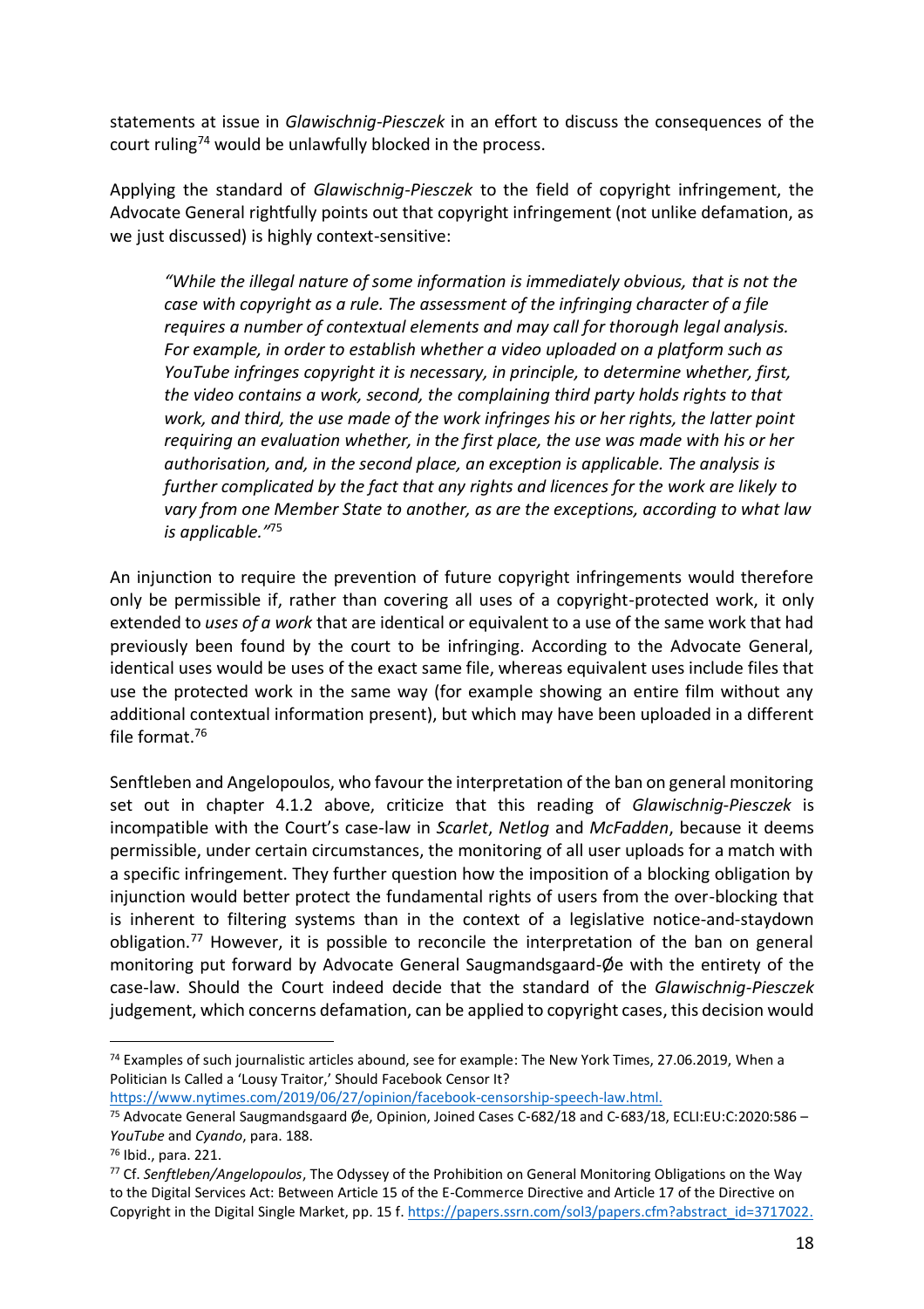statements at issue in *Glawischnig-Piesczek* in an effort to discuss the consequences of the court ruling[74] would be unlawfully blocked in the process.

Applying the standard of *Glawischnig-Piesczek* to the field of copyright infringement, the Advocate General rightfully points out that copyright infringement (not unlike defamation, as we just discussed) is highly context-sensitive:

> *"While the illegal nature of some information is immediately obvious, that is not the case with copyright as a rule. The assessment of the infringing character of a file requires a number of contextual elements and may call for thorough legal analysis. For example, in order to establish whether a video uploaded on a platform such as YouTube infringes copyright it is necessary, in principle, to determine whether, first, the video contains a work, second, the complaining third party holds rights to that work, and third, the use made of the work infringes his or her rights, the latter point requiring an evaluation whether, in the first place, the use was made with his or her authorisation, and, in the second place, an exception is applicable. The analysis is further complicated by the fact that any rights and licences for the work are likely to vary from one Member State to another, as are the exceptions, according to what law is applicable."*[75]

An injunction to require the prevention of future copyright infringements would therefore only be permissible if, rather than covering all uses of a copyright-protected work, it only extended to *uses of a work* that are identical or equivalent to a use of the same work that had previously been found by the court to be infringing. According to the Advocate General, identical uses would be uses of the exact same file, whereas equivalent uses include files that use the protected work in the same way (for example showing an entire film without any additional contextual information present), but which may have been uploaded in a different file format.[76]

Senftleben and Angelopoulos, who favour the interpretation of the ban on general monitoring set out in chapter 4.1.2 above, criticize that this reading of *Glawischnig-Piesczek* is incompatible with the Court's case-law in *Scarlet*, *Netlog* and *McFadden*, because it deems permissible, under certain circumstances, the monitoring of all user uploads for a match with a specific infringement. They further question how the imposition of a blocking obligation by injunction would better protect the fundamental rights of users from the over-blocking that is inherent to filtering systems than in the context of a legislative notice-and-staydown obligation.[77] However, it is possible to reconcile the interpretation of the ban on general monitoring put forward by Advocate General Saugmandsgaard-Øe with the entirety of the case-law. Should the Court indeed decide that the standard of the *Glawischnig-Piesczek* judgement, which concerns defamation, can be applied to copyright cases, this decision would

---

[74] Examples of such journalistic articles abound, see for example: The New York Times, 27.06.2019, When a Politician Is Called a 'Lousy Traitor,' Should Facebook Censor It? https://www.nytimes.com/2019/06/27/opinion/facebook-censorship-speech-law.html.

[75] Advocate General Saugmandsgaard Øe, Opinion, Joined Cases C-682/18 and C-683/18, ECLI:EU:C:2020:586 – *YouTube* and *Cyando*, para. 188.

[76] Ibid., para. 221.

[77] Cf. *Senftleben/Angelopoulos*, The Odyssey of the Prohibition on General Monitoring Obligations on the Way to the Digital Services Act: Between Article 15 of the E-Commerce Directive and Article 17 of the Directive on Copyright in the Digital Single Market, pp. 15 f. https://papers.ssrn.com/sol3/papers.cfm?abstract_id=3717022.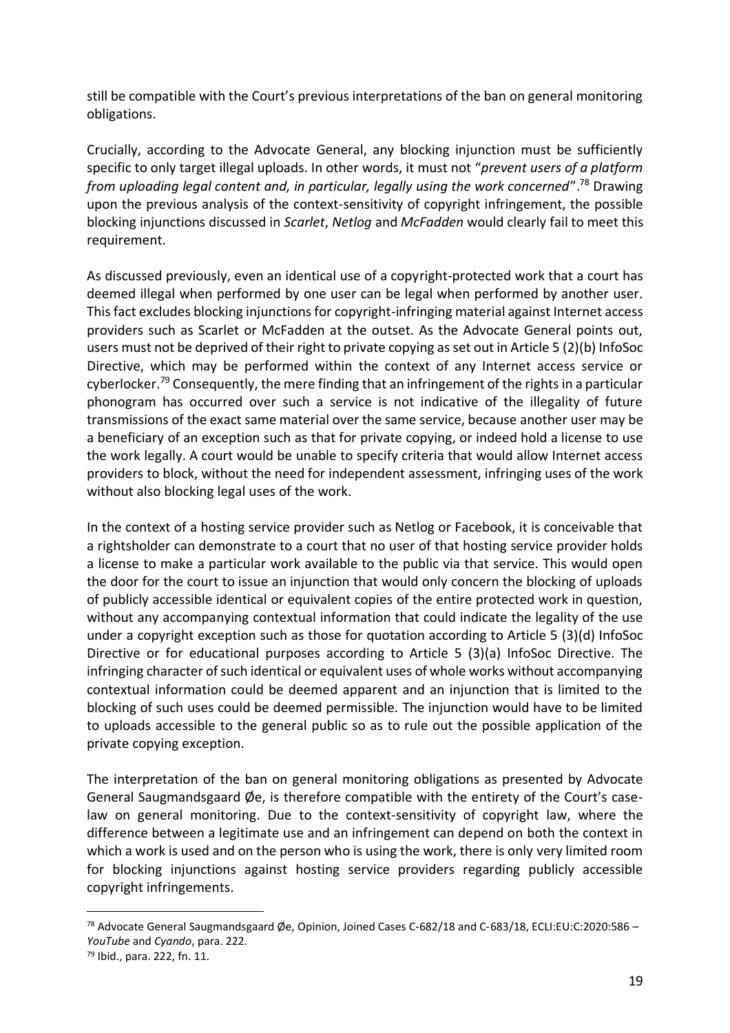still be compatible with the Court's previous interpretations of the ban on general monitoring obligations.

Crucially, according to the Advocate General, any blocking injunction must be sufficiently specific to only target illegal uploads. In other words, it must not "*prevent users of a platform from uploading legal content and, in particular, legally using the work concerned*".[78] Drawing upon the previous analysis of the context-sensitivity of copyright infringement, the possible blocking injunctions discussed in *Scarlet*, *Netlog* and *McFadden* would clearly fail to meet this requirement.

As discussed previously, even an identical use of a copyright-protected work that a court has deemed illegal when performed by one user can be legal when performed by another user. This fact excludes blocking injunctions for copyright-infringing material against Internet access providers such as Scarlet or McFadden at the outset. As the Advocate General points out, users must not be deprived of their right to private copying as set out in Article 5 (2)(b) InfoSoc Directive, which may be performed within the context of any Internet access service or cyberlocker.[79] Consequently, the mere finding that an infringement of the rights in a particular phonogram has occurred over such a service is not indicative of the illegality of future transmissions of the exact same material over the same service, because another user may be a beneficiary of an exception such as that for private copying, or indeed hold a license to use the work legally. A court would be unable to specify criteria that would allow Internet access providers to block, without the need for independent assessment, infringing uses of the work without also blocking legal uses of the work.

In the context of a hosting service provider such as Netlog or Facebook, it is conceivable that a rightsholder can demonstrate to a court that no user of that hosting service provider holds a license to make a particular work available to the public via that service. This would open the door for the court to issue an injunction that would only concern the blocking of uploads of publicly accessible identical or equivalent copies of the entire protected work in question, without any accompanying contextual information that could indicate the legality of the use under a copyright exception such as those for quotation according to Article 5 (3)(d) InfoSoc Directive or for educational purposes according to Article 5 (3)(a) InfoSoc Directive. The infringing character of such identical or equivalent uses of whole works without accompanying contextual information could be deemed apparent and an injunction that is limited to the blocking of such uses could be deemed permissible. The injunction would have to be limited to uploads accessible to the general public so as to rule out the possible application of the private copying exception.

The interpretation of the ban on general monitoring obligations as presented by Advocate General Saugmandsgaard Øe, is therefore compatible with the entirety of the Court's case-law on general monitoring. Due to the context-sensitivity of copyright law, where the difference between a legitimate use and an infringement can depend on both the context in which a work is used and on the person who is using the work, there is only very limited room for blocking injunctions against hosting service providers regarding publicly accessible copyright infringements.

---

[78] Advocate General Saugmandsgaard Øe, Opinion, Joined Cases C-682/18 and C-683/18, ECLI:EU:C:2020:586 – *YouTube* and *Cyando*, para. 222.

[79] Ibid., para. 222, fn. 11.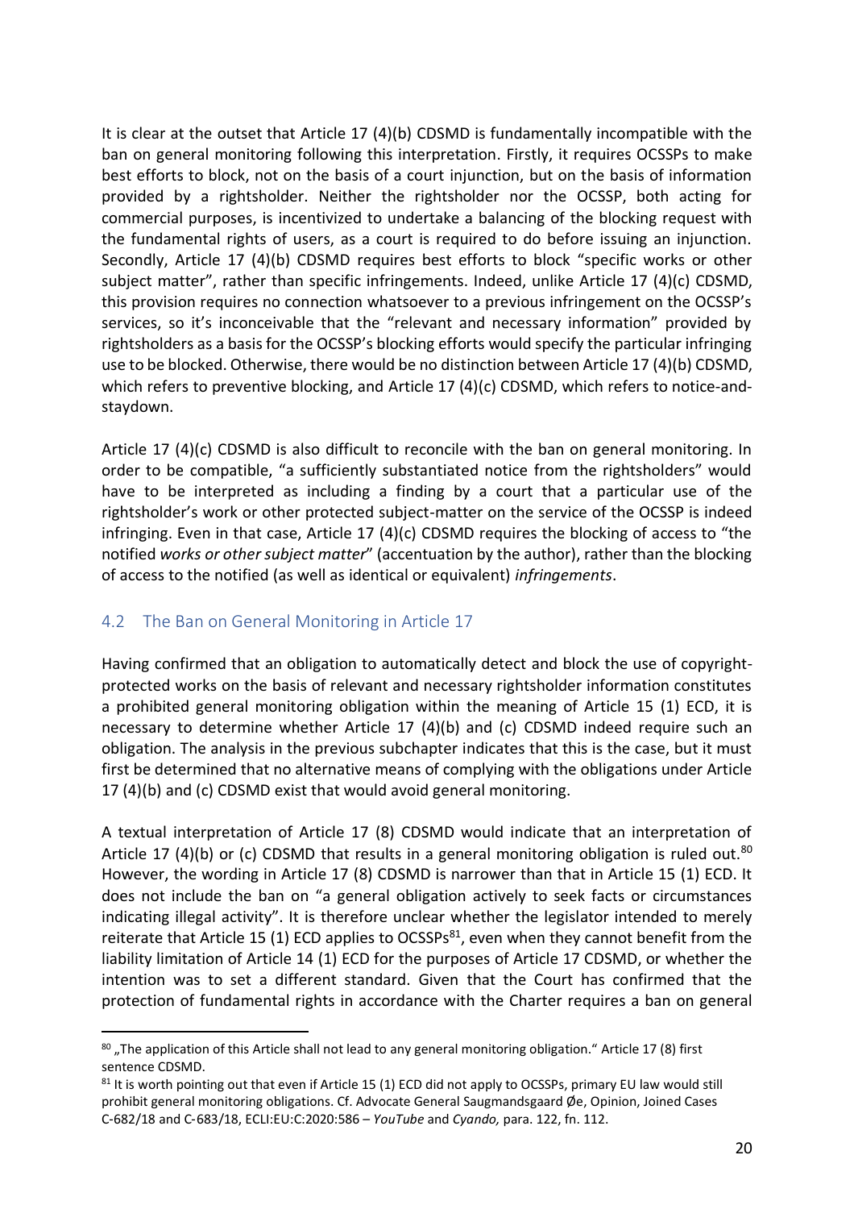It is clear at the outset that Article 17 (4)(b) CDSMD is fundamentally incompatible with the ban on general monitoring following this interpretation. Firstly, it requires OCSSPs to make best efforts to block, not on the basis of a court injunction, but on the basis of information provided by a rightsholder. Neither the rightsholder nor the OCSSP, both acting for commercial purposes, is incentivized to undertake a balancing of the blocking request with the fundamental rights of users, as a court is required to do before issuing an injunction. Secondly, Article 17 (4)(b) CDSMD requires best efforts to block "specific works or other subject matter", rather than specific infringements. Indeed, unlike Article 17 (4)(c) CDSMD, this provision requires no connection whatsoever to a previous infringement on the OCSSP's services, so it's inconceivable that the "relevant and necessary information" provided by rightsholders as a basis for the OCSSP's blocking efforts would specify the particular infringing use to be blocked. Otherwise, there would be no distinction between Article 17 (4)(b) CDSMD, which refers to preventive blocking, and Article 17 (4)(c) CDSMD, which refers to notice-and-staydown.

Article 17 (4)(c) CDSMD is also difficult to reconcile with the ban on general monitoring. In order to be compatible, "a sufficiently substantiated notice from the rightsholders" would have to be interpreted as including a finding by a court that a particular use of the rightsholder's work or other protected subject-matter on the service of the OCSSP is indeed infringing. Even in that case, Article 17 (4)(c) CDSMD requires the blocking of access to "the notified *works or other subject matter*" (accentuation by the author), rather than the blocking of access to the notified (as well as identical or equivalent) *infringements*.

## 4.2 The Ban on General Monitoring in Article 17

Having confirmed that an obligation to automatically detect and block the use of copyright-protected works on the basis of relevant and necessary rightsholder information constitutes a prohibited general monitoring obligation within the meaning of Article 15 (1) ECD, it is necessary to determine whether Article 17 (4)(b) and (c) CDSMD indeed require such an obligation. The analysis in the previous subchapter indicates that this is the case, but it must first be determined that no alternative means of complying with the obligations under Article 17 (4)(b) and (c) CDSMD exist that would avoid general monitoring.

A textual interpretation of Article 17 (8) CDSMD would indicate that an interpretation of Article 17 (4)(b) or (c) CDSMD that results in a general monitoring obligation is ruled out.[80] However, the wording in Article 17 (8) CDSMD is narrower than that in Article 15 (1) ECD. It does not include the ban on "a general obligation actively to seek facts or circumstances indicating illegal activity". It is therefore unclear whether the legislator intended to merely reiterate that Article 15 (1) ECD applies to OCSSPs[81], even when they cannot benefit from the liability limitation of Article 14 (1) ECD for the purposes of Article 17 CDSMD, or whether the intention was to set a different standard. Given that the Court has confirmed that the protection of fundamental rights in accordance with the Charter requires a ban on general

---

[80] „The application of this Article shall not lead to any general monitoring obligation." Article 17 (8) first sentence CDSMD.

[81] It is worth pointing out that even if Article 15 (1) ECD did not apply to OCSSPs, primary EU law would still prohibit general monitoring obligations. Cf. Advocate General Saugmandsgaard Øe, Opinion, Joined Cases C-682/18 and C-683/18, ECLI:EU:C:2020:586 – *YouTube* and *Cyando,* para. 122, fn. 112.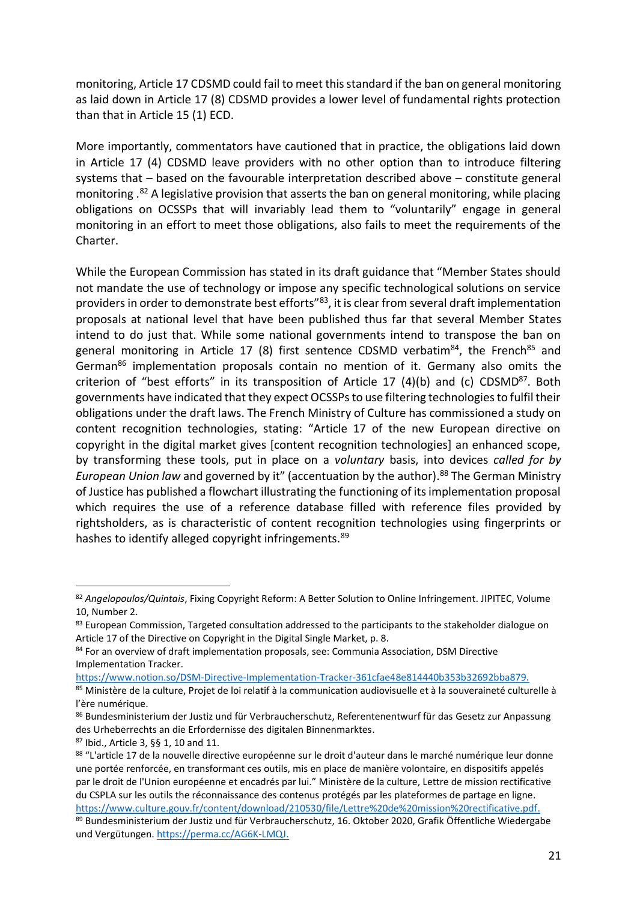monitoring, Article 17 CDSMD could fail to meet this standard if the ban on general monitoring as laid down in Article 17 (8) CDSMD provides a lower level of fundamental rights protection than that in Article 15 (1) ECD.

More importantly, commentators have cautioned that in practice, the obligations laid down in Article 17 (4) CDSMD leave providers with no other option than to introduce filtering systems that – based on the favourable interpretation described above – constitute general monitoring .[82] A legislative provision that asserts the ban on general monitoring, while placing obligations on OCSSPs that will invariably lead them to "voluntarily" engage in general monitoring in an effort to meet those obligations, also fails to meet the requirements of the Charter.

While the European Commission has stated in its draft guidance that "Member States should not mandate the use of technology or impose any specific technological solutions on service providers in order to demonstrate best efforts"[83], it is clear from several draft implementation proposals at national level that have been published thus far that several Member States intend to do just that. While some national governments intend to transpose the ban on general monitoring in Article 17 (8) first sentence CDSMD verbatim[84], the French[85] and German[86] implementation proposals contain no mention of it. Germany also omits the criterion of "best efforts" in its transposition of Article 17 (4)(b) and (c) CDSMD[87]. Both governments have indicated that they expect OCSSPs to use filtering technologies to fulfil their obligations under the draft laws. The French Ministry of Culture has commissioned a study on content recognition technologies, stating: "Article 17 of the new European directive on copyright in the digital market gives [content recognition technologies] an enhanced scope, by transforming these tools, put in place on a *voluntary* basis, into devices *called for by European Union law* and governed by it" (accentuation by the author).[88] The German Ministry of Justice has published a flowchart illustrating the functioning of its implementation proposal which requires the use of a reference database filled with reference files provided by rightsholders, as is characteristic of content recognition technologies using fingerprints or hashes to identify alleged copyright infringements.[89]

---

[82] *Angelopoulos/Quintais*, Fixing Copyright Reform: A Better Solution to Online Infringement. JIPITEC, Volume 10, Number 2.

[83] European Commission, Targeted consultation addressed to the participants to the stakeholder dialogue on Article 17 of the Directive on Copyright in the Digital Single Market, p. 8.

[84] For an overview of draft implementation proposals, see: Communia Association, DSM Directive Implementation Tracker. https://www.notion.so/DSM-Directive-Implementation-Tracker-361cfae48e814440b353b32692bba879.

[85] Ministère de la culture, Projet de loi relatif à la communication audiovisuelle et à la souveraineté culturelle à l'ère numérique.

[86] Bundesministerium der Justiz und für Verbraucherschutz, Referentenentwurf für das Gesetz zur Anpassung des Urheberrechts an die Erfordernisse des digitalen Binnenmarktes.

[87] Ibid., Article 3, §§ 1, 10 and 11.

[88] "L'article 17 de la nouvelle directive européenne sur le droit d'auteur dans le marché numérique leur donne une portée renforcée, en transformant ces outils, mis en place de manière volontaire, en dispositifs appelés par le droit de l'Union européenne et encadrés par lui." Ministère de la culture, Lettre de mission rectificative du CSPLA sur les outils de réconnaissance des contenus protégés par les plateformes de partage en ligne. https://www.culture.gouv.fr/content/download/210530/file/Lettre%20de%20mission%20rectificative.pdf.

[89] Bundesministerium der Justiz und für Verbraucherschutz, 16. Oktober 2020, Grafik Öffentliche Wiedergabe und Vergütungen. https://perma.cc/AG6K-LMQJ.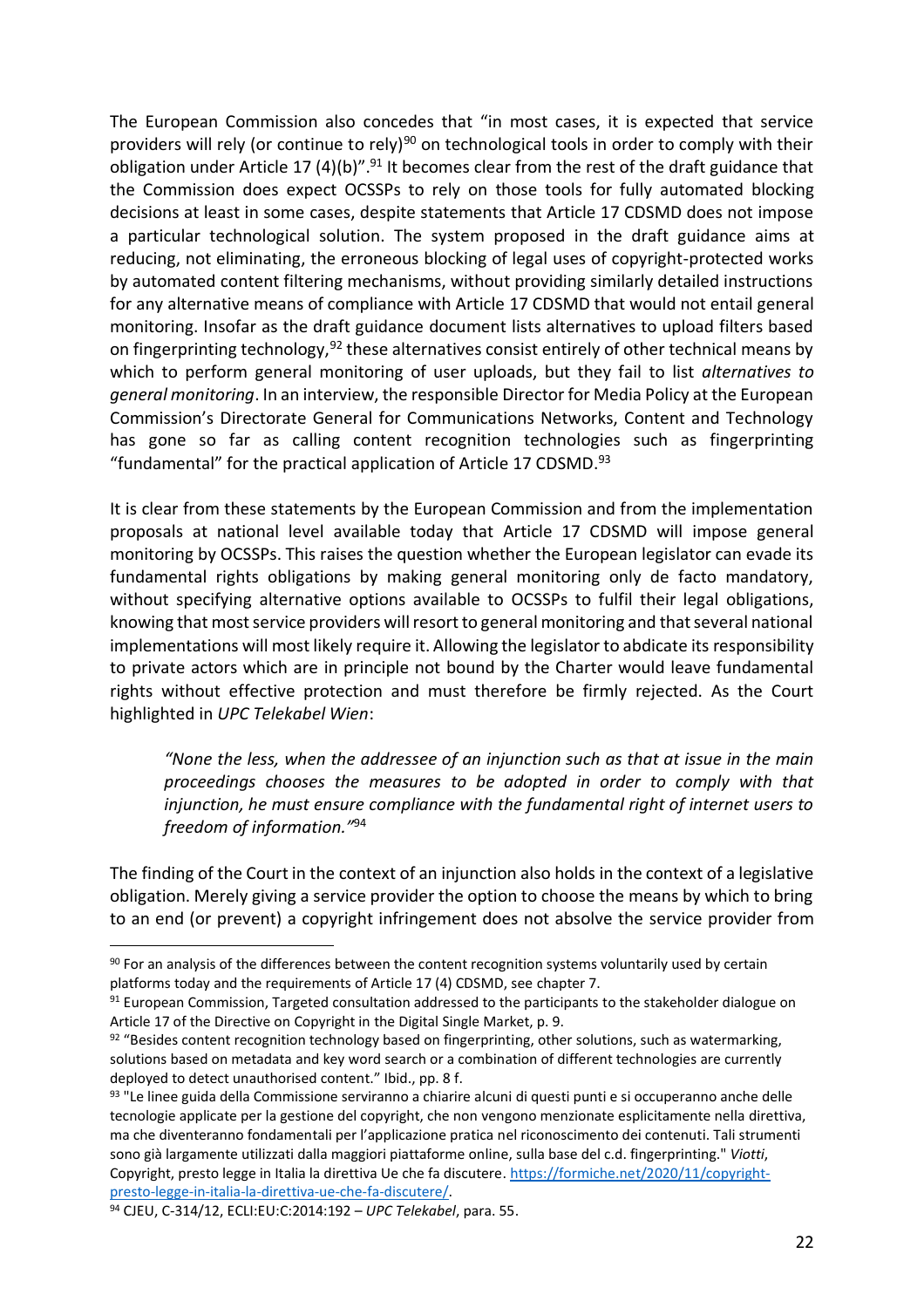The European Commission also concedes that "in most cases, it is expected that service providers will rely (or continue to rely)[90] on technological tools in order to comply with their obligation under Article 17 (4)(b)".[91] It becomes clear from the rest of the draft guidance that the Commission does expect OCSSPs to rely on those tools for fully automated blocking decisions at least in some cases, despite statements that Article 17 CDSMD does not impose a particular technological solution. The system proposed in the draft guidance aims at reducing, not eliminating, the erroneous blocking of legal uses of copyright-protected works by automated content filtering mechanisms, without providing similarly detailed instructions for any alternative means of compliance with Article 17 CDSMD that would not entail general monitoring. Insofar as the draft guidance document lists alternatives to upload filters based on fingerprinting technology,[92] these alternatives consist entirely of other technical means by which to perform general monitoring of user uploads, but they fail to list *alternatives to general monitoring*. In an interview, the responsible Director for Media Policy at the European Commission's Directorate General for Communications Networks, Content and Technology has gone so far as calling content recognition technologies such as fingerprinting "fundamental" for the practical application of Article 17 CDSMD.[93]

It is clear from these statements by the European Commission and from the implementation proposals at national level available today that Article 17 CDSMD will impose general monitoring by OCSSPs. This raises the question whether the European legislator can evade its fundamental rights obligations by making general monitoring only de facto mandatory, without specifying alternative options available to OCSSPs to fulfil their legal obligations, knowing that most service providers will resort to general monitoring and that several national implementations will most likely require it. Allowing the legislator to abdicate its responsibility to private actors which are in principle not bound by the Charter would leave fundamental rights without effective protection and must therefore be firmly rejected. As the Court highlighted in *UPC Telekabel Wien*:

> *"None the less, when the addressee of an injunction such as that at issue in the main proceedings chooses the measures to be adopted in order to comply with that injunction, he must ensure compliance with the fundamental right of internet users to freedom of information."*[94]

The finding of the Court in the context of an injunction also holds in the context of a legislative obligation. Merely giving a service provider the option to choose the means by which to bring to an end (or prevent) a copyright infringement does not absolve the service provider from

---

[90] For an analysis of the differences between the content recognition systems voluntarily used by certain platforms today and the requirements of Article 17 (4) CDSMD, see chapter 7.

[91] European Commission, Targeted consultation addressed to the participants to the stakeholder dialogue on Article 17 of the Directive on Copyright in the Digital Single Market, p. 9.

[92] "Besides content recognition technology based on fingerprinting, other solutions, such as watermarking, solutions based on metadata and key word search or a combination of different technologies are currently deployed to detect unauthorised content." Ibid., pp. 8 f.

[93] "Le linee guida della Commissione serviranno a chiarire alcuni di questi punti e si occuperanno anche delle tecnologie applicate per la gestione del copyright, che non vengono menzionate esplicitamente nella direttiva, ma che diventeranno fondamentali per l'applicazione pratica nel riconoscimento dei contenuti. Tali strumenti sono già largamente utilizzati dalla maggiori piattaforme online, sulla base del c.d. fingerprinting." *Viotti*, Copyright, presto legge in Italia la direttiva Ue che fa discutere. https://formiche.net/2020/11/copyright-presto-legge-in-italia-la-direttiva-ue-che-fa-discutere/.

[94] CJEU, C-314/12, ECLI:EU:C:2014:192 – *UPC Telekabel*, para. 55.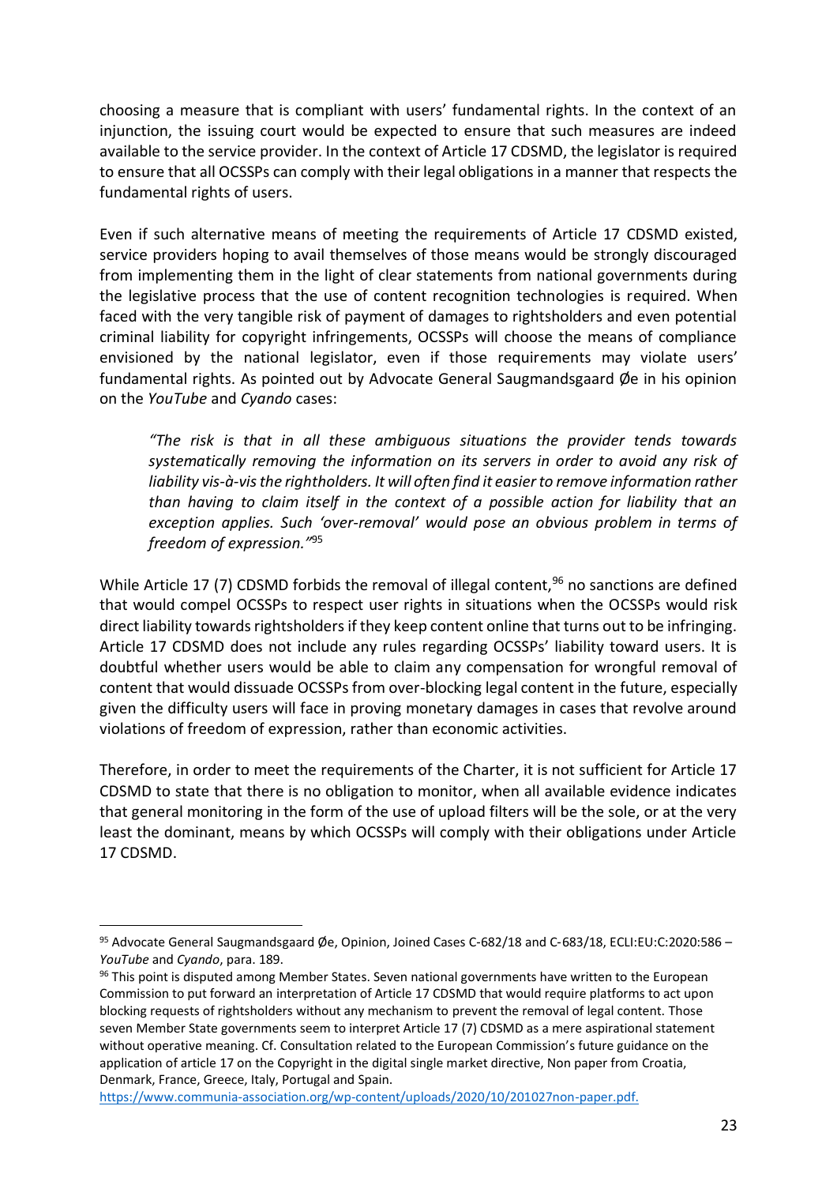choosing a measure that is compliant with users' fundamental rights. In the context of an injunction, the issuing court would be expected to ensure that such measures are indeed available to the service provider. In the context of Article 17 CDSMD, the legislator is required to ensure that all OCSSPs can comply with their legal obligations in a manner that respects the fundamental rights of users.

Even if such alternative means of meeting the requirements of Article 17 CDSMD existed, service providers hoping to avail themselves of those means would be strongly discouraged from implementing them in the light of clear statements from national governments during the legislative process that the use of content recognition technologies is required. When faced with the very tangible risk of payment of damages to rightsholders and even potential criminal liability for copyright infringements, OCSSPs will choose the means of compliance envisioned by the national legislator, even if those requirements may violate users' fundamental rights. As pointed out by Advocate General Saugmandsgaard Øe in his opinion on the *YouTube* and *Cyando* cases:

> *"The risk is that in all these ambiguous situations the provider tends towards systematically removing the information on its servers in order to avoid any risk of liability vis-à-vis the rightholders. It will often find it easier to remove information rather than having to claim itself in the context of a possible action for liability that an exception applies. Such 'over-removal' would pose an obvious problem in terms of freedom of expression."*[95]

While Article 17 (7) CDSMD forbids the removal of illegal content,[96] no sanctions are defined that would compel OCSSPs to respect user rights in situations when the OCSSPs would risk direct liability towards rightsholders if they keep content online that turns out to be infringing. Article 17 CDSMD does not include any rules regarding OCSSPs' liability toward users. It is doubtful whether users would be able to claim any compensation for wrongful removal of content that would dissuade OCSSPs from over-blocking legal content in the future, especially given the difficulty users will face in proving monetary damages in cases that revolve around violations of freedom of expression, rather than economic activities.

Therefore, in order to meet the requirements of the Charter, it is not sufficient for Article 17 CDSMD to state that there is no obligation to monitor, when all available evidence indicates that general monitoring in the form of the use of upload filters will be the sole, or at the very least the dominant, means by which OCSSPs will comply with their obligations under Article 17 CDSMD.

---

[95] Advocate General Saugmandsgaard Øe, Opinion, Joined Cases C-682/18 and C-683/18, ECLI:EU:C:2020:586 – *YouTube* and *Cyando*, para. 189.

[96] This point is disputed among Member States. Seven national governments have written to the European Commission to put forward an interpretation of Article 17 CDSMD that would require platforms to act upon blocking requests of rightsholders without any mechanism to prevent the removal of legal content. Those seven Member State governments seem to interpret Article 17 (7) CDSMD as a mere aspirational statement without operative meaning. Cf. Consultation related to the European Commission's future guidance on the application of article 17 on the Copyright in the digital single market directive, Non paper from Croatia, Denmark, France, Greece, Italy, Portugal and Spain. https://www.communia-association.org/wp-content/uploads/2020/10/201027non-paper.pdf.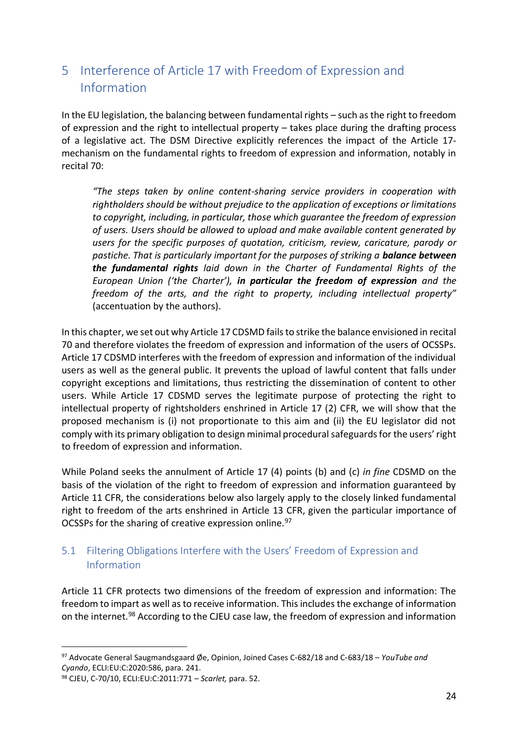# 5 Interference of Article 17 with Freedom of Expression and Information

In the EU legislation, the balancing between fundamental rights – such as the right to freedom of expression and the right to intellectual property – takes place during the drafting process of a legislative act. The DSM Directive explicitly references the impact of the Article 17-mechanism on the fundamental rights to freedom of expression and information, notably in recital 70:

> *"The steps taken by online content-sharing service providers in cooperation with rightholders should be without prejudice to the application of exceptions or limitations to copyright, including, in particular, those which guarantee the freedom of expression of users. Users should be allowed to upload and make available content generated by users for the specific purposes of quotation, criticism, review, caricature, parody or pastiche. That is particularly important for the purposes of striking a* ***balance between the fundamental rights*** *laid down in the Charter of Fundamental Rights of the European Union ('the Charter'),* ***in particular the freedom of expression*** *and the freedom of the arts, and the right to property, including intellectual property"* (accentuation by the authors).

In this chapter, we set out why Article 17 CDSMD fails to strike the balance envisioned in recital 70 and therefore violates the freedom of expression and information of the users of OCSSPs. Article 17 CDSMD interferes with the freedom of expression and information of the individual users as well as the general public. It prevents the upload of lawful content that falls under copyright exceptions and limitations, thus restricting the dissemination of content to other users. While Article 17 CDSMD serves the legitimate purpose of protecting the right to intellectual property of rightsholders enshrined in Article 17 (2) CFR, we will show that the proposed mechanism is (i) not proportionate to this aim and (ii) the EU legislator did not comply with its primary obligation to design minimal procedural safeguards for the users' right to freedom of expression and information.

While Poland seeks the annulment of Article 17 (4) points (b) and (c) *in fine* CDSMD on the basis of the violation of the right to freedom of expression and information guaranteed by Article 11 CFR, the considerations below also largely apply to the closely linked fundamental right to freedom of the arts enshrined in Article 13 CFR, given the particular importance of OCSSPs for the sharing of creative expression online.[97]

## 5.1 Filtering Obligations Interfere with the Users' Freedom of Expression and Information

Article 11 CFR protects two dimensions of the freedom of expression and information: The freedom to impart as well as to receive information. This includes the exchange of information on the internet.[98] According to the CJEU case law, the freedom of expression and information

---

[97] Advocate General Saugmandsgaard Øe, Opinion, Joined Cases C-682/18 and C-683/18 – *YouTube and Cyando*, ECLI:EU:C:2020:586, para. 241.

[98] CJEU, C-70/10, ECLI:EU:C:2011:771 – *Scarlet,* para. 52.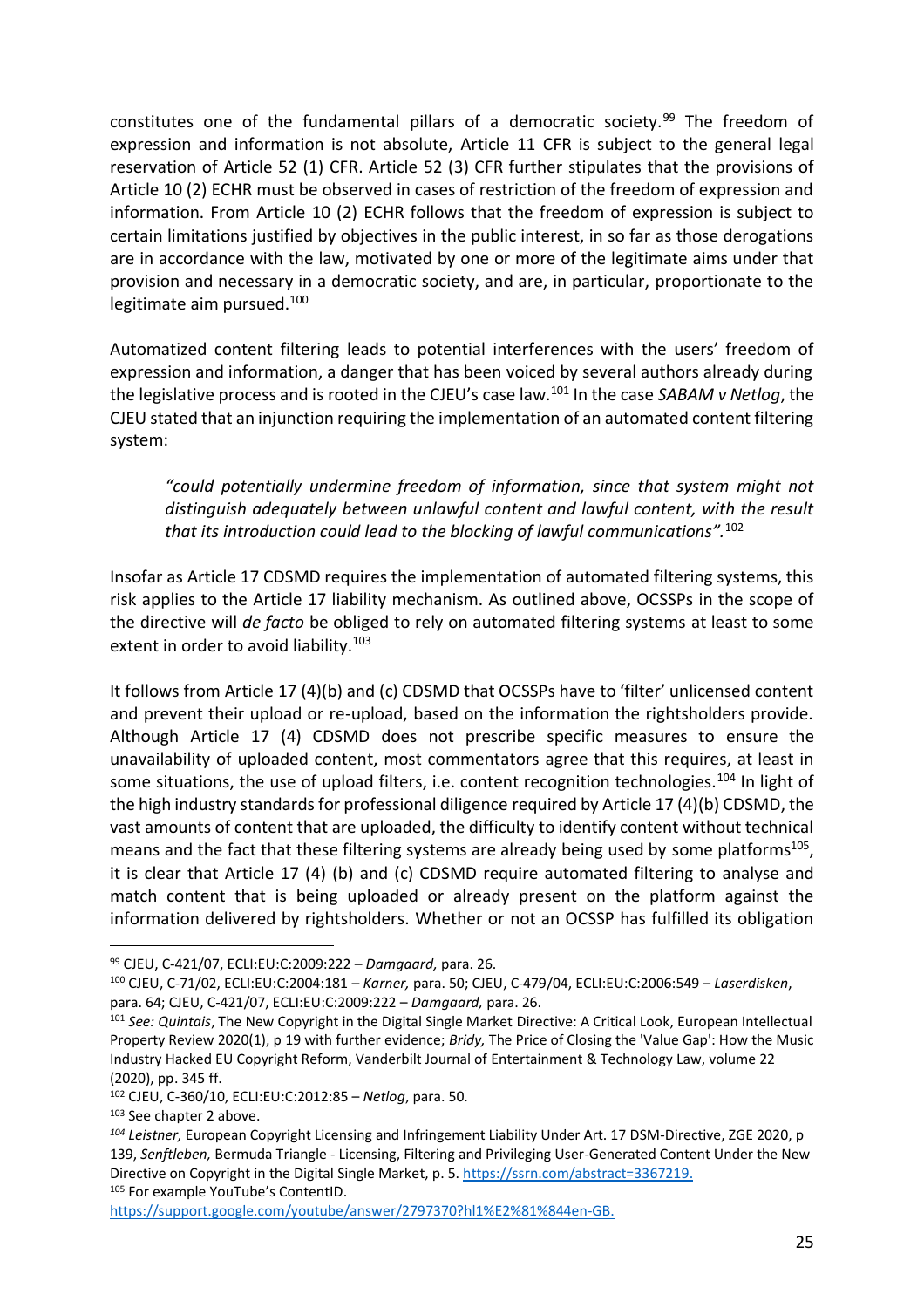constitutes one of the fundamental pillars of a democratic society.[99] The freedom of expression and information is not absolute, Article 11 CFR is subject to the general legal reservation of Article 52 (1) CFR. Article 52 (3) CFR further stipulates that the provisions of Article 10 (2) ECHR must be observed in cases of restriction of the freedom of expression and information. From Article 10 (2) ECHR follows that the freedom of expression is subject to certain limitations justified by objectives in the public interest, in so far as those derogations are in accordance with the law, motivated by one or more of the legitimate aims under that provision and necessary in a democratic society, and are, in particular, proportionate to the legitimate aim pursued.[100]

Automatized content filtering leads to potential interferences with the users' freedom of expression and information, a danger that has been voiced by several authors already during the legislative process and is rooted in the CJEU's case law.[101] In the case *SABAM v Netlog*, the CJEU stated that an injunction requiring the implementation of an automated content filtering system:

> *"could potentially undermine freedom of information, since that system might not distinguish adequately between unlawful content and lawful content, with the result that its introduction could lead to the blocking of lawful communications".*[102]

Insofar as Article 17 CDSMD requires the implementation of automated filtering systems, this risk applies to the Article 17 liability mechanism. As outlined above, OCSSPs in the scope of the directive will *de facto* be obliged to rely on automated filtering systems at least to some extent in order to avoid liability.[103]

It follows from Article 17 (4)(b) and (c) CDSMD that OCSSPs have to 'filter' unlicensed content and prevent their upload or re-upload, based on the information the rightsholders provide. Although Article 17 (4) CDSMD does not prescribe specific measures to ensure the unavailability of uploaded content, most commentators agree that this requires, at least in some situations, the use of upload filters, i.e. content recognition technologies.[104] In light of the high industry standards for professional diligence required by Article 17 (4)(b) CDSMD, the vast amounts of content that are uploaded, the difficulty to identify content without technical means and the fact that these filtering systems are already being used by some platforms[105], it is clear that Article 17 (4) (b) and (c) CDSMD require automated filtering to analyse and match content that is being uploaded or already present on the platform against the information delivered by rightsholders. Whether or not an OCSSP has fulfilled its obligation

---

[99] CJEU, C-421/07, ECLI:EU:C:2009:222 – *Damgaard,* para. 26.

[100] CJEU, C-71/02, ECLI:EU:C:2004:181 – *Karner,* para. 50; CJEU, C-479/04, ECLI:EU:C:2006:549 – *Laserdisken*, para. 64; CJEU, C-421/07, ECLI:EU:C:2009:222 – *Damgaard,* para. 26.

[101] *See: Quintais*, The New Copyright in the Digital Single Market Directive: A Critical Look, European Intellectual Property Review 2020(1), p 19 with further evidence; *Bridy,* The Price of Closing the 'Value Gap': How the Music Industry Hacked EU Copyright Reform, Vanderbilt Journal of Entertainment & Technology Law, volume 22 (2020), pp. 345 ff.

[102] CJEU, C-360/10, ECLI:EU:C:2012:85 – *Netlog*, para. 50.

[103] See chapter 2 above.

[104] *Leistner,* European Copyright Licensing and Infringement Liability Under Art. 17 DSM-Directive, ZGE 2020, p 139, *Senftleben,* Bermuda Triangle - Licensing, Filtering and Privileging User-Generated Content Under the New Directive on Copyright in the Digital Single Market, p. 5. https://ssrn.com/abstract=3367219.

[105] For example YouTube's ContentID. https://support.google.com/youtube/answer/2797370?hl1%E2%81%844en-GB.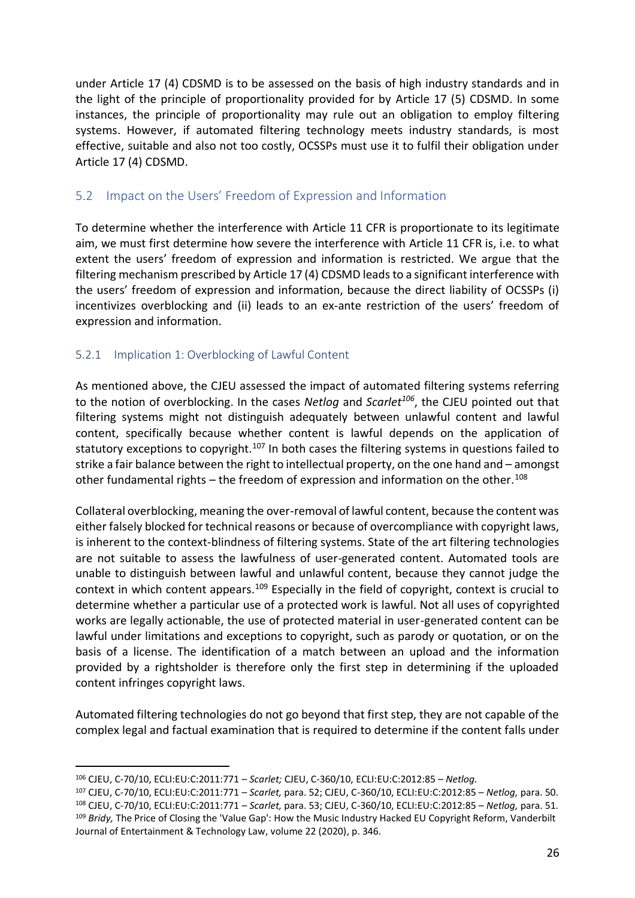under Article 17 (4) CDSMD is to be assessed on the basis of high industry standards and in the light of the principle of proportionality provided for by Article 17 (5) CDSMD. In some instances, the principle of proportionality may rule out an obligation to employ filtering systems. However, if automated filtering technology meets industry standards, is most effective, suitable and also not too costly, OCSSPs must use it to fulfil their obligation under Article 17 (4) CDSMD.

## 5.2 Impact on the Users' Freedom of Expression and Information

To determine whether the interference with Article 11 CFR is proportionate to its legitimate aim, we must first determine how severe the interference with Article 11 CFR is, i.e. to what extent the users' freedom of expression and information is restricted. We argue that the filtering mechanism prescribed by Article 17 (4) CDSMD leads to a significant interference with the users' freedom of expression and information, because the direct liability of OCSSPs (i) incentivizes overblocking and (ii) leads to an ex-ante restriction of the users' freedom of expression and information.

### 5.2.1 Implication 1: Overblocking of Lawful Content

As mentioned above, the CJEU assessed the impact of automated filtering systems referring to the notion of overblocking. In the cases *Netlog* and *Scarlet*[106], the CJEU pointed out that filtering systems might not distinguish adequately between unlawful content and lawful content, specifically because whether content is lawful depends on the application of statutory exceptions to copyright.[107] In both cases the filtering systems in questions failed to strike a fair balance between the right to intellectual property, on the one hand and – amongst other fundamental rights – the freedom of expression and information on the other.[108]

Collateral overblocking, meaning the over-removal of lawful content, because the content was either falsely blocked for technical reasons or because of overcompliance with copyright laws, is inherent to the context-blindness of filtering systems. State of the art filtering technologies are not suitable to assess the lawfulness of user-generated content. Automated tools are unable to distinguish between lawful and unlawful content, because they cannot judge the context in which content appears.[109] Especially in the field of copyright, context is crucial to determine whether a particular use of a protected work is lawful. Not all uses of copyrighted works are legally actionable, the use of protected material in user-generated content can be lawful under limitations and exceptions to copyright, such as parody or quotation, or on the basis of a license. The identification of a match between an upload and the information provided by a rightsholder is therefore only the first step in determining if the uploaded content infringes copyright laws.

Automated filtering technologies do not go beyond that first step, they are not capable of the complex legal and factual examination that is required to determine if the content falls under

---

[106] CJEU, C-70/10, ECLI:EU:C:2011:771 – *Scarlet;* CJEU, C-360/10, ECLI:EU:C:2012:85 – *Netlog*.

[107] CJEU, C-70/10, ECLI:EU:C:2011:771 – *Scarlet,* para. 52; CJEU, C-360/10, ECLI:EU:C:2012:85 – *Netlog,* para. 50.

[108] CJEU, C-70/10, ECLI:EU:C:2011:771 – *Scarlet,* para. 53; CJEU, C-360/10, ECLI:EU:C:2012:85 – *Netlog,* para. 51.

[109] *Bridy,* The Price of Closing the 'Value Gap': How the Music Industry Hacked EU Copyright Reform, Vanderbilt Journal of Entertainment & Technology Law, volume 22 (2020), p. 346.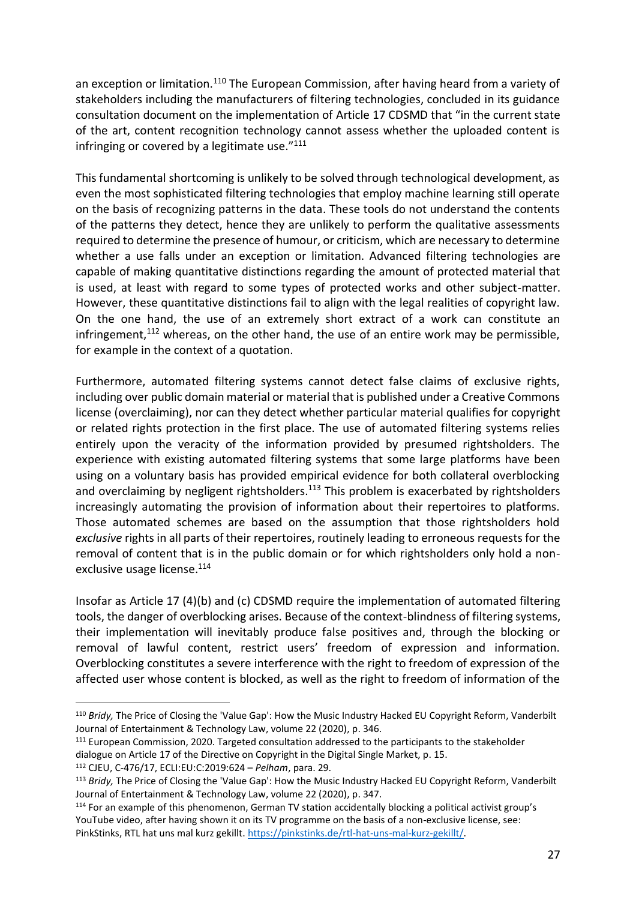an exception or limitation.[110] The European Commission, after having heard from a variety of stakeholders including the manufacturers of filtering technologies, concluded in its guidance consultation document on the implementation of Article 17 CDSMD that "in the current state of the art, content recognition technology cannot assess whether the uploaded content is infringing or covered by a legitimate use."[111]

This fundamental shortcoming is unlikely to be solved through technological development, as even the most sophisticated filtering technologies that employ machine learning still operate on the basis of recognizing patterns in the data. These tools do not understand the contents of the patterns they detect, hence they are unlikely to perform the qualitative assessments required to determine the presence of humour, or criticism, which are necessary to determine whether a use falls under an exception or limitation. Advanced filtering technologies are capable of making quantitative distinctions regarding the amount of protected material that is used, at least with regard to some types of protected works and other subject-matter. However, these quantitative distinctions fail to align with the legal realities of copyright law. On the one hand, the use of an extremely short extract of a work can constitute an infringement,[112] whereas, on the other hand, the use of an entire work may be permissible, for example in the context of a quotation.

Furthermore, automated filtering systems cannot detect false claims of exclusive rights, including over public domain material or material that is published under a Creative Commons license (overclaiming), nor can they detect whether particular material qualifies for copyright or related rights protection in the first place. The use of automated filtering systems relies entirely upon the veracity of the information provided by presumed rightsholders. The experience with existing automated filtering systems that some large platforms have been using on a voluntary basis has provided empirical evidence for both collateral overblocking and overclaiming by negligent rightsholders.[113] This problem is exacerbated by rightsholders increasingly automating the provision of information about their repertoires to platforms. Those automated schemes are based on the assumption that those rightsholders hold *exclusive* rights in all parts of their repertoires, routinely leading to erroneous requests for the removal of content that is in the public domain or for which rightsholders only hold a non-exclusive usage license.[114]

Insofar as Article 17 (4)(b) and (c) CDSMD require the implementation of automated filtering tools, the danger of overblocking arises. Because of the context-blindness of filtering systems, their implementation will inevitably produce false positives and, through the blocking or removal of lawful content, restrict users' freedom of expression and information. Overblocking constitutes a severe interference with the right to freedom of expression of the affected user whose content is blocked, as well as the right to freedom of information of the

---

[110] *Bridy,* The Price of Closing the 'Value Gap': How the Music Industry Hacked EU Copyright Reform, Vanderbilt Journal of Entertainment & Technology Law, volume 22 (2020), p. 346.

[111] European Commission, 2020. Targeted consultation addressed to the participants to the stakeholder dialogue on Article 17 of the Directive on Copyright in the Digital Single Market, p. 15.

[112] CJEU, C-476/17, ECLI:EU:C:2019:624 – *Pelham*, para. 29.

[113] *Bridy,* The Price of Closing the 'Value Gap': How the Music Industry Hacked EU Copyright Reform, Vanderbilt Journal of Entertainment & Technology Law, volume 22 (2020), p. 347.

[114] For an example of this phenomenon, German TV station accidentally blocking a political activist group's YouTube video, after having shown it on its TV programme on the basis of a non-exclusive license, see: PinkStinks, RTL hat uns mal kurz gekillt. https://pinkstinks.de/rtl-hat-uns-mal-kurz-gekillt/.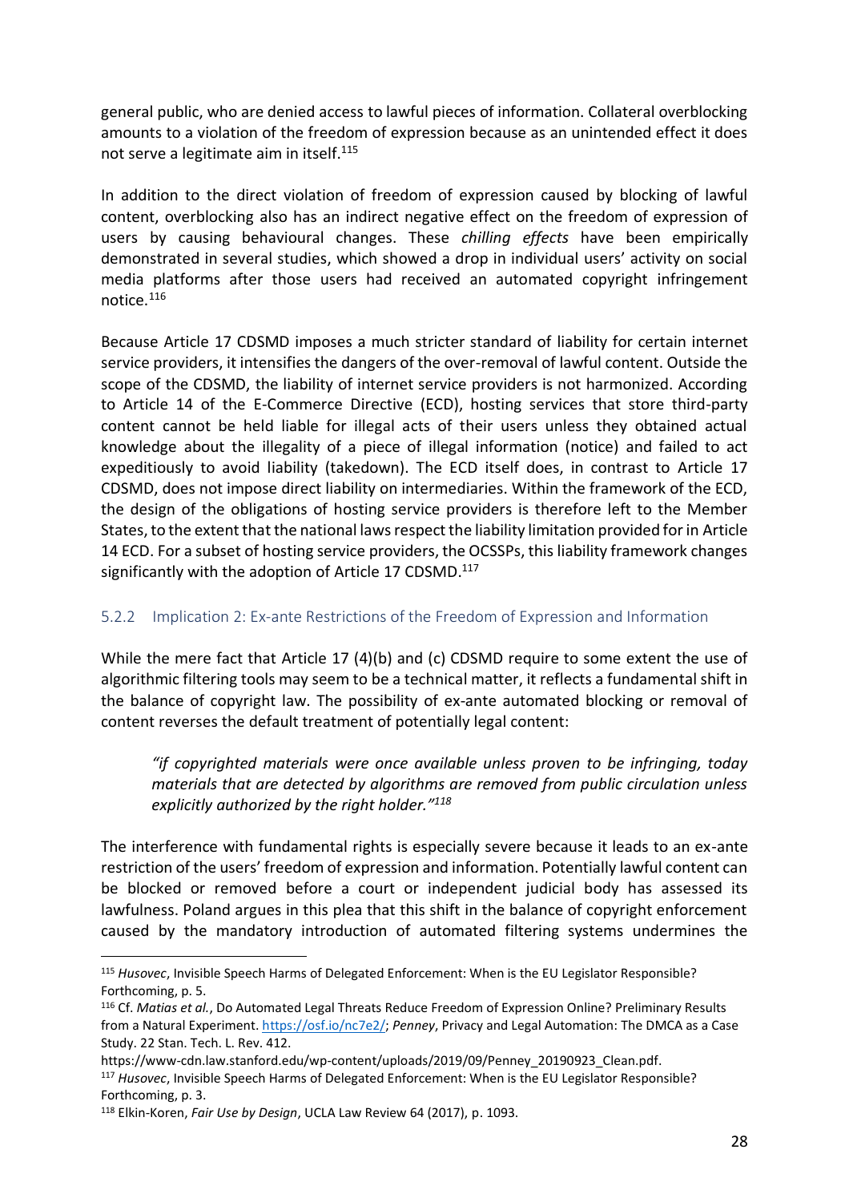general public, who are denied access to lawful pieces of information. Collateral overblocking amounts to a violation of the freedom of expression because as an unintended effect it does not serve a legitimate aim in itself.[115]

In addition to the direct violation of freedom of expression caused by blocking of lawful content, overblocking also has an indirect negative effect on the freedom of expression of users by causing behavioural changes. These *chilling effects* have been empirically demonstrated in several studies, which showed a drop in individual users' activity on social media platforms after those users had received an automated copyright infringement notice.[116]

Because Article 17 CDSMD imposes a much stricter standard of liability for certain internet service providers, it intensifies the dangers of the over-removal of lawful content. Outside the scope of the CDSMD, the liability of internet service providers is not harmonized. According to Article 14 of the E-Commerce Directive (ECD), hosting services that store third-party content cannot be held liable for illegal acts of their users unless they obtained actual knowledge about the illegality of a piece of illegal information (notice) and failed to act expeditiously to avoid liability (takedown). The ECD itself does, in contrast to Article 17 CDSMD, does not impose direct liability on intermediaries. Within the framework of the ECD, the design of the obligations of hosting service providers is therefore left to the Member States, to the extent that the national laws respect the liability limitation provided for in Article 14 ECD. For a subset of hosting service providers, the OCSSPs, this liability framework changes significantly with the adoption of Article 17 CDSMD.[117]

### 5.2.2 Implication 2: Ex-ante Restrictions of the Freedom of Expression and Information

While the mere fact that Article 17 (4)(b) and (c) CDSMD require to some extent the use of algorithmic filtering tools may seem to be a technical matter, it reflects a fundamental shift in the balance of copyright law. The possibility of ex-ante automated blocking or removal of content reverses the default treatment of potentially legal content:

> *"if copyrighted materials were once available unless proven to be infringing, today materials that are detected by algorithms are removed from public circulation unless explicitly authorized by the right holder."*[118]

The interference with fundamental rights is especially severe because it leads to an ex-ante restriction of the users' freedom of expression and information. Potentially lawful content can be blocked or removed before a court or independent judicial body has assessed its lawfulness. Poland argues in this plea that this shift in the balance of copyright enforcement caused by the mandatory introduction of automated filtering systems undermines the

---

[115] *Husovec*, Invisible Speech Harms of Delegated Enforcement: When is the EU Legislator Responsible? Forthcoming, p. 5.

[116] Cf. *Matias et al.*, Do Automated Legal Threats Reduce Freedom of Expression Online? Preliminary Results from a Natural Experiment. https://osf.io/nc7e2/; *Penney*, Privacy and Legal Automation: The DMCA as a Case Study. 22 Stan. Tech. L. Rev. 412.
https://www-cdn.law.stanford.edu/wp-content/uploads/2019/09/Penney_20190923_Clean.pdf.

[117] *Husovec*, Invisible Speech Harms of Delegated Enforcement: When is the EU Legislator Responsible? Forthcoming, p. 3.

[118] Elkin-Koren, *Fair Use by Design*, UCLA Law Review 64 (2017), p. 1093.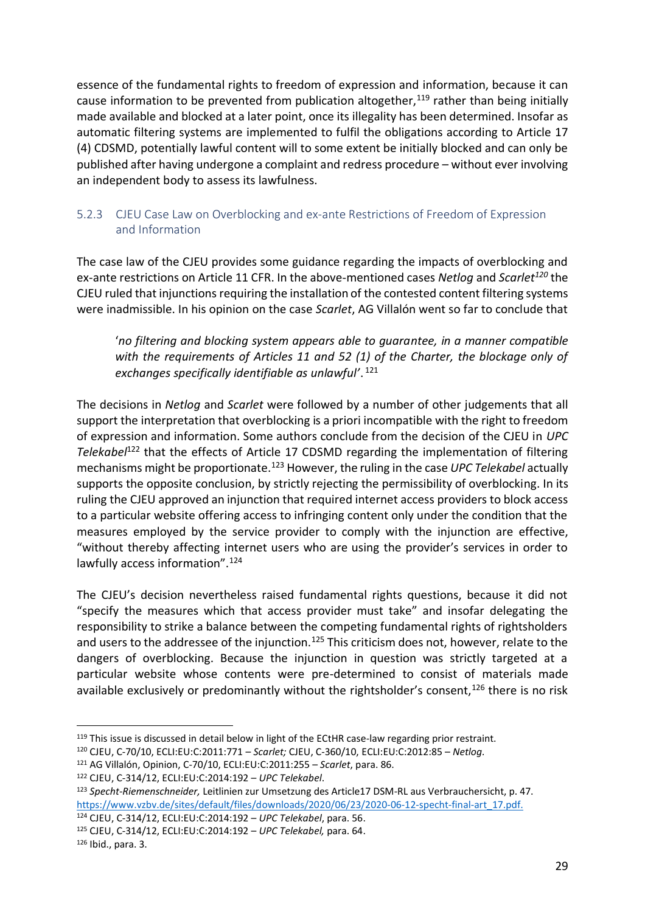essence of the fundamental rights to freedom of expression and information, because it can cause information to be prevented from publication altogether,[119] rather than being initially made available and blocked at a later point, once its illegality has been determined. Insofar as automatic filtering systems are implemented to fulfil the obligations according to Article 17 (4) CDSMD, potentially lawful content will to some extent be initially blocked and can only be published after having undergone a complaint and redress procedure – without ever involving an independent body to assess its lawfulness.

### 5.2.3 CJEU Case Law on Overblocking and ex-ante Restrictions of Freedom of Expression and Information

The case law of the CJEU provides some guidance regarding the impacts of overblocking and ex-ante restrictions on Article 11 CFR. In the above-mentioned cases *Netlog* and *Scarlet*[120] the CJEU ruled that injunctions requiring the installation of the contested content filtering systems were inadmissible. In his opinion on the case *Scarlet*, AG Villalón went so far to conclude that

> '*no filtering and blocking system appears able to guarantee, in a manner compatible with the requirements of Articles 11 and 52 (1) of the Charter, the blockage only of exchanges specifically identifiable as unlawful*'.[121]

The decisions in *Netlog* and *Scarlet* were followed by a number of other judgements that all support the interpretation that overblocking is a priori incompatible with the right to freedom of expression and information. Some authors conclude from the decision of the CJEU in *UPC Telekabel*[122] that the effects of Article 17 CDSMD regarding the implementation of filtering mechanisms might be proportionate.[123] However, the ruling in the case *UPC Telekabel* actually supports the opposite conclusion, by strictly rejecting the permissibility of overblocking. In its ruling the CJEU approved an injunction that required internet access providers to block access to a particular website offering access to infringing content only under the condition that the measures employed by the service provider to comply with the injunction are effective, "without thereby affecting internet users who are using the provider's services in order to lawfully access information".[124]

The CJEU's decision nevertheless raised fundamental rights questions, because it did not "specify the measures which that access provider must take" and insofar delegating the responsibility to strike a balance between the competing fundamental rights of rightsholders and users to the addressee of the injunction.[125] This criticism does not, however, relate to the dangers of overblocking. Because the injunction in question was strictly targeted at a particular website whose contents were pre-determined to consist of materials made available exclusively or predominantly without the rightsholder's consent,[126] there is no risk

---

[119] This issue is discussed in detail below in light of the ECtHR case-law regarding prior restraint.

[120] CJEU, C-70/10, ECLI:EU:C:2011:771 – *Scarlet;* CJEU, C-360/10, ECLI:EU:C:2012:85 – *Netlog*.

[121] AG Villalón, Opinion, C-70/10, ECLI:EU:C:2011:255 – *Scarlet*, para. 86.

[122] CJEU, C-314/12, ECLI:EU:C:2014:192 – *UPC Telekabel*.

[123] *Specht-Riemenschneider,* Leitlinien zur Umsetzung des Article17 DSM-RL aus Verbrauchersicht, p. 47. https://www.vzbv.de/sites/default/files/downloads/2020/06/23/2020-06-12-specht-final-art_17.pdf.

[124] CJEU, C-314/12, ECLI:EU:C:2014:192 – *UPC Telekabel*, para. 56.

[125] CJEU, C-314/12, ECLI:EU:C:2014:192 – *UPC Telekabel,* para. 64.

[126] Ibid., para. 3.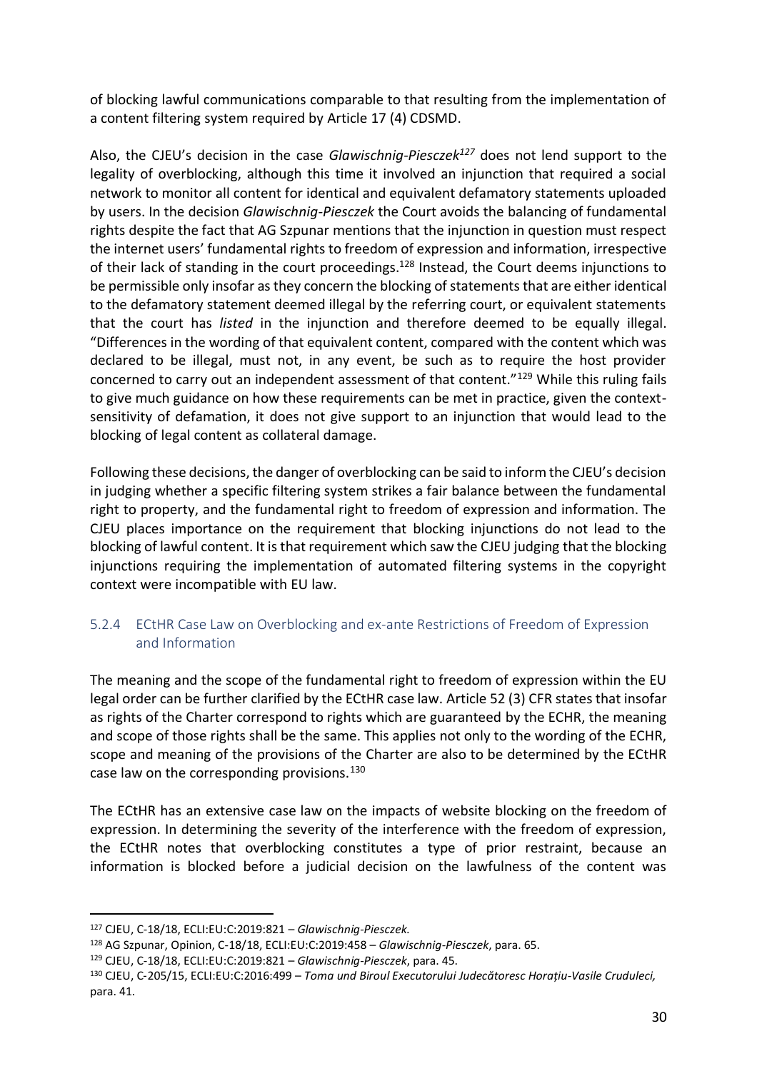of blocking lawful communications comparable to that resulting from the implementation of a content filtering system required by Article 17 (4) CDSMD.

Also, the CJEU's decision in the case *Glawischnig-Piesczek*[127] does not lend support to the legality of overblocking, although this time it involved an injunction that required a social network to monitor all content for identical and equivalent defamatory statements uploaded by users. In the decision *Glawischnig-Piesczek* the Court avoids the balancing of fundamental rights despite the fact that AG Szpunar mentions that the injunction in question must respect the internet users' fundamental rights to freedom of expression and information, irrespective of their lack of standing in the court proceedings.[128] Instead, the Court deems injunctions to be permissible only insofar as they concern the blocking of statements that are either identical to the defamatory statement deemed illegal by the referring court, or equivalent statements that the court has *listed* in the injunction and therefore deemed to be equally illegal. "Differences in the wording of that equivalent content, compared with the content which was declared to be illegal, must not, in any event, be such as to require the host provider concerned to carry out an independent assessment of that content."[129] While this ruling fails to give much guidance on how these requirements can be met in practice, given the context-sensitivity of defamation, it does not give support to an injunction that would lead to the blocking of legal content as collateral damage.

Following these decisions, the danger of overblocking can be said to inform the CJEU's decision in judging whether a specific filtering system strikes a fair balance between the fundamental right to property, and the fundamental right to freedom of expression and information. The CJEU places importance on the requirement that blocking injunctions do not lead to the blocking of lawful content. It is that requirement which saw the CJEU judging that the blocking injunctions requiring the implementation of automated filtering systems in the copyright context were incompatible with EU law.

### 5.2.4 ECtHR Case Law on Overblocking and ex-ante Restrictions of Freedom of Expression and Information

The meaning and the scope of the fundamental right to freedom of expression within the EU legal order can be further clarified by the ECtHR case law. Article 52 (3) CFR states that insofar as rights of the Charter correspond to rights which are guaranteed by the ECHR, the meaning and scope of those rights shall be the same. This applies not only to the wording of the ECHR, scope and meaning of the provisions of the Charter are also to be determined by the ECtHR case law on the corresponding provisions.[130]

The ECtHR has an extensive case law on the impacts of website blocking on the freedom of expression. In determining the severity of the interference with the freedom of expression, the ECtHR notes that overblocking constitutes a type of prior restraint, because an information is blocked before a judicial decision on the lawfulness of the content was

---

[127] CJEU, C-18/18, ECLI:EU:C:2019:821 – *Glawischnig-Piesczek.*

[128] AG Szpunar, Opinion, C-18/18, ECLI:EU:C:2019:458 – *Glawischnig-Piesczek*, para. 65.

[129] CJEU, C-18/18, ECLI:EU:C:2019:821 – *Glawischnig-Piesczek*, para. 45.

[130] CJEU, C-205/15, ECLI:EU:C:2016:499 – *Toma und Biroul Executorului Judecătoresc Horațiu-Vasile Cruduleci,* para. 41.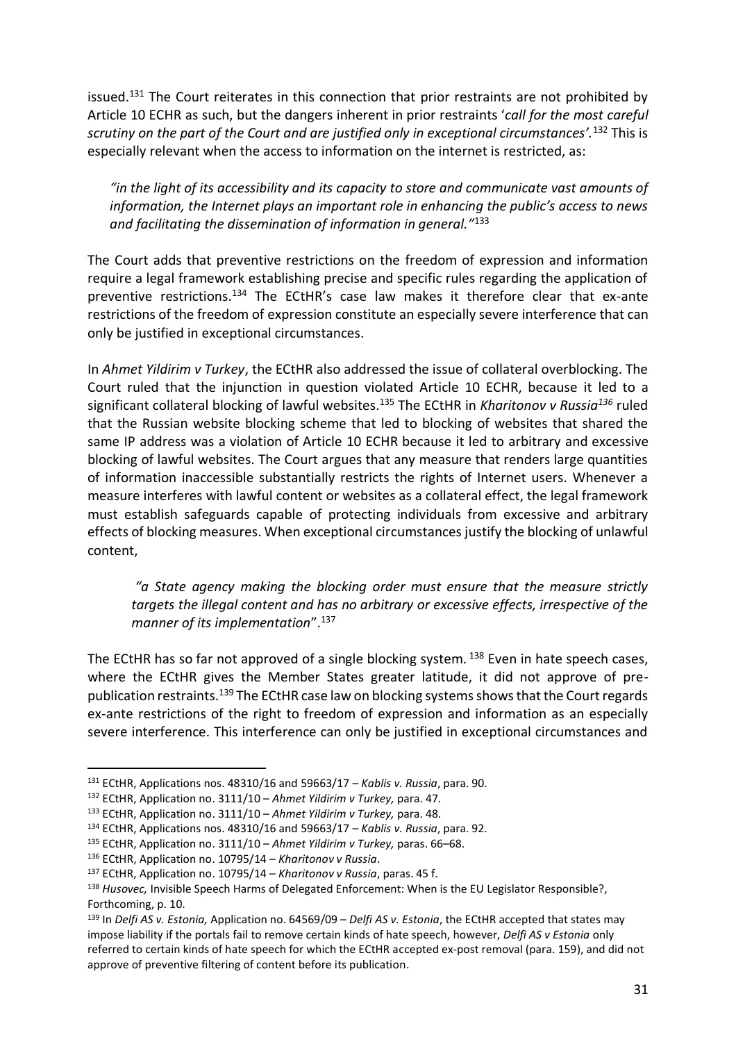issued.[131] The Court reiterates in this connection that prior restraints are not prohibited by Article 10 ECHR as such, but the dangers inherent in prior restraints '*call for the most careful scrutiny on the part of the Court and are justified only in exceptional circumstances'.*[132] This is especially relevant when the access to information on the internet is restricted, as:

> *"in the light of its accessibility and its capacity to store and communicate vast amounts of information, the Internet plays an important role in enhancing the public's access to news and facilitating the dissemination of information in general."*[133]

The Court adds that preventive restrictions on the freedom of expression and information require a legal framework establishing precise and specific rules regarding the application of preventive restrictions.[134] The ECtHR's case law makes it therefore clear that ex-ante restrictions of the freedom of expression constitute an especially severe interference that can only be justified in exceptional circumstances.

In *Ahmet Yildirim v Turkey*, the ECtHR also addressed the issue of collateral overblocking. The Court ruled that the injunction in question violated Article 10 ECHR, because it led to a significant collateral blocking of lawful websites.[135] The ECtHR in *Kharitonov v Russia*[136] ruled that the Russian website blocking scheme that led to blocking of websites that shared the same IP address was a violation of Article 10 ECHR because it led to arbitrary and excessive blocking of lawful websites. The Court argues that any measure that renders large quantities of information inaccessible substantially restricts the rights of Internet users. Whenever a measure interferes with lawful content or websites as a collateral effect, the legal framework must establish safeguards capable of protecting individuals from excessive and arbitrary effects of blocking measures. When exceptional circumstances justify the blocking of unlawful content,

> *"a State agency making the blocking order must ensure that the measure strictly targets the illegal content and has no arbitrary or excessive effects, irrespective of the manner of its implementation*".[137]

The ECtHR has so far not approved of a single blocking system. [138] Even in hate speech cases, where the ECtHR gives the Member States greater latitude, it did not approve of pre-publication restraints.[139] The ECtHR case law on blocking systems shows that the Court regards ex-ante restrictions of the right to freedom of expression and information as an especially severe interference. This interference can only be justified in exceptional circumstances and

---

[131] ECtHR, Applications nos. 48310/16 and 59663/17 – *Kablis v. Russia*, para. 90.

[132] ECtHR, Application no. 3111/10 – *Ahmet Yildirim v Turkey,* para. 47.

[133] ECtHR, Application no. 3111/10 – *Ahmet Yildirim v Turkey,* para. 48.

[134] ECtHR, Applications nos. 48310/16 and 59663/17 – *Kablis v. Russia*, para. 92.

[135] ECtHR, Application no. 3111/10 – *Ahmet Yildirim v Turkey,* paras. 66–68.

[136] ECtHR, Application no. 10795/14 – *Kharitonov v Russia*.

[137] ECtHR, Application no. 10795/14 – *Kharitonov v Russia*, paras. 45 f.

[138] *Husovec,* Invisible Speech Harms of Delegated Enforcement: When is the EU Legislator Responsible?, Forthcoming, p. 10.

[139] In *Delfi AS v. Estonia,* Application no. 64569/09 – *Delfi AS v. Estonia*, the ECtHR accepted that states may impose liability if the portals fail to remove certain kinds of hate speech, however, *Delfi AS v Estonia* only referred to certain kinds of hate speech for which the ECtHR accepted ex-post removal (para. 159), and did not approve of preventive filtering of content before its publication.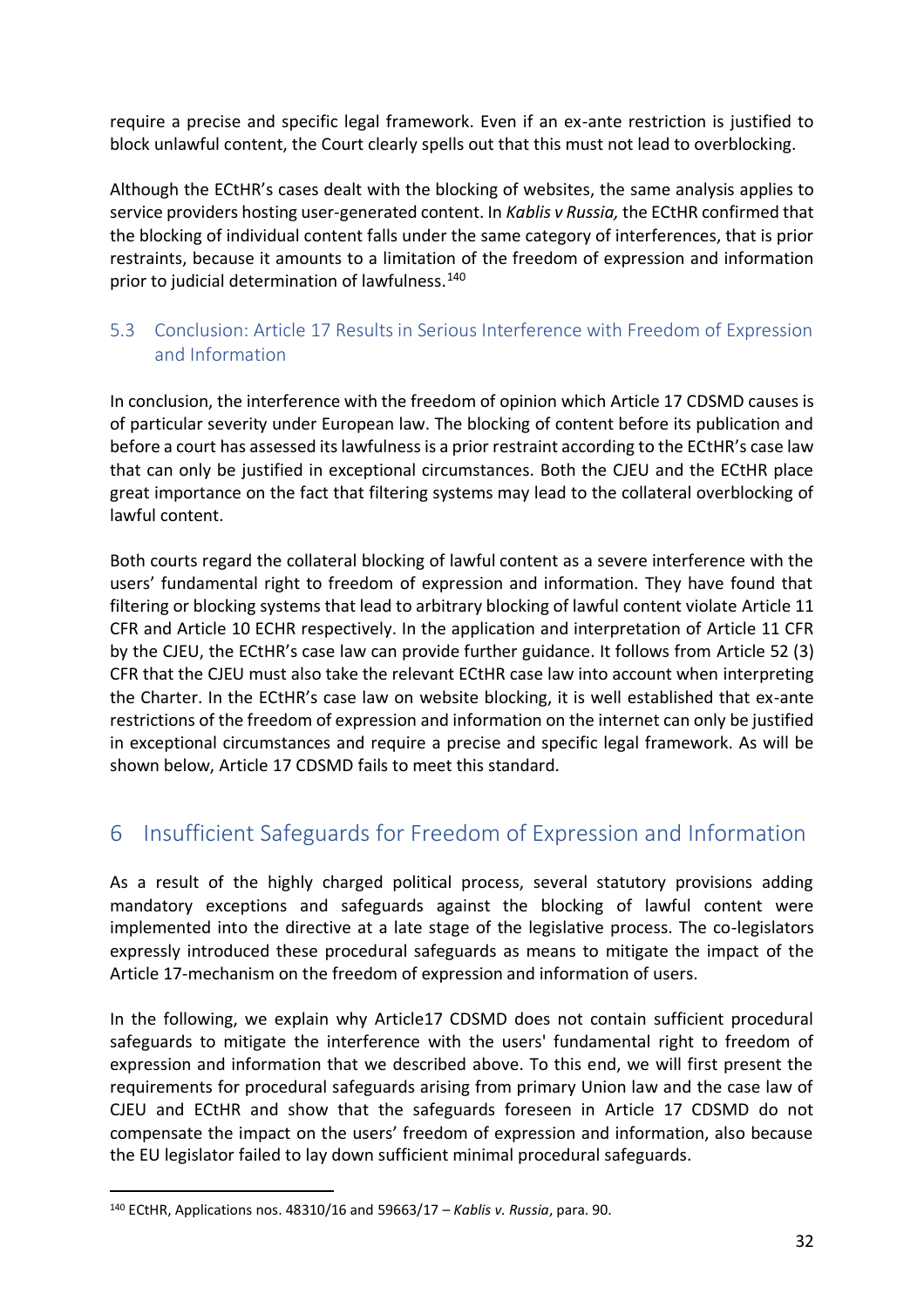require a precise and specific legal framework. Even if an ex-ante restriction is justified to block unlawful content, the Court clearly spells out that this must not lead to overblocking.

Although the ECtHR's cases dealt with the blocking of websites, the same analysis applies to service providers hosting user-generated content. In *Kablis v Russia,* the ECtHR confirmed that the blocking of individual content falls under the same category of interferences, that is prior restraints, because it amounts to a limitation of the freedom of expression and information prior to judicial determination of lawfulness.[140]

### 5.3 Conclusion: Article 17 Results in Serious Interference with Freedom of Expression and Information

In conclusion, the interference with the freedom of opinion which Article 17 CDSMD causes is of particular severity under European law. The blocking of content before its publication and before a court has assessed its lawfulness is a prior restraint according to the ECtHR's case law that can only be justified in exceptional circumstances. Both the CJEU and the ECtHR place great importance on the fact that filtering systems may lead to the collateral overblocking of lawful content.

Both courts regard the collateral blocking of lawful content as a severe interference with the users' fundamental right to freedom of expression and information. They have found that filtering or blocking systems that lead to arbitrary blocking of lawful content violate Article 11 CFR and Article 10 ECHR respectively. In the application and interpretation of Article 11 CFR by the CJEU, the ECtHR's case law can provide further guidance. It follows from Article 52 (3) CFR that the CJEU must also take the relevant ECtHR case law into account when interpreting the Charter. In the ECtHR's case law on website blocking, it is well established that ex-ante restrictions of the freedom of expression and information on the internet can only be justified in exceptional circumstances and require a precise and specific legal framework. As will be shown below, Article 17 CDSMD fails to meet this standard.

## 6 Insufficient Safeguards for Freedom of Expression and Information

As a result of the highly charged political process, several statutory provisions adding mandatory exceptions and safeguards against the blocking of lawful content were implemented into the directive at a late stage of the legislative process. The co-legislators expressly introduced these procedural safeguards as means to mitigate the impact of the Article 17-mechanism on the freedom of expression and information of users.

In the following, we explain why Article17 CDSMD does not contain sufficient procedural safeguards to mitigate the interference with the users' fundamental right to freedom of expression and information that we described above. To this end, we will first present the requirements for procedural safeguards arising from primary Union law and the case law of CJEU and ECtHR and show that the safeguards foreseen in Article 17 CDSMD do not compensate the impact on the users' freedom of expression and information, also because the EU legislator failed to lay down sufficient minimal procedural safeguards.

---

[140] ECtHR, Applications nos. 48310/16 and 59663/17 – *Kablis v. Russia*, para. 90.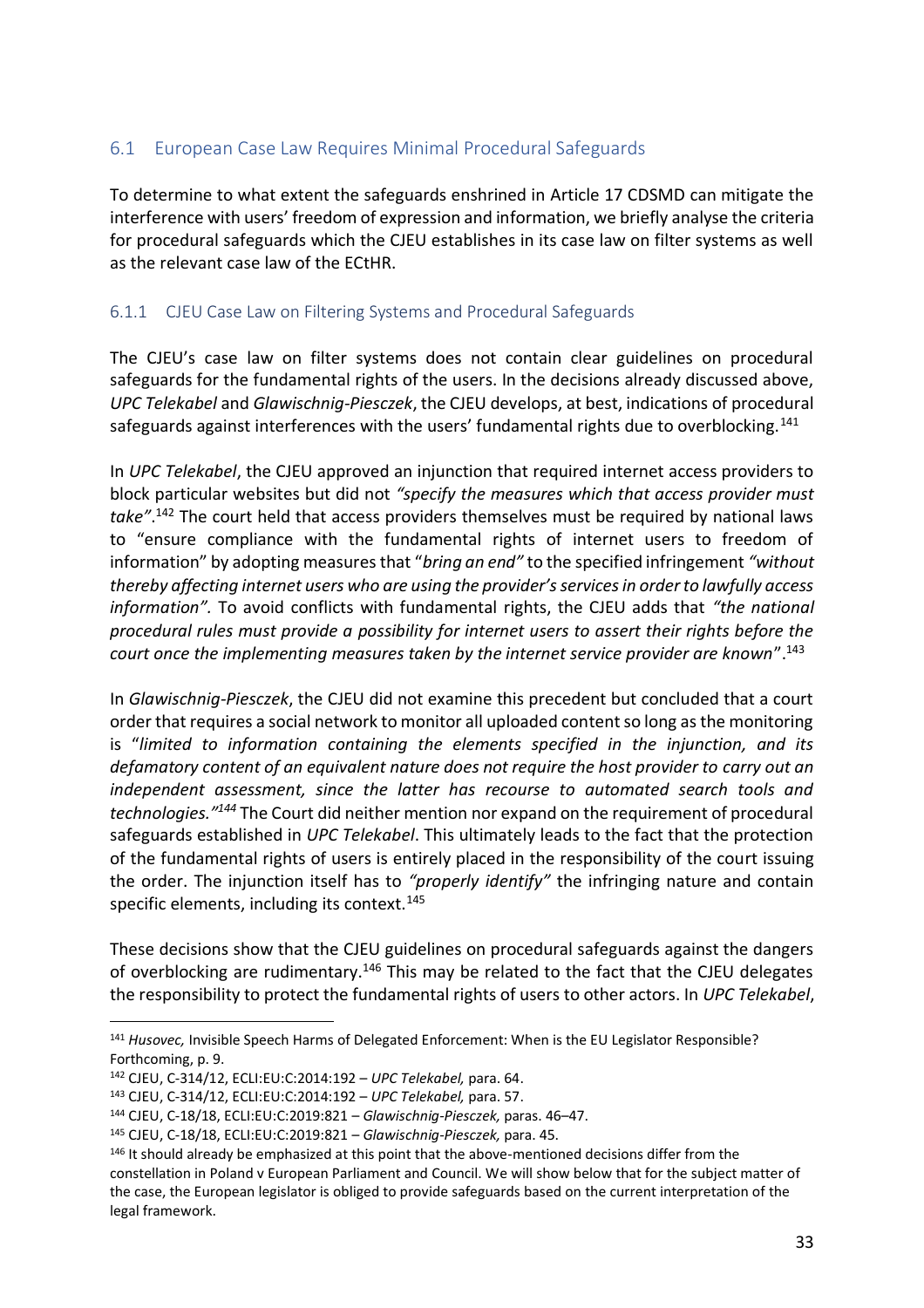## 6.1 European Case Law Requires Minimal Procedural Safeguards

To determine to what extent the safeguards enshrined in Article 17 CDSMD can mitigate the interference with users' freedom of expression and information, we briefly analyse the criteria for procedural safeguards which the CJEU establishes in its case law on filter systems as well as the relevant case law of the ECtHR.

### 6.1.1 CJEU Case Law on Filtering Systems and Procedural Safeguards

The CJEU's case law on filter systems does not contain clear guidelines on procedural safeguards for the fundamental rights of the users. In the decisions already discussed above, *UPC Telekabel* and *Glawischnig-Piesczek*, the CJEU develops, at best, indications of procedural safeguards against interferences with the users' fundamental rights due to overblocking.[141]

In *UPC Telekabel*, the CJEU approved an injunction that required internet access providers to block particular websites but did not *"specify the measures which that access provider must take"*.[142] The court held that access providers themselves must be required by national laws to "ensure compliance with the fundamental rights of internet users to freedom of information" by adopting measures that "*bring an end"* to the specified infringement *"without thereby affecting internet users who are using the provider's services in order to lawfully access information".* To avoid conflicts with fundamental rights, the CJEU adds that *"the national procedural rules must provide a possibility for internet users to assert their rights before the court once the implementing measures taken by the internet service provider are known*".[143]

In *Glawischnig-Piesczek*, the CJEU did not examine this precedent but concluded that a court order that requires a social network to monitor all uploaded content so long as the monitoring is "*limited to information containing the elements specified in the injunction, and its defamatory content of an equivalent nature does not require the host provider to carry out an independent assessment, since the latter has recourse to automated search tools and technologies."*[144] The Court did neither mention nor expand on the requirement of procedural safeguards established in *UPC Telekabel*. This ultimately leads to the fact that the protection of the fundamental rights of users is entirely placed in the responsibility of the court issuing the order. The injunction itself has to *"properly identify"* the infringing nature and contain specific elements, including its context.[145]

These decisions show that the CJEU guidelines on procedural safeguards against the dangers of overblocking are rudimentary.[146] This may be related to the fact that the CJEU delegates the responsibility to protect the fundamental rights of users to other actors. In *UPC Telekabel*,

---

[141] *Husovec,* Invisible Speech Harms of Delegated Enforcement: When is the EU Legislator Responsible? Forthcoming, p. 9.

[142] CJEU, C-314/12, ECLI:EU:C:2014:192 – *UPC Telekabel,* para. 64.

[143] CJEU, C-314/12, ECLI:EU:C:2014:192 – *UPC Telekabel,* para. 57.

[144] CJEU, C-18/18, ECLI:EU:C:2019:821 – *Glawischnig-Piesczek,* paras. 46–47.

[145] CJEU, C-18/18, ECLI:EU:C:2019:821 – *Glawischnig-Piesczek,* para. 45.

[146] It should already be emphasized at this point that the above-mentioned decisions differ from the constellation in Poland v European Parliament and Council. We will show below that for the subject matter of the case, the European legislator is obliged to provide safeguards based on the current interpretation of the legal framework.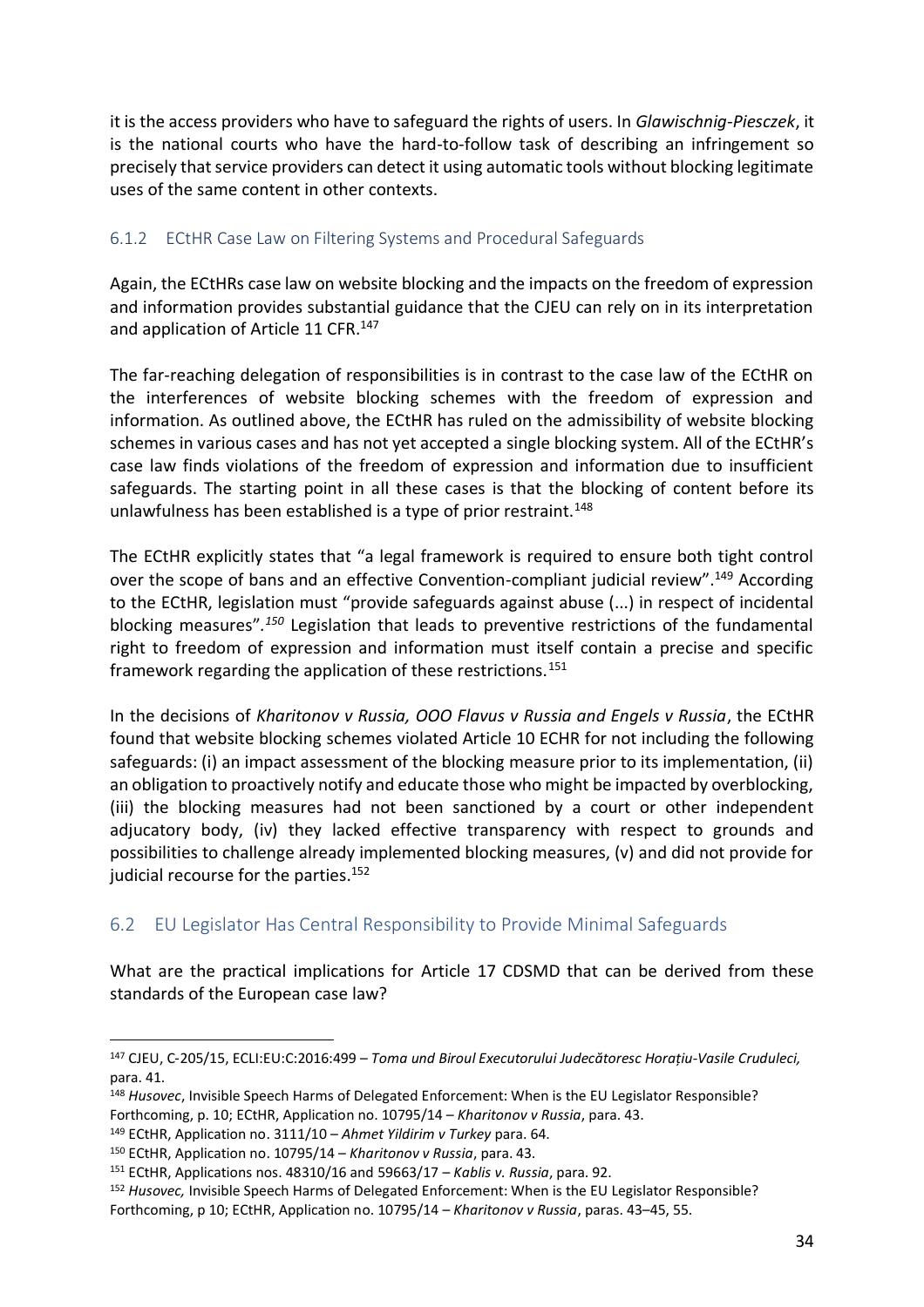it is the access providers who have to safeguard the rights of users. In *Glawischnig-Piesczek*, it is the national courts who have the hard-to-follow task of describing an infringement so precisely that service providers can detect it using automatic tools without blocking legitimate uses of the same content in other contexts.

### 6.1.2 ECtHR Case Law on Filtering Systems and Procedural Safeguards

Again, the ECtHRs case law on website blocking and the impacts on the freedom of expression and information provides substantial guidance that the CJEU can rely on in its interpretation and application of Article 11 CFR.[147]

The far-reaching delegation of responsibilities is in contrast to the case law of the ECtHR on the interferences of website blocking schemes with the freedom of expression and information. As outlined above, the ECtHR has ruled on the admissibility of website blocking schemes in various cases and has not yet accepted a single blocking system. All of the ECtHR's case law finds violations of the freedom of expression and information due to insufficient safeguards. The starting point in all these cases is that the blocking of content before its unlawfulness has been established is a type of prior restraint.[148]

The ECtHR explicitly states that "a legal framework is required to ensure both tight control over the scope of bans and an effective Convention-compliant judicial review".[149] According to the ECtHR, legislation must "provide safeguards against abuse (...) in respect of incidental blocking measures".[150] Legislation that leads to preventive restrictions of the fundamental right to freedom of expression and information must itself contain a precise and specific framework regarding the application of these restrictions.[151]

In the decisions of *Kharitonov v Russia, OOO Flavus v Russia and Engels v Russia*, the ECtHR found that website blocking schemes violated Article 10 ECHR for not including the following safeguards: (i) an impact assessment of the blocking measure prior to its implementation, (ii) an obligation to proactively notify and educate those who might be impacted by overblocking, (iii) the blocking measures had not been sanctioned by a court or other independent adjucatory body, (iv) they lacked effective transparency with respect to grounds and possibilities to challenge already implemented blocking measures, (v) and did not provide for judicial recourse for the parties.[152]

## 6.2 EU Legislator Has Central Responsibility to Provide Minimal Safeguards

What are the practical implications for Article 17 CDSMD that can be derived from these standards of the European case law?

---

[147] CJEU, C-205/15, ECLI:EU:C:2016:499 – *Toma und Biroul Executorului Judecătoresc Horațiu-Vasile Cruduleci,* para. 41.

[148] *Husovec*, Invisible Speech Harms of Delegated Enforcement: When is the EU Legislator Responsible? Forthcoming, p. 10; ECtHR, Application no. 10795/14 – *Kharitonov v Russia*, para. 43.

[149] ECtHR, Application no. 3111/10 – *Ahmet Yildirim v Turkey* para. 64.

[150] ECtHR, Application no. 10795/14 – *Kharitonov v Russia*, para. 43.

[151] ECtHR, Applications nos. 48310/16 and 59663/17 – *Kablis v. Russia*, para. 92.

[152] *Husovec,* Invisible Speech Harms of Delegated Enforcement: When is the EU Legislator Responsible? Forthcoming, p 10; ECtHR, Application no. 10795/14 – *Kharitonov v Russia*, paras. 43–45, 55.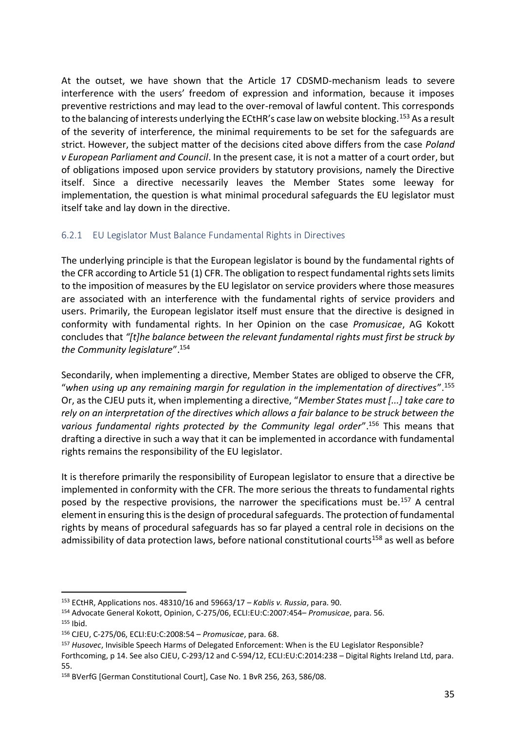At the outset, we have shown that the Article 17 CDSMD-mechanism leads to severe interference with the users' freedom of expression and information, because it imposes preventive restrictions and may lead to the over-removal of lawful content. This corresponds to the balancing of interests underlying the ECtHR's case law on website blocking.[153] As a result of the severity of interference, the minimal requirements to be set for the safeguards are strict. However, the subject matter of the decisions cited above differs from the case *Poland v European Parliament and Council*. In the present case, it is not a matter of a court order, but of obligations imposed upon service providers by statutory provisions, namely the Directive itself. Since a directive necessarily leaves the Member States some leeway for implementation, the question is what minimal procedural safeguards the EU legislator must itself take and lay down in the directive.

### 6.2.1 EU Legislator Must Balance Fundamental Rights in Directives

The underlying principle is that the European legislator is bound by the fundamental rights of the CFR according to Article 51 (1) CFR. The obligation to respect fundamental rights sets limits to the imposition of measures by the EU legislator on service providers where those measures are associated with an interference with the fundamental rights of service providers and users. Primarily, the European legislator itself must ensure that the directive is designed in conformity with fundamental rights. In her Opinion on the case *Promusicae*, AG Kokott concludes that *"[t]he balance between the relevant fundamental rights must first be struck by the Community legislature"*.[154]

Secondarily, when implementing a directive, Member States are obliged to observe the CFR, "*when using up any remaining margin for regulation in the implementation of directives*".[155] Or, as the CJEU puts it, when implementing a directive, "*Member States must [...] take care to rely on an interpretation of the directives which allows a fair balance to be struck between the various fundamental rights protected by the Community legal order*".[156] This means that drafting a directive in such a way that it can be implemented in accordance with fundamental rights remains the responsibility of the EU legislator.

It is therefore primarily the responsibility of European legislator to ensure that a directive be implemented in conformity with the CFR. The more serious the threats to fundamental rights posed by the respective provisions, the narrower the specifications must be.[157] A central element in ensuring this is the design of procedural safeguards. The protection of fundamental rights by means of procedural safeguards has so far played a central role in decisions on the admissibility of data protection laws, before national constitutional courts[158] as well as before

---

[153] ECtHR, Applications nos. 48310/16 and 59663/17 – *Kablis v. Russia*, para. 90.

[154] Advocate General Kokott, Opinion, C-275/06, ECLI:EU:C:2007:454– *Promusicae*, para. 56.

[155] Ibid.

[156] CJEU, C-275/06, ECLI:EU:C:2008:54 – *Promusicae*, para. 68.

[157] *Husovec*, Invisible Speech Harms of Delegated Enforcement: When is the EU Legislator Responsible? Forthcoming, p 14. See also CJEU, C-293/12 and C-594/12, ECLI:EU:C:2014:238 – Digital Rights Ireland Ltd, para. 55.

[158] BVerfG [German Constitutional Court], Case No. 1 BvR 256, 263, 586/08.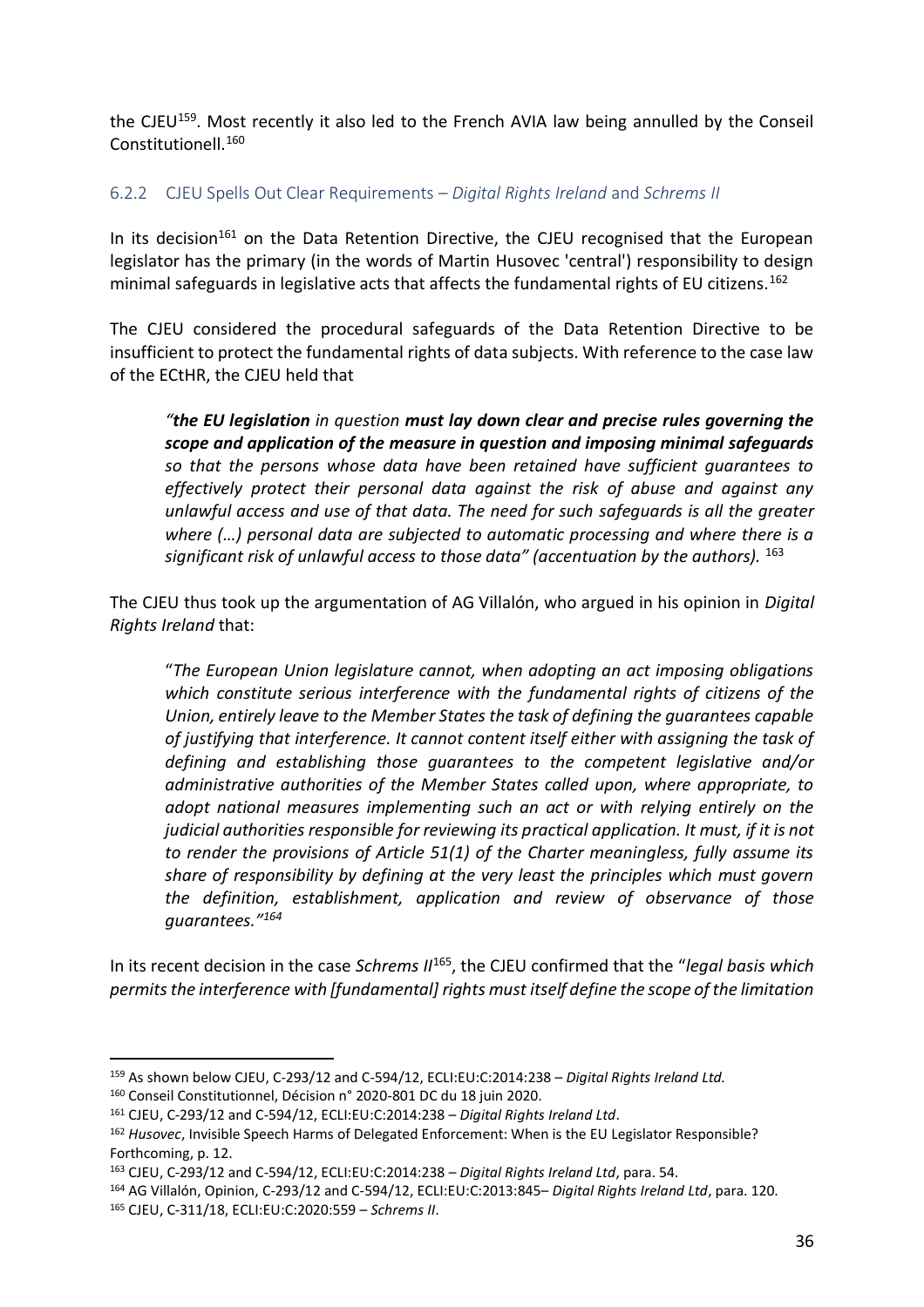the CJEU[159]. Most recently it also led to the French AVIA law being annulled by the Conseil Constitutionell.[160]

### 6.2.2 CJEU Spells Out Clear Requirements – *Digital Rights Ireland* and *Schrems II*

In its decision[161] on the Data Retention Directive, the CJEU recognised that the European legislator has the primary (in the words of Martin Husovec 'central') responsibility to design minimal safeguards in legislative acts that affects the fundamental rights of EU citizens.[162]

The CJEU considered the procedural safeguards of the Data Retention Directive to be insufficient to protect the fundamental rights of data subjects. With reference to the case law of the ECtHR, the CJEU held that

> *"**the EU legislation** in question **must lay down clear and precise rules governing the scope and application of the measure in question and imposing minimal safeguards** so that the persons whose data have been retained have sufficient guarantees to effectively protect their personal data against the risk of abuse and against any unlawful access and use of that data. The need for such safeguards is all the greater where (…) personal data are subjected to automatic processing and where there is a significant risk of unlawful access to those data" (accentuation by the authors).* [163]

The CJEU thus took up the argumentation of AG Villalón, who argued in his opinion in *Digital Rights Ireland* that:

> "*The European Union legislature cannot, when adopting an act imposing obligations which constitute serious interference with the fundamental rights of citizens of the Union, entirely leave to the Member States the task of defining the guarantees capable of justifying that interference. It cannot content itself either with assigning the task of defining and establishing those guarantees to the competent legislative and/or administrative authorities of the Member States called upon, where appropriate, to adopt national measures implementing such an act or with relying entirely on the judicial authorities responsible for reviewing its practical application. It must, if it is not to render the provisions of Article 51(1) of the Charter meaningless, fully assume its share of responsibility by defining at the very least the principles which must govern the definition, establishment, application and review of observance of those guarantees."*[164]

In its recent decision in the case *Schrems II*[165], the CJEU confirmed that the "*legal basis which permits the interference with [fundamental] rights must itself define the scope of the limitation*

---

[159] As shown below CJEU, C-293/12 and C-594/12, ECLI:EU:C:2014:238 – *Digital Rights Ireland Ltd.*

[160] Conseil Constitutionnel, Décision n° 2020-801 DC du 18 juin 2020.

[161] CJEU, C-293/12 and C-594/12, ECLI:EU:C:2014:238 – *Digital Rights Ireland Ltd*.

[162] *Husovec*, Invisible Speech Harms of Delegated Enforcement: When is the EU Legislator Responsible? Forthcoming, p. 12.

[163] CJEU, C-293/12 and C-594/12, ECLI:EU:C:2014:238 – *Digital Rights Ireland Ltd*, para. 54.

[164] AG Villalón, Opinion, C-293/12 and C-594/12, ECLI:EU:C:2013:845– *Digital Rights Ireland Ltd*, para. 120.

[165] CJEU, C-311/18, ECLI:EU:C:2020:559 – *Schrems II*.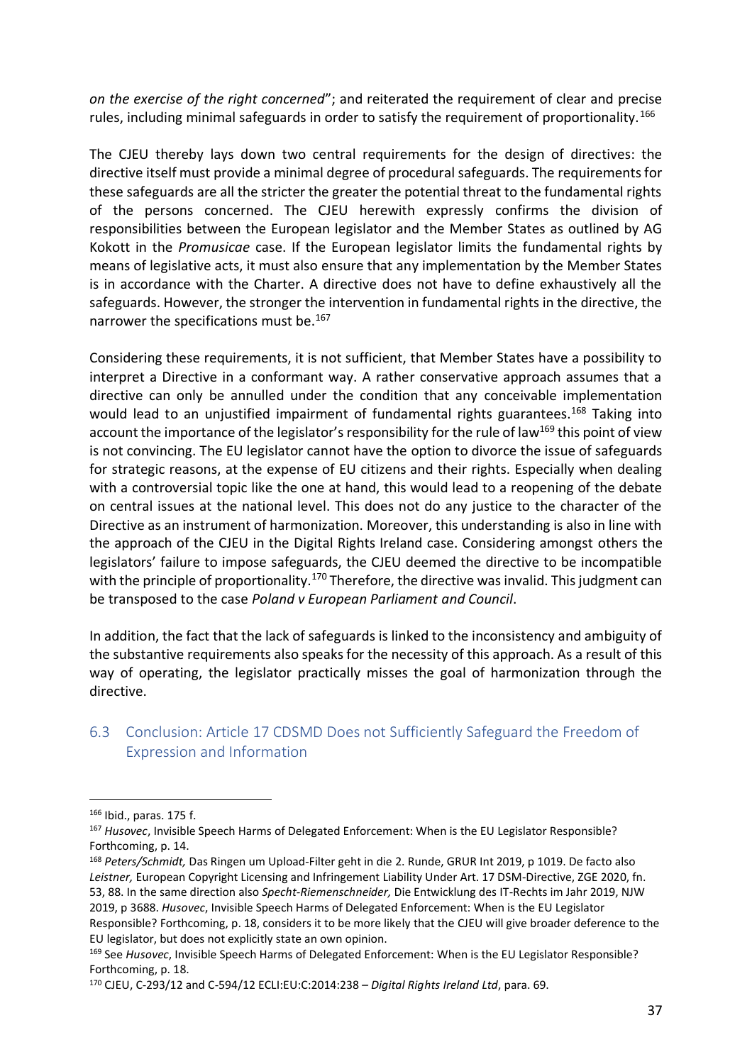*on the exercise of the right concerned*"; and reiterated the requirement of clear and precise rules, including minimal safeguards in order to satisfy the requirement of proportionality.[166]

The CJEU thereby lays down two central requirements for the design of directives: the directive itself must provide a minimal degree of procedural safeguards. The requirements for these safeguards are all the stricter the greater the potential threat to the fundamental rights of the persons concerned. The CJEU herewith expressly confirms the division of responsibilities between the European legislator and the Member States as outlined by AG Kokott in the *Promusicae* case. If the European legislator limits the fundamental rights by means of legislative acts, it must also ensure that any implementation by the Member States is in accordance with the Charter. A directive does not have to define exhaustively all the safeguards. However, the stronger the intervention in fundamental rights in the directive, the narrower the specifications must be.[167]

Considering these requirements, it is not sufficient, that Member States have a possibility to interpret a Directive in a conformant way. A rather conservative approach assumes that a directive can only be annulled under the condition that any conceivable implementation would lead to an unjustified impairment of fundamental rights guarantees.[168] Taking into account the importance of the legislator's responsibility for the rule of law[169] this point of view is not convincing. The EU legislator cannot have the option to divorce the issue of safeguards for strategic reasons, at the expense of EU citizens and their rights. Especially when dealing with a controversial topic like the one at hand, this would lead to a reopening of the debate on central issues at the national level. This does not do any justice to the character of the Directive as an instrument of harmonization. Moreover, this understanding is also in line with the approach of the CJEU in the Digital Rights Ireland case. Considering amongst others the legislators' failure to impose safeguards, the CJEU deemed the directive to be incompatible with the principle of proportionality.[170] Therefore, the directive was invalid. This judgment can be transposed to the case *Poland v European Parliament and Council*.

In addition, the fact that the lack of safeguards is linked to the inconsistency and ambiguity of the substantive requirements also speaks for the necessity of this approach. As a result of this way of operating, the legislator practically misses the goal of harmonization through the directive.

## 6.3 Conclusion: Article 17 CDSMD Does not Sufficiently Safeguard the Freedom of Expression and Information

---

[166] Ibid., paras. 175 f.

[167] *Husovec*, Invisible Speech Harms of Delegated Enforcement: When is the EU Legislator Responsible? Forthcoming, p. 14.

[168] *Peters/Schmidt,* Das Ringen um Upload-Filter geht in die 2. Runde, GRUR Int 2019, p 1019. De facto also *Leistner,* European Copyright Licensing and Infringement Liability Under Art. 17 DSM-Directive, ZGE 2020, fn. 53, 88. In the same direction also *Specht-Riemenschneider,* Die Entwicklung des IT-Rechts im Jahr 2019, NJW 2019, p 3688. *Husovec*, Invisible Speech Harms of Delegated Enforcement: When is the EU Legislator Responsible? Forthcoming, p. 18, considers it to be more likely that the CJEU will give broader deference to the EU legislator, but does not explicitly state an own opinion.

[169] See *Husovec*, Invisible Speech Harms of Delegated Enforcement: When is the EU Legislator Responsible? Forthcoming, p. 18.

[170] CJEU, C-293/12 and C-594/12 ECLI:EU:C:2014:238 – *Digital Rights Ireland Ltd*, para. 69.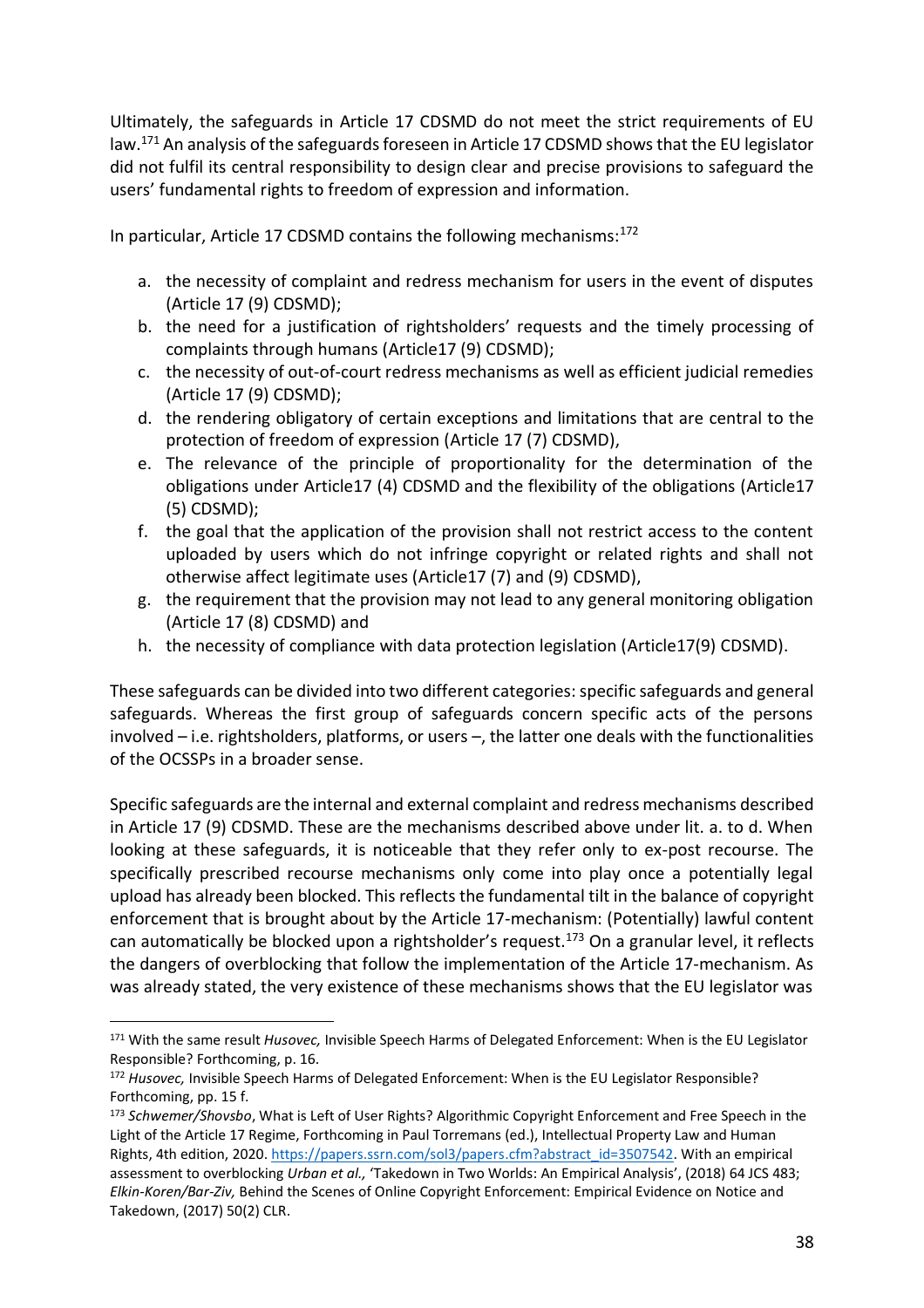Ultimately, the safeguards in Article 17 CDSMD do not meet the strict requirements of EU law.[171] An analysis of the safeguards foreseen in Article 17 CDSMD shows that the EU legislator did not fulfil its central responsibility to design clear and precise provisions to safeguard the users' fundamental rights to freedom of expression and information.

In particular, Article 17 CDSMD contains the following mechanisms:[172]

a. the necessity of complaint and redress mechanism for users in the event of disputes (Article 17 (9) CDSMD);
b. the need for a justification of rightsholders' requests and the timely processing of complaints through humans (Article17 (9) CDSMD);
c. the necessity of out-of-court redress mechanisms as well as efficient judicial remedies (Article 17 (9) CDSMD);
d. the rendering obligatory of certain exceptions and limitations that are central to the protection of freedom of expression (Article 17 (7) CDSMD),
e. The relevance of the principle of proportionality for the determination of the obligations under Article17 (4) CDSMD and the flexibility of the obligations (Article17 (5) CDSMD);
f. the goal that the application of the provision shall not restrict access to the content uploaded by users which do not infringe copyright or related rights and shall not otherwise affect legitimate uses (Article17 (7) and (9) CDSMD),
g. the requirement that the provision may not lead to any general monitoring obligation (Article 17 (8) CDSMD) and
h. the necessity of compliance with data protection legislation (Article17(9) CDSMD).

These safeguards can be divided into two different categories: specific safeguards and general safeguards. Whereas the first group of safeguards concern specific acts of the persons involved – i.e. rightsholders, platforms, or users –, the latter one deals with the functionalities of the OCSSPs in a broader sense.

Specific safeguards are the internal and external complaint and redress mechanisms described in Article 17 (9) CDSMD. These are the mechanisms described above under lit. a. to d. When looking at these safeguards, it is noticeable that they refer only to ex-post recourse. The specifically prescribed recourse mechanisms only come into play once a potentially legal upload has already been blocked. This reflects the fundamental tilt in the balance of copyright enforcement that is brought about by the Article 17-mechanism: (Potentially) lawful content can automatically be blocked upon a rightsholder's request.[173] On a granular level, it reflects the dangers of overblocking that follow the implementation of the Article 17-mechanism. As was already stated, the very existence of these mechanisms shows that the EU legislator was

---

[171] With the same result *Husovec,* Invisible Speech Harms of Delegated Enforcement: When is the EU Legislator Responsible? Forthcoming, p. 16.

[172] *Husovec,* Invisible Speech Harms of Delegated Enforcement: When is the EU Legislator Responsible? Forthcoming, pp. 15 f.

[173] *Schwemer/Shovsbo*, What is Left of User Rights? Algorithmic Copyright Enforcement and Free Speech in the Light of the Article 17 Regime, Forthcoming in Paul Torremans (ed.), Intellectual Property Law and Human Rights, 4th edition, 2020. https://papers.ssrn.com/sol3/papers.cfm?abstract_id=3507542. With an empirical assessment to overblocking *Urban et al.,* 'Takedown in Two Worlds: An Empirical Analysis', (2018) 64 JCS 483; *Elkin-Koren/Bar-Ziv,* Behind the Scenes of Online Copyright Enforcement: Empirical Evidence on Notice and Takedown, (2017) 50(2) CLR.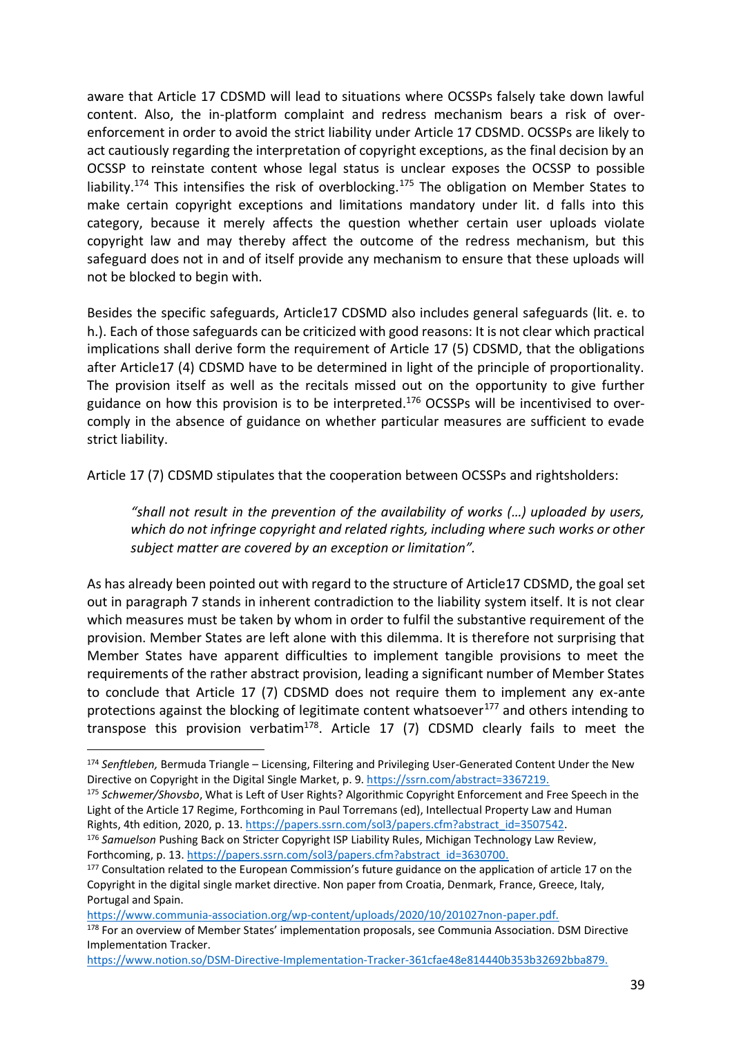aware that Article 17 CDSMD will lead to situations where OCSSPs falsely take down lawful content. Also, the in-platform complaint and redress mechanism bears a risk of over-enforcement in order to avoid the strict liability under Article 17 CDSMD. OCSSPs are likely to act cautiously regarding the interpretation of copyright exceptions, as the final decision by an OCSSP to reinstate content whose legal status is unclear exposes the OCSSP to possible liability.[174] This intensifies the risk of overblocking.[175] The obligation on Member States to make certain copyright exceptions and limitations mandatory under lit. d falls into this category, because it merely affects the question whether certain user uploads violate copyright law and may thereby affect the outcome of the redress mechanism, but this safeguard does not in and of itself provide any mechanism to ensure that these uploads will not be blocked to begin with.

Besides the specific safeguards, Article17 CDSMD also includes general safeguards (lit. e. to h.). Each of those safeguards can be criticized with good reasons: It is not clear which practical implications shall derive form the requirement of Article 17 (5) CDSMD, that the obligations after Article17 (4) CDSMD have to be determined in light of the principle of proportionality. The provision itself as well as the recitals missed out on the opportunity to give further guidance on how this provision is to be interpreted.[176] OCSSPs will be incentivised to over-comply in the absence of guidance on whether particular measures are sufficient to evade strict liability.

Article 17 (7) CDSMD stipulates that the cooperation between OCSSPs and rightsholders:

> *"shall not result in the prevention of the availability of works (…) uploaded by users, which do not infringe copyright and related rights, including where such works or other subject matter are covered by an exception or limitation".*

As has already been pointed out with regard to the structure of Article17 CDSMD, the goal set out in paragraph 7 stands in inherent contradiction to the liability system itself. It is not clear which measures must be taken by whom in order to fulfil the substantive requirement of the provision. Member States are left alone with this dilemma. It is therefore not surprising that Member States have apparent difficulties to implement tangible provisions to meet the requirements of the rather abstract provision, leading a significant number of Member States to conclude that Article 17 (7) CDSMD does not require them to implement any ex-ante protections against the blocking of legitimate content whatsoever[177] and others intending to transpose this provision verbatim[178]. Article 17 (7) CDSMD clearly fails to meet the

---

[174] *Senftleben,* Bermuda Triangle – Licensing, Filtering and Privileging User-Generated Content Under the New Directive on Copyright in the Digital Single Market, p. 9. https://ssrn.com/abstract=3367219.

[175] *Schwemer/Shovsbo*, What is Left of User Rights? Algorithmic Copyright Enforcement and Free Speech in the Light of the Article 17 Regime, Forthcoming in Paul Torremans (ed), Intellectual Property Law and Human Rights, 4th edition, 2020, p. 13. https://papers.ssrn.com/sol3/papers.cfm?abstract_id=3507542.

[176] *Samuelson* Pushing Back on Stricter Copyright ISP Liability Rules, Michigan Technology Law Review, Forthcoming, p. 13. https://papers.ssrn.com/sol3/papers.cfm?abstract_id=3630700.

[177] Consultation related to the European Commission's future guidance on the application of article 17 on the Copyright in the digital single market directive. Non paper from Croatia, Denmark, France, Greece, Italy, Portugal and Spain. https://www.communia-association.org/wp-content/uploads/2020/10/201027non-paper.pdf.

[178] For an overview of Member States' implementation proposals, see Communia Association. DSM Directive Implementation Tracker. https://www.notion.so/DSM-Directive-Implementation-Tracker-361cfae48e814440b353b32692bba879.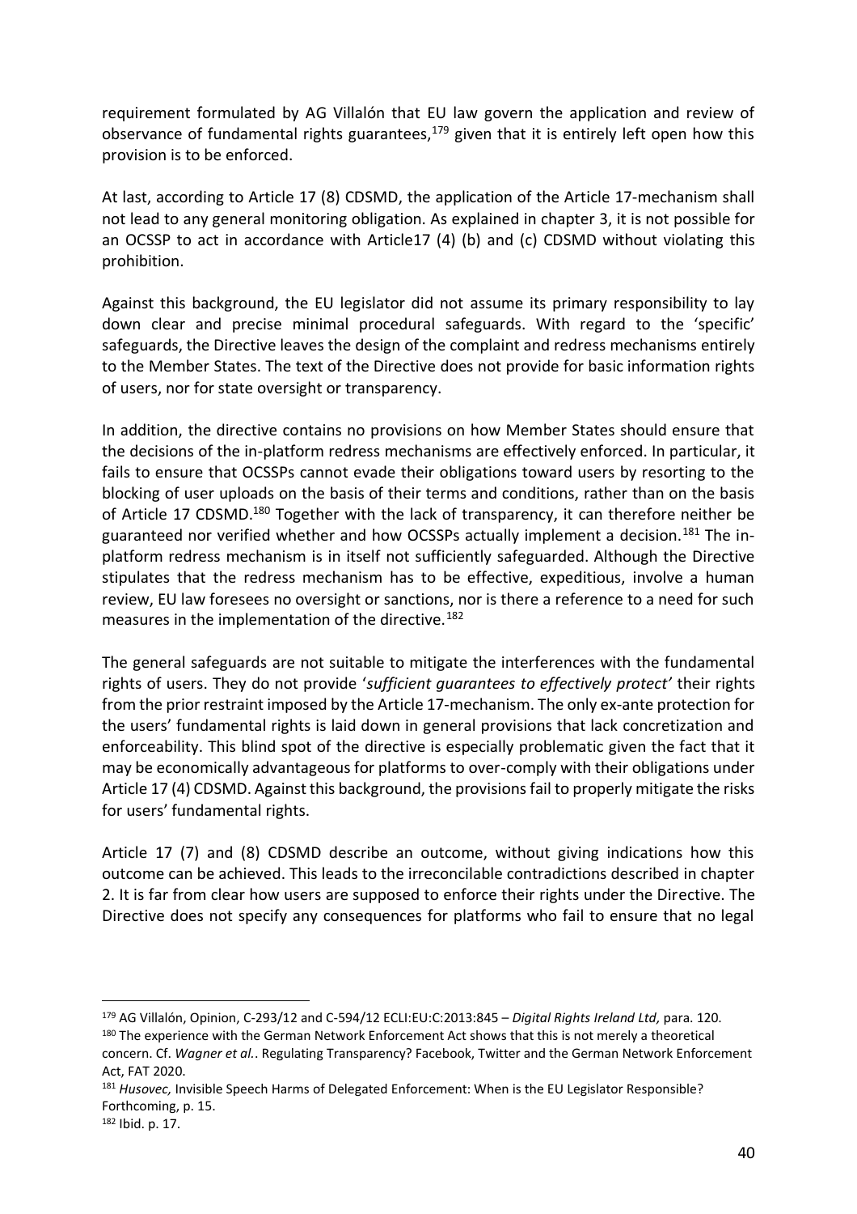requirement formulated by AG Villalón that EU law govern the application and review of observance of fundamental rights guarantees,[179] given that it is entirely left open how this provision is to be enforced.

At last, according to Article 17 (8) CDSMD, the application of the Article 17-mechanism shall not lead to any general monitoring obligation. As explained in chapter 3, it is not possible for an OCSSP to act in accordance with Article17 (4) (b) and (c) CDSMD without violating this prohibition.

Against this background, the EU legislator did not assume its primary responsibility to lay down clear and precise minimal procedural safeguards. With regard to the 'specific' safeguards, the Directive leaves the design of the complaint and redress mechanisms entirely to the Member States. The text of the Directive does not provide for basic information rights of users, nor for state oversight or transparency.

In addition, the directive contains no provisions on how Member States should ensure that the decisions of the in-platform redress mechanisms are effectively enforced. In particular, it fails to ensure that OCSSPs cannot evade their obligations toward users by resorting to the blocking of user uploads on the basis of their terms and conditions, rather than on the basis of Article 17 CDSMD.[180] Together with the lack of transparency, it can therefore neither be guaranteed nor verified whether and how OCSSPs actually implement a decision.[181] The in-platform redress mechanism is in itself not sufficiently safeguarded. Although the Directive stipulates that the redress mechanism has to be effective, expeditious, involve a human review, EU law foresees no oversight or sanctions, nor is there a reference to a need for such measures in the implementation of the directive.[182]

The general safeguards are not suitable to mitigate the interferences with the fundamental rights of users. They do not provide '*sufficient guarantees to effectively protect'* their rights from the prior restraint imposed by the Article 17-mechanism. The only ex-ante protection for the users' fundamental rights is laid down in general provisions that lack concretization and enforceability. This blind spot of the directive is especially problematic given the fact that it may be economically advantageous for platforms to over-comply with their obligations under Article 17 (4) CDSMD. Against this background, the provisions fail to properly mitigate the risks for users' fundamental rights.

Article 17 (7) and (8) CDSMD describe an outcome, without giving indications how this outcome can be achieved. This leads to the irreconcilable contradictions described in chapter 2. It is far from clear how users are supposed to enforce their rights under the Directive. The Directive does not specify any consequences for platforms who fail to ensure that no legal

---

[179] AG Villalón, Opinion, C-293/12 and C-594/12 ECLI:EU:C:2013:845 – *Digital Rights Ireland Ltd,* para. 120.

[180] The experience with the German Network Enforcement Act shows that this is not merely a theoretical concern. Cf. *Wagner et al.*. Regulating Transparency? Facebook, Twitter and the German Network Enforcement Act, FAT 2020.

[181] *Husovec,* Invisible Speech Harms of Delegated Enforcement: When is the EU Legislator Responsible? Forthcoming, p. 15.

[182] Ibid. p. 17.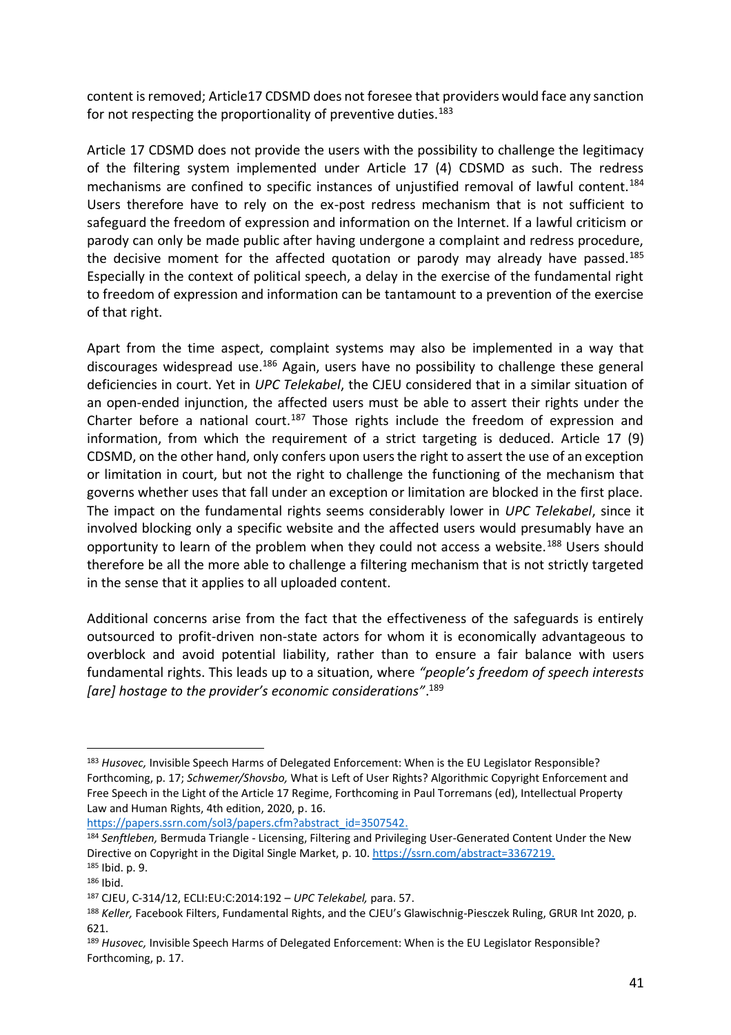content is removed; Article17 CDSMD does not foresee that providers would face any sanction for not respecting the proportionality of preventive duties.[183]

Article 17 CDSMD does not provide the users with the possibility to challenge the legitimacy of the filtering system implemented under Article 17 (4) CDSMD as such. The redress mechanisms are confined to specific instances of unjustified removal of lawful content.[184] Users therefore have to rely on the ex-post redress mechanism that is not sufficient to safeguard the freedom of expression and information on the Internet. If a lawful criticism or parody can only be made public after having undergone a complaint and redress procedure, the decisive moment for the affected quotation or parody may already have passed.[185] Especially in the context of political speech, a delay in the exercise of the fundamental right to freedom of expression and information can be tantamount to a prevention of the exercise of that right.

Apart from the time aspect, complaint systems may also be implemented in a way that discourages widespread use.[186] Again, users have no possibility to challenge these general deficiencies in court. Yet in *UPC Telekabel*, the CJEU considered that in a similar situation of an open-ended injunction, the affected users must be able to assert their rights under the Charter before a national court.[187] Those rights include the freedom of expression and information, from which the requirement of a strict targeting is deduced. Article 17 (9) CDSMD, on the other hand, only confers upon users the right to assert the use of an exception or limitation in court, but not the right to challenge the functioning of the mechanism that governs whether uses that fall under an exception or limitation are blocked in the first place. The impact on the fundamental rights seems considerably lower in *UPC Telekabel*, since it involved blocking only a specific website and the affected users would presumably have an opportunity to learn of the problem when they could not access a website.[188] Users should therefore be all the more able to challenge a filtering mechanism that is not strictly targeted in the sense that it applies to all uploaded content.

Additional concerns arise from the fact that the effectiveness of the safeguards is entirely outsourced to profit-driven non-state actors for whom it is economically advantageous to overblock and avoid potential liability, rather than to ensure a fair balance with users fundamental rights. This leads up to a situation, where *"people's freedom of speech interests [are] hostage to the provider's economic considerations"*.[189]

---

[183] *Husovec,* Invisible Speech Harms of Delegated Enforcement: When is the EU Legislator Responsible? Forthcoming, p. 17; *Schwemer/Shovsbo,* What is Left of User Rights? Algorithmic Copyright Enforcement and Free Speech in the Light of the Article 17 Regime, Forthcoming in Paul Torremans (ed), Intellectual Property Law and Human Rights, 4th edition, 2020, p. 16. https://papers.ssrn.com/sol3/papers.cfm?abstract_id=3507542.

[184] *Senftleben,* Bermuda Triangle - Licensing, Filtering and Privileging User-Generated Content Under the New Directive on Copyright in the Digital Single Market, p. 10. https://ssrn.com/abstract=3367219.

[185] Ibid. p. 9.

[186] Ibid.

[187] CJEU, C-314/12, ECLI:EU:C:2014:192 – *UPC Telekabel,* para. 57.

[188] *Keller,* Facebook Filters, Fundamental Rights, and the CJEU's Glawischnig-Piesczek Ruling, GRUR Int 2020, p. 621.

[189] *Husovec,* Invisible Speech Harms of Delegated Enforcement: When is the EU Legislator Responsible? Forthcoming, p. 17.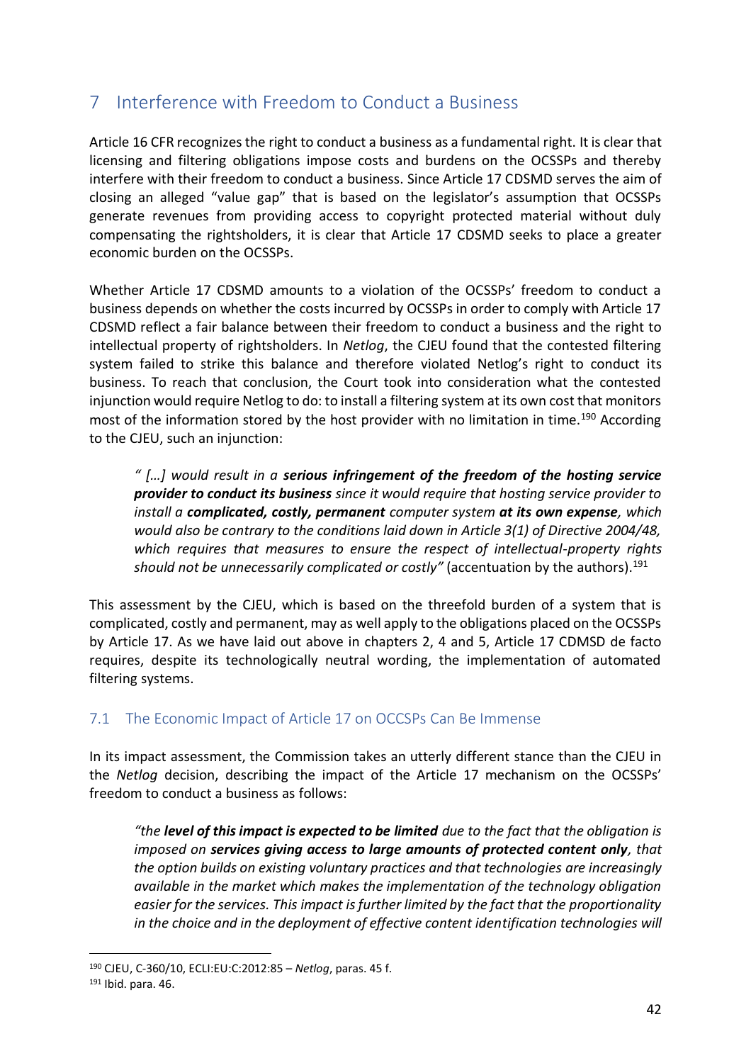## 7 Interference with Freedom to Conduct a Business

Article 16 CFR recognizes the right to conduct a business as a fundamental right. It is clear that licensing and filtering obligations impose costs and burdens on the OCSSPs and thereby interfere with their freedom to conduct a business. Since Article 17 CDSMD serves the aim of closing an alleged "value gap" that is based on the legislator's assumption that OCSSPs generate revenues from providing access to copyright protected material without duly compensating the rightsholders, it is clear that Article 17 CDSMD seeks to place a greater economic burden on the OCSSPs.

Whether Article 17 CDSMD amounts to a violation of the OCSSPs' freedom to conduct a business depends on whether the costs incurred by OCSSPs in order to comply with Article 17 CDSMD reflect a fair balance between their freedom to conduct a business and the right to intellectual property of rightsholders. In *Netlog*, the CJEU found that the contested filtering system failed to strike this balance and therefore violated Netlog's right to conduct its business. To reach that conclusion, the Court took into consideration what the contested injunction would require Netlog to do: to install a filtering system at its own cost that monitors most of the information stored by the host provider with no limitation in time.[190] According to the CJEU, such an injunction:

> *" […] would result in a **serious infringement of the freedom of the hosting service provider to conduct its business** since it would require that hosting service provider to install a **complicated, costly, permanent** computer system **at its own expense**, which would also be contrary to the conditions laid down in Article 3(1) of Directive 2004/48, which requires that measures to ensure the respect of intellectual-property rights should not be unnecessarily complicated or costly"* (accentuation by the authors).[191]

This assessment by the CJEU, which is based on the threefold burden of a system that is complicated, costly and permanent, may as well apply to the obligations placed on the OCSSPs by Article 17. As we have laid out above in chapters 2, 4 and 5, Article 17 CDMSD de facto requires, despite its technologically neutral wording, the implementation of automated filtering systems.

### 7.1 The Economic Impact of Article 17 on OCCSPs Can Be Immense

In its impact assessment, the Commission takes an utterly different stance than the CJEU in the *Netlog* decision, describing the impact of the Article 17 mechanism on the OCSSPs' freedom to conduct a business as follows:

> *"the **level of this impact is expected to be limited** due to the fact that the obligation is imposed on **services giving access to large amounts of protected content only**, that the option builds on existing voluntary practices and that technologies are increasingly available in the market which makes the implementation of the technology obligation easier for the services. This impact is further limited by the fact that the proportionality in the choice and in the deployment of effective content identification technologies will*

---

[190] CJEU, C-360/10, ECLI:EU:C:2012:85 – *Netlog*, paras. 45 f.

[191] Ibid. para. 46.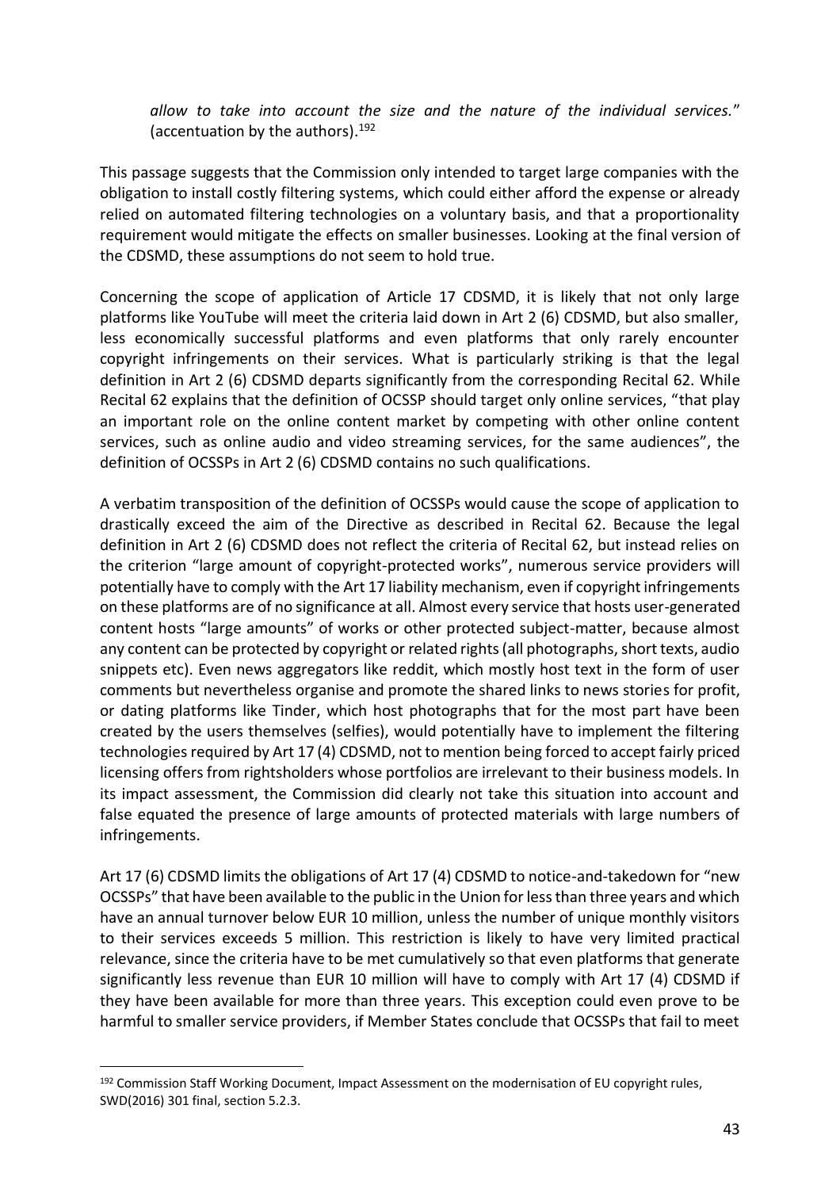*allow to take into account the size and the nature of the individual services.*" (accentuation by the authors).[192]

This passage suggests that the Commission only intended to target large companies with the obligation to install costly filtering systems, which could either afford the expense or already relied on automated filtering technologies on a voluntary basis, and that a proportionality requirement would mitigate the effects on smaller businesses. Looking at the final version of the CDSMD, these assumptions do not seem to hold true.

Concerning the scope of application of Article 17 CDSMD, it is likely that not only large platforms like YouTube will meet the criteria laid down in Art 2 (6) CDSMD, but also smaller, less economically successful platforms and even platforms that only rarely encounter copyright infringements on their services. What is particularly striking is that the legal definition in Art 2 (6) CDSMD departs significantly from the corresponding Recital 62. While Recital 62 explains that the definition of OCSSP should target only online services, "that play an important role on the online content market by competing with other online content services, such as online audio and video streaming services, for the same audiences", the definition of OCSSPs in Art 2 (6) CDSMD contains no such qualifications.

A verbatim transposition of the definition of OCSSPs would cause the scope of application to drastically exceed the aim of the Directive as described in Recital 62. Because the legal definition in Art 2 (6) CDSMD does not reflect the criteria of Recital 62, but instead relies on the criterion "large amount of copyright-protected works", numerous service providers will potentially have to comply with the Art 17 liability mechanism, even if copyright infringements on these platforms are of no significance at all. Almost every service that hosts user-generated content hosts "large amounts" of works or other protected subject-matter, because almost any content can be protected by copyright or related rights (all photographs, short texts, audio snippets etc). Even news aggregators like reddit, which mostly host text in the form of user comments but nevertheless organise and promote the shared links to news stories for profit, or dating platforms like Tinder, which host photographs that for the most part have been created by the users themselves (selfies), would potentially have to implement the filtering technologies required by Art 17 (4) CDSMD, not to mention being forced to accept fairly priced licensing offers from rightsholders whose portfolios are irrelevant to their business models. In its impact assessment, the Commission did clearly not take this situation into account and false equated the presence of large amounts of protected materials with large numbers of infringements.

Art 17 (6) CDSMD limits the obligations of Art 17 (4) CDSMD to notice-and-takedown for "new OCSSPs" that have been available to the public in the Union for less than three years and which have an annual turnover below EUR 10 million, unless the number of unique monthly visitors to their services exceeds 5 million. This restriction is likely to have very limited practical relevance, since the criteria have to be met cumulatively so that even platforms that generate significantly less revenue than EUR 10 million will have to comply with Art 17 (4) CDSMD if they have been available for more than three years. This exception could even prove to be harmful to smaller service providers, if Member States conclude that OCSSPs that fail to meet

[192] Commission Staff Working Document, Impact Assessment on the modernisation of EU copyright rules, SWD(2016) 301 final, section 5.2.3.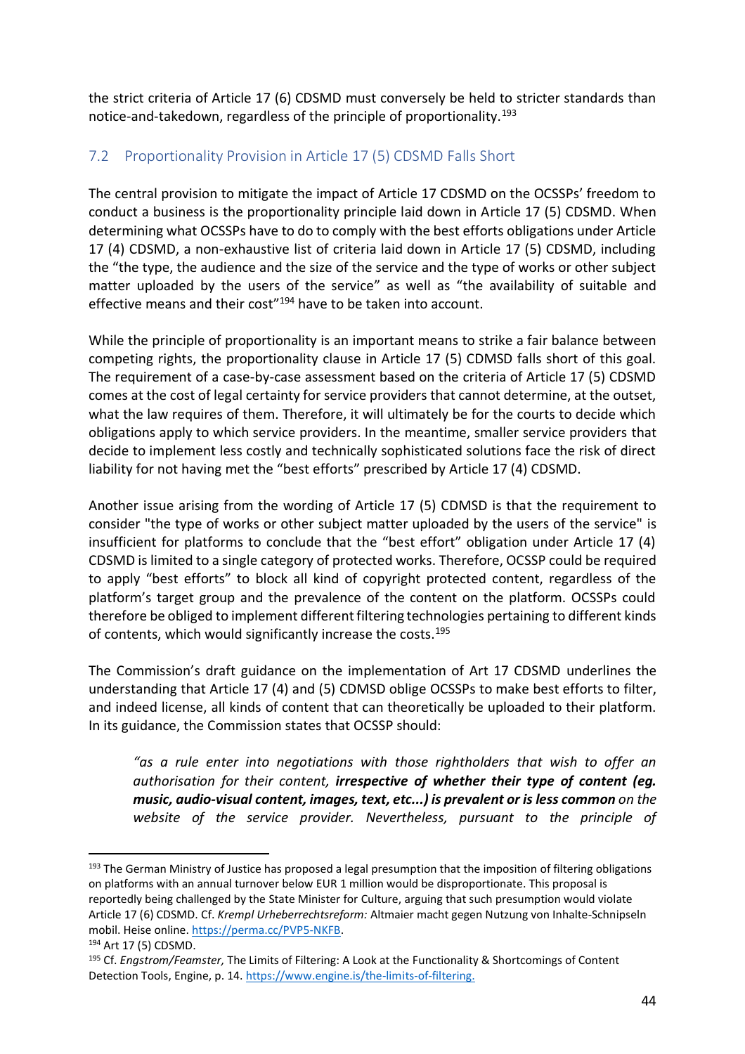the strict criteria of Article 17 (6) CDSMD must conversely be held to stricter standards than notice-and-takedown, regardless of the principle of proportionality.[193]

## 7.2 Proportionality Provision in Article 17 (5) CDSMD Falls Short

The central provision to mitigate the impact of Article 17 CDSMD on the OCSSPs' freedom to conduct a business is the proportionality principle laid down in Article 17 (5) CDSMD. When determining what OCSSPs have to do to comply with the best efforts obligations under Article 17 (4) CDSMD, a non-exhaustive list of criteria laid down in Article 17 (5) CDSMD, including the "the type, the audience and the size of the service and the type of works or other subject matter uploaded by the users of the service" as well as "the availability of suitable and effective means and their cost"[194] have to be taken into account.

While the principle of proportionality is an important means to strike a fair balance between competing rights, the proportionality clause in Article 17 (5) CDMSD falls short of this goal. The requirement of a case-by-case assessment based on the criteria of Article 17 (5) CDSMD comes at the cost of legal certainty for service providers that cannot determine, at the outset, what the law requires of them. Therefore, it will ultimately be for the courts to decide which obligations apply to which service providers. In the meantime, smaller service providers that decide to implement less costly and technically sophisticated solutions face the risk of direct liability for not having met the "best efforts" prescribed by Article 17 (4) CDSMD.

Another issue arising from the wording of Article 17 (5) CDMSD is that the requirement to consider "the type of works or other subject matter uploaded by the users of the service" is insufficient for platforms to conclude that the "best effort" obligation under Article 17 (4) CDSMD is limited to a single category of protected works. Therefore, OCSSP could be required to apply "best efforts" to block all kind of copyright protected content, regardless of the platform's target group and the prevalence of the content on the platform. OCSSPs could therefore be obliged to implement different filtering technologies pertaining to different kinds of contents, which would significantly increase the costs.[195]

The Commission's draft guidance on the implementation of Art 17 CDSMD underlines the understanding that Article 17 (4) and (5) CDMSD oblige OCSSPs to make best efforts to filter, and indeed license, all kinds of content that can theoretically be uploaded to their platform. In its guidance, the Commission states that OCSSP should:

> *"as a rule enter into negotiations with those rightholders that wish to offer an authorisation for their content, **irrespective of whether their type of content (eg. music, audio-visual content, images, text, etc...) is prevalent or is less common** on the website of the service provider. Nevertheless, pursuant to the principle of*

---

[193] The German Ministry of Justice has proposed a legal presumption that the imposition of filtering obligations on platforms with an annual turnover below EUR 1 million would be disproportionate. This proposal is reportedly being challenged by the State Minister for Culture, arguing that such presumption would violate Article 17 (6) CDSMD. Cf. *Krempl Urheberrechtsreform:* Altmaier macht gegen Nutzung von Inhalte-Schnipseln mobil. Heise online. https://perma.cc/PVP5-NKFB.

[194] Art 17 (5) CDSMD.

[195] Cf. *Engstrom/Feamster,* The Limits of Filtering: A Look at the Functionality & Shortcomings of Content Detection Tools, Engine, p. 14. https://www.engine.is/the-limits-of-filtering.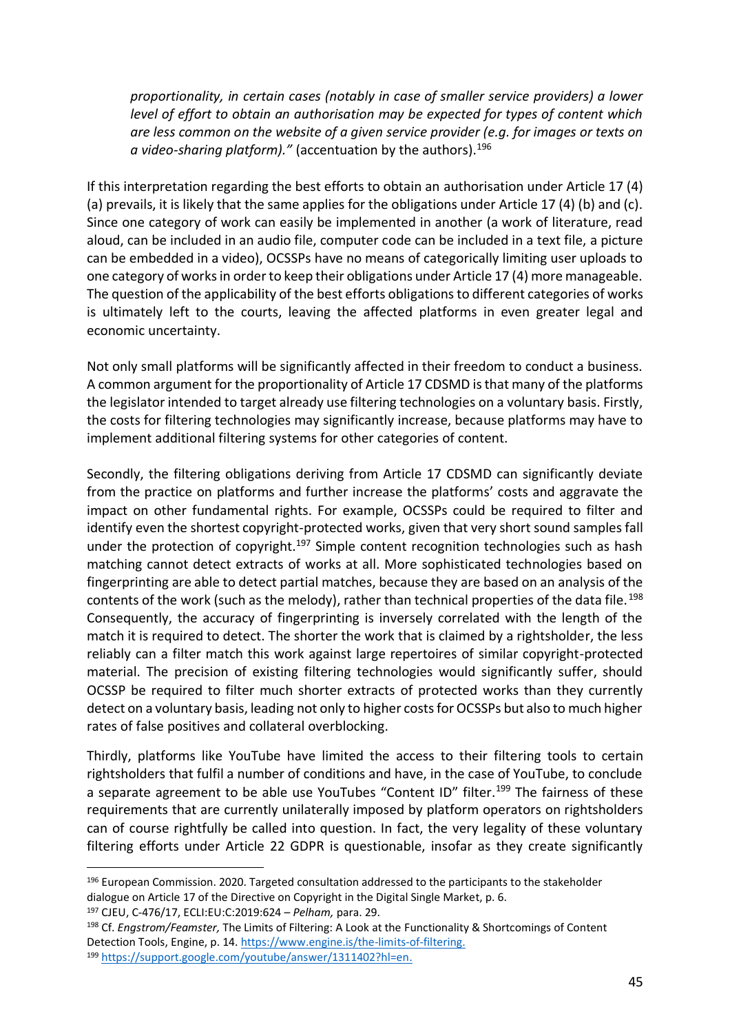*proportionality, in certain cases (notably in case of smaller service providers) a lower level of effort to obtain an authorisation may be expected for types of content which are less common on the website of a given service provider (e.g. for images or texts on a video-sharing platform)."* (accentuation by the authors).[196]

If this interpretation regarding the best efforts to obtain an authorisation under Article 17 (4) (a) prevails, it is likely that the same applies for the obligations under Article 17 (4) (b) and (c). Since one category of work can easily be implemented in another (a work of literature, read aloud, can be included in an audio file, computer code can be included in a text file, a picture can be embedded in a video), OCSSPs have no means of categorically limiting user uploads to one category of works in order to keep their obligations under Article 17 (4) more manageable. The question of the applicability of the best efforts obligations to different categories of works is ultimately left to the courts, leaving the affected platforms in even greater legal and economic uncertainty.

Not only small platforms will be significantly affected in their freedom to conduct a business. A common argument for the proportionality of Article 17 CDSMD is that many of the platforms the legislator intended to target already use filtering technologies on a voluntary basis. Firstly, the costs for filtering technologies may significantly increase, because platforms may have to implement additional filtering systems for other categories of content.

Secondly, the filtering obligations deriving from Article 17 CDSMD can significantly deviate from the practice on platforms and further increase the platforms' costs and aggravate the impact on other fundamental rights. For example, OCSSPs could be required to filter and identify even the shortest copyright-protected works, given that very short sound samples fall under the protection of copyright.[197] Simple content recognition technologies such as hash matching cannot detect extracts of works at all. More sophisticated technologies based on fingerprinting are able to detect partial matches, because they are based on an analysis of the contents of the work (such as the melody), rather than technical properties of the data file.[198] Consequently, the accuracy of fingerprinting is inversely correlated with the length of the match it is required to detect. The shorter the work that is claimed by a rightsholder, the less reliably can a filter match this work against large repertoires of similar copyright-protected material. The precision of existing filtering technologies would significantly suffer, should OCSSP be required to filter much shorter extracts of protected works than they currently detect on a voluntary basis, leading not only to higher costs for OCSSPs but also to much higher rates of false positives and collateral overblocking.

Thirdly, platforms like YouTube have limited the access to their filtering tools to certain rightsholders that fulfil a number of conditions and have, in the case of YouTube, to conclude a separate agreement to be able use YouTubes "Content ID" filter.[199] The fairness of these requirements that are currently unilaterally imposed by platform operators on rightsholders can of course rightfully be called into question. In fact, the very legality of these voluntary filtering efforts under Article 22 GDPR is questionable, insofar as they create significantly

---

[196] European Commission. 2020. Targeted consultation addressed to the participants to the stakeholder dialogue on Article 17 of the Directive on Copyright in the Digital Single Market, p. 6.

[197] CJEU, C-476/17, ECLI:EU:C:2019:624 – *Pelham,* para. 29.

[198] Cf. *Engstrom/Feamster,* The Limits of Filtering: A Look at the Functionality & Shortcomings of Content Detection Tools, Engine, p. 14. https://www.engine.is/the-limits-of-filtering.

[199] https://support.google.com/youtube/answer/1311402?hl=en.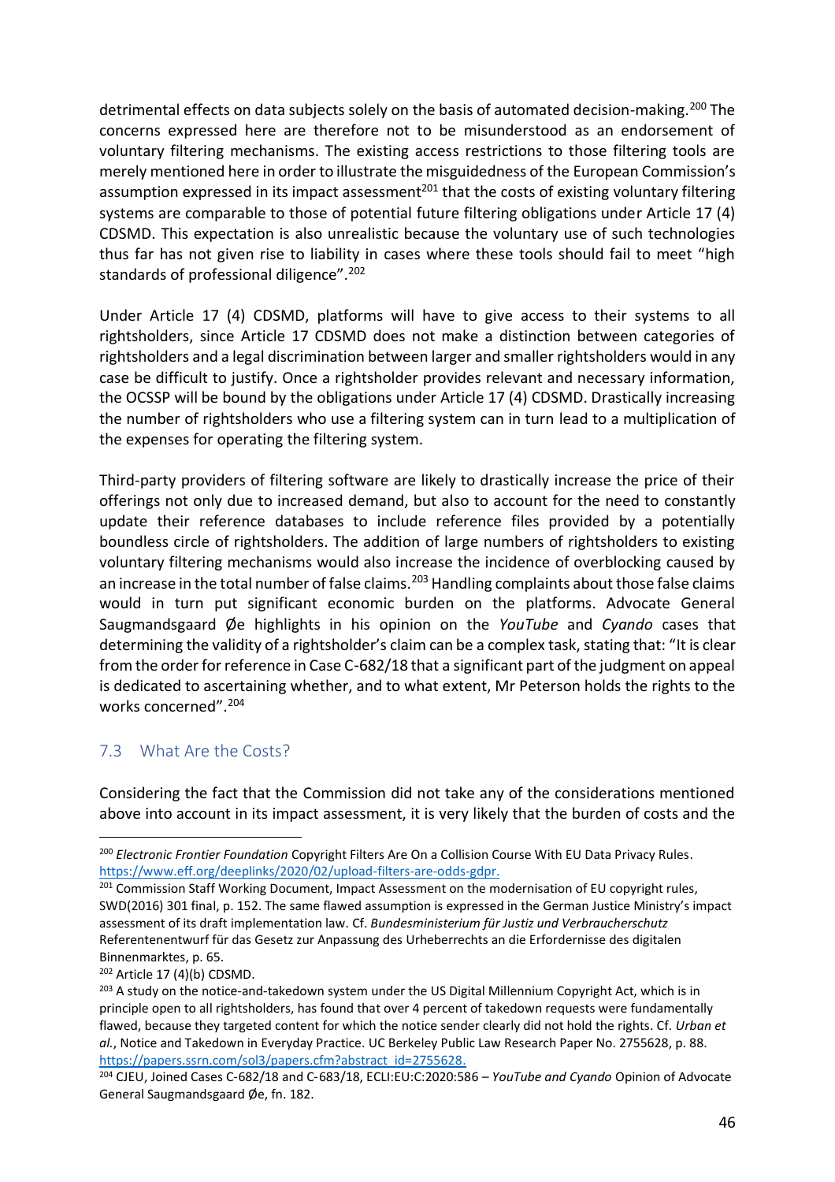detrimental effects on data subjects solely on the basis of automated decision-making.[200] The concerns expressed here are therefore not to be misunderstood as an endorsement of voluntary filtering mechanisms. The existing access restrictions to those filtering tools are merely mentioned here in order to illustrate the misguidedness of the European Commission's assumption expressed in its impact assessment[201] that the costs of existing voluntary filtering systems are comparable to those of potential future filtering obligations under Article 17 (4) CDSMD. This expectation is also unrealistic because the voluntary use of such technologies thus far has not given rise to liability in cases where these tools should fail to meet "high standards of professional diligence".[202]

Under Article 17 (4) CDSMD, platforms will have to give access to their systems to all rightsholders, since Article 17 CDSMD does not make a distinction between categories of rightsholders and a legal discrimination between larger and smaller rightsholders would in any case be difficult to justify. Once a rightsholder provides relevant and necessary information, the OCSSP will be bound by the obligations under Article 17 (4) CDSMD. Drastically increasing the number of rightsholders who use a filtering system can in turn lead to a multiplication of the expenses for operating the filtering system.

Third-party providers of filtering software are likely to drastically increase the price of their offerings not only due to increased demand, but also to account for the need to constantly update their reference databases to include reference files provided by a potentially boundless circle of rightsholders. The addition of large numbers of rightsholders to existing voluntary filtering mechanisms would also increase the incidence of overblocking caused by an increase in the total number of false claims.[203] Handling complaints about those false claims would in turn put significant economic burden on the platforms. Advocate General Saugmandsgaard Øe highlights in his opinion on the *YouTube* and *Cyando* cases that determining the validity of a rightsholder's claim can be a complex task, stating that: "It is clear from the order for reference in Case C-682/18 that a significant part of the judgment on appeal is dedicated to ascertaining whether, and to what extent, Mr Peterson holds the rights to the works concerned".[204]

## 7.3 What Are the Costs?

Considering the fact that the Commission did not take any of the considerations mentioned above into account in its impact assessment, it is very likely that the burden of costs and the

---

[200] *Electronic Frontier Foundation* Copyright Filters Are On a Collision Course With EU Data Privacy Rules. https://www.eff.org/deeplinks/2020/02/upload-filters-are-odds-gdpr.

[201] Commission Staff Working Document, Impact Assessment on the modernisation of EU copyright rules, SWD(2016) 301 final, p. 152. The same flawed assumption is expressed in the German Justice Ministry's impact assessment of its draft implementation law. Cf. *Bundesministerium für Justiz und Verbraucherschutz* Referentenentwurf für das Gesetz zur Anpassung des Urheberrechts an die Erfordernisse des digitalen Binnenmarktes, p. 65.

[202] Article 17 (4)(b) CDSMD.

[203] A study on the notice-and-takedown system under the US Digital Millennium Copyright Act, which is in principle open to all rightsholders, has found that over 4 percent of takedown requests were fundamentally flawed, because they targeted content for which the notice sender clearly did not hold the rights. Cf. *Urban et al.*, Notice and Takedown in Everyday Practice. UC Berkeley Public Law Research Paper No. 2755628, p. 88. https://papers.ssrn.com/sol3/papers.cfm?abstract_id=2755628.

[204] CJEU, Joined Cases C-682/18 and C-683/18, ECLI:EU:C:2020:586 – *YouTube and Cyando* Opinion of Advocate General Saugmandsgaard Øe, fn. 182.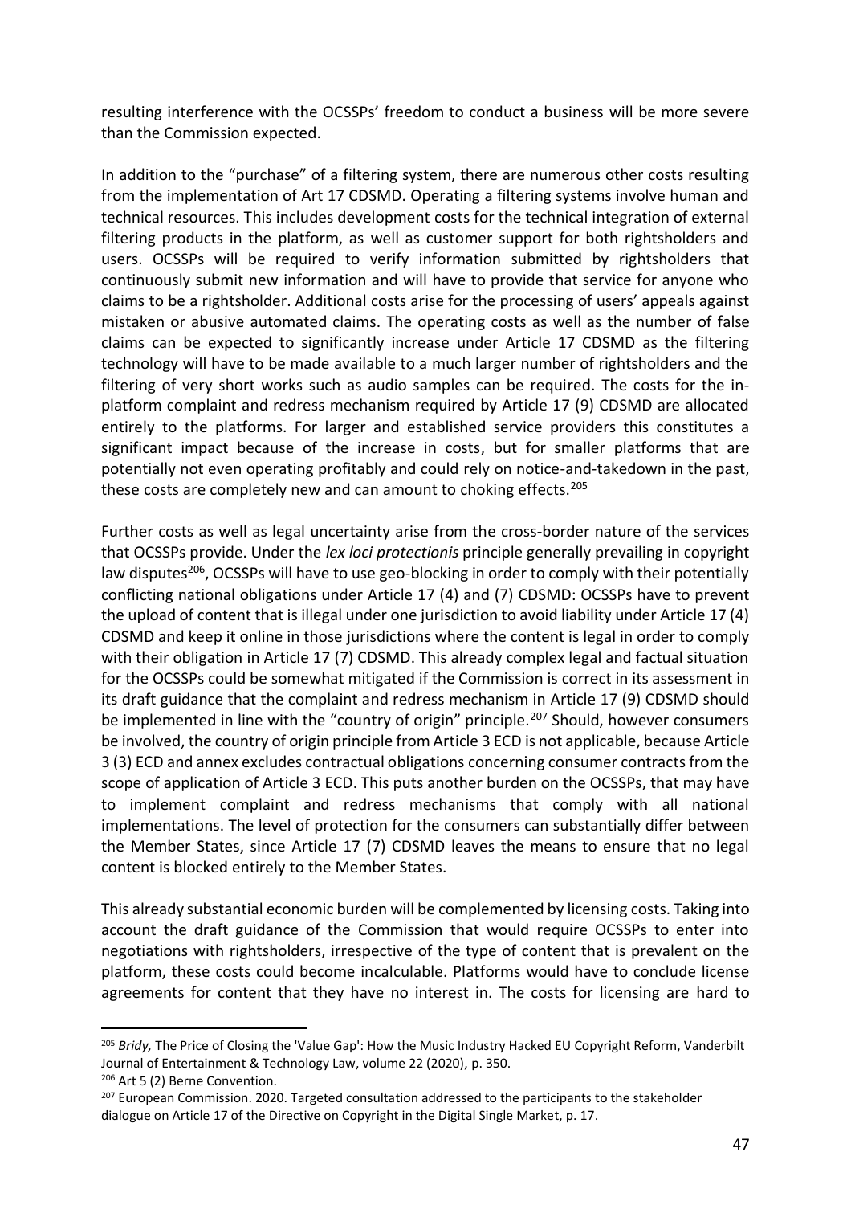resulting interference with the OCSSPs' freedom to conduct a business will be more severe than the Commission expected.

In addition to the "purchase" of a filtering system, there are numerous other costs resulting from the implementation of Art 17 CDSMD. Operating a filtering systems involve human and technical resources. This includes development costs for the technical integration of external filtering products in the platform, as well as customer support for both rightsholders and users. OCSSPs will be required to verify information submitted by rightsholders that continuously submit new information and will have to provide that service for anyone who claims to be a rightsholder. Additional costs arise for the processing of users' appeals against mistaken or abusive automated claims. The operating costs as well as the number of false claims can be expected to significantly increase under Article 17 CDSMD as the filtering technology will have to be made available to a much larger number of rightsholders and the filtering of very short works such as audio samples can be required. The costs for the in-platform complaint and redress mechanism required by Article 17 (9) CDSMD are allocated entirely to the platforms. For larger and established service providers this constitutes a significant impact because of the increase in costs, but for smaller platforms that are potentially not even operating profitably and could rely on notice-and-takedown in the past, these costs are completely new and can amount to choking effects.[205]

Further costs as well as legal uncertainty arise from the cross-border nature of the services that OCSSPs provide. Under the *lex loci protectionis* principle generally prevailing in copyright law disputes[206], OCSSPs will have to use geo-blocking in order to comply with their potentially conflicting national obligations under Article 17 (4) and (7) CDSMD: OCSSPs have to prevent the upload of content that is illegal under one jurisdiction to avoid liability under Article 17 (4) CDSMD and keep it online in those jurisdictions where the content is legal in order to comply with their obligation in Article 17 (7) CDSMD. This already complex legal and factual situation for the OCSSPs could be somewhat mitigated if the Commission is correct in its assessment in its draft guidance that the complaint and redress mechanism in Article 17 (9) CDSMD should be implemented in line with the "country of origin" principle.[207] Should, however consumers be involved, the country of origin principle from Article 3 ECD is not applicable, because Article 3 (3) ECD and annex excludes contractual obligations concerning consumer contracts from the scope of application of Article 3 ECD. This puts another burden on the OCSSPs, that may have to implement complaint and redress mechanisms that comply with all national implementations. The level of protection for the consumers can substantially differ between the Member States, since Article 17 (7) CDSMD leaves the means to ensure that no legal content is blocked entirely to the Member States.

This already substantial economic burden will be complemented by licensing costs. Taking into account the draft guidance of the Commission that would require OCSSPs to enter into negotiations with rightsholders, irrespective of the type of content that is prevalent on the platform, these costs could become incalculable. Platforms would have to conclude license agreements for content that they have no interest in. The costs for licensing are hard to

---

[205] *Bridy,* The Price of Closing the 'Value Gap': How the Music Industry Hacked EU Copyright Reform, Vanderbilt Journal of Entertainment & Technology Law, volume 22 (2020), p. 350.

[206] Art 5 (2) Berne Convention.

[207] European Commission. 2020. Targeted consultation addressed to the participants to the stakeholder dialogue on Article 17 of the Directive on Copyright in the Digital Single Market, p. 17.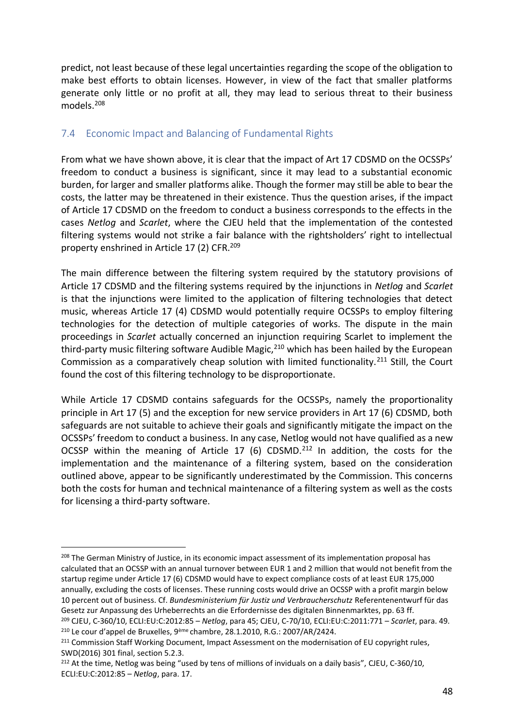predict, not least because of these legal uncertainties regarding the scope of the obligation to make best efforts to obtain licenses. However, in view of the fact that smaller platforms generate only little or no profit at all, they may lead to serious threat to their business models.[208]

## 7.4 Economic Impact and Balancing of Fundamental Rights

From what we have shown above, it is clear that the impact of Art 17 CDSMD on the OCSSPs' freedom to conduct a business is significant, since it may lead to a substantial economic burden, for larger and smaller platforms alike. Though the former may still be able to bear the costs, the latter may be threatened in their existence. Thus the question arises, if the impact of Article 17 CDSMD on the freedom to conduct a business corresponds to the effects in the cases *Netlog* and *Scarlet*, where the CJEU held that the implementation of the contested filtering systems would not strike a fair balance with the rightsholders' right to intellectual property enshrined in Article 17 (2) CFR.[209]

The main difference between the filtering system required by the statutory provisions of Article 17 CDSMD and the filtering systems required by the injunctions in *Netlog* and *Scarlet* is that the injunctions were limited to the application of filtering technologies that detect music, whereas Article 17 (4) CDSMD would potentially require OCSSPs to employ filtering technologies for the detection of multiple categories of works. The dispute in the main proceedings in *Scarlet* actually concerned an injunction requiring Scarlet to implement the third-party music filtering software Audible Magic,[210] which has been hailed by the European Commission as a comparatively cheap solution with limited functionality.[211] Still, the Court found the cost of this filtering technology to be disproportionate.

While Article 17 CDSMD contains safeguards for the OCSSPs, namely the proportionality principle in Art 17 (5) and the exception for new service providers in Art 17 (6) CDSMD, both safeguards are not suitable to achieve their goals and significantly mitigate the impact on the OCSSPs' freedom to conduct a business. In any case, Netlog would not have qualified as a new OCSSP within the meaning of Article 17 (6) CDSMD.[212] In addition, the costs for the implementation and the maintenance of a filtering system, based on the consideration outlined above, appear to be significantly underestimated by the Commission. This concerns both the costs for human and technical maintenance of a filtering system as well as the costs for licensing a third-party software.

---

[208] The German Ministry of Justice, in its economic impact assessment of its implementation proposal has calculated that an OCSSP with an annual turnover between EUR 1 and 2 million that would not benefit from the startup regime under Article 17 (6) CDSMD would have to expect compliance costs of at least EUR 175,000 annually, excluding the costs of licenses. These running costs would drive an OCSSP with a profit margin below 10 percent out of business. Cf. *Bundesministerium für Justiz und Verbraucherschutz* Referentenentwurf für das Gesetz zur Anpassung des Urheberrechts an die Erfordernisse des digitalen Binnenmarktes, pp. 63 ff.

[209] CJEU, C-360/10, ECLI:EU:C:2012:85 – *Netlog*, para 45; CJEU, C-70/10, ECLI:EU:C:2011:771 – *Scarlet*, para. 49.

[210] Le cour d'appel de Bruxelles, 9ème chambre, 28.1.2010, R.G.: 2007/AR/2424.

[211] Commission Staff Working Document, Impact Assessment on the modernisation of EU copyright rules, SWD(2016) 301 final, section 5.2.3.

[212] At the time, Netlog was being "used by tens of millions of inviduals on a daily basis", CJEU, C-360/10, ECLI:EU:C:2012:85 – *Netlog*, para. 17.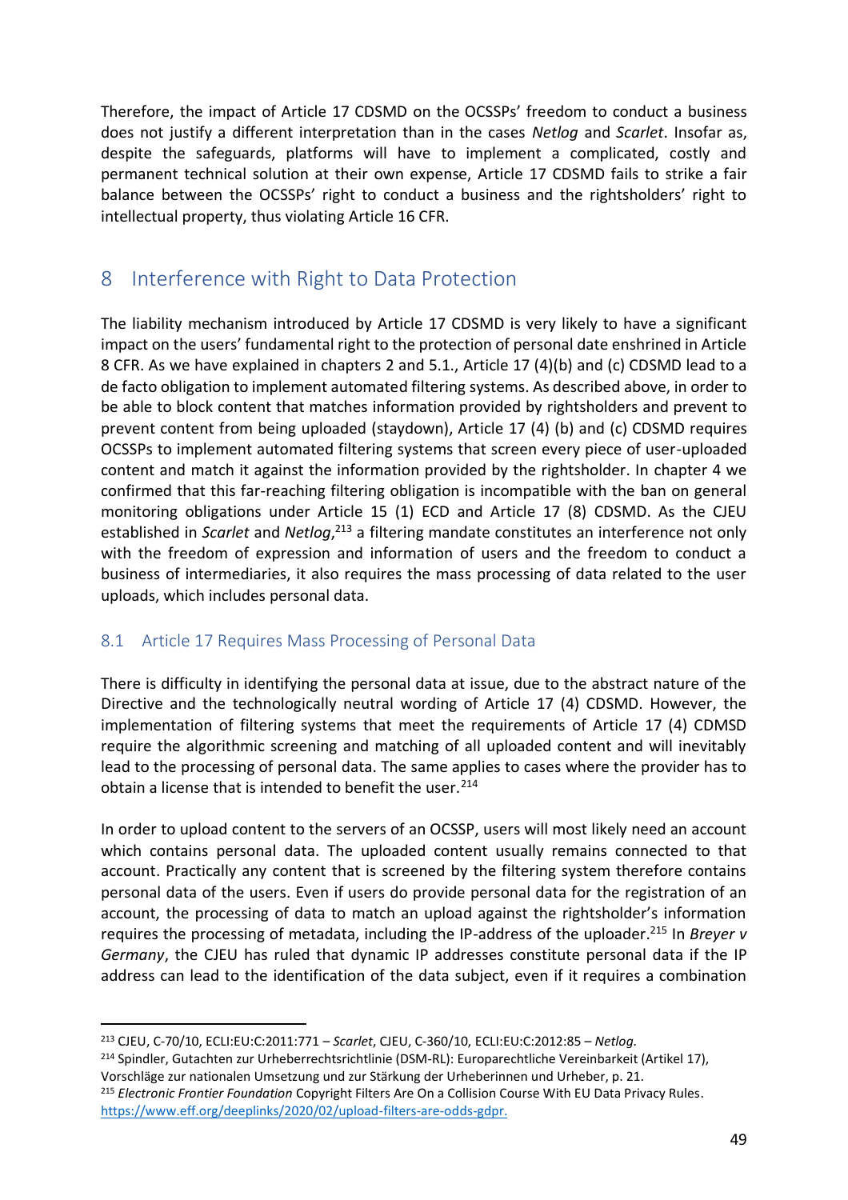Therefore, the impact of Article 17 CDSMD on the OCSSPs' freedom to conduct a business does not justify a different interpretation than in the cases *Netlog* and *Scarlet*. Insofar as, despite the safeguards, platforms will have to implement a complicated, costly and permanent technical solution at their own expense, Article 17 CDSMD fails to strike a fair balance between the OCSSPs' right to conduct a business and the rightsholders' right to intellectual property, thus violating Article 16 CFR.

# 8 Interference with Right to Data Protection

The liability mechanism introduced by Article 17 CDSMD is very likely to have a significant impact on the users' fundamental right to the protection of personal date enshrined in Article 8 CFR. As we have explained in chapters 2 and 5.1., Article 17 (4)(b) and (c) CDSMD lead to a de facto obligation to implement automated filtering systems. As described above, in order to be able to block content that matches information provided by rightsholders and prevent to prevent content from being uploaded (staydown), Article 17 (4) (b) and (c) CDSMD requires OCSSPs to implement automated filtering systems that screen every piece of user-uploaded content and match it against the information provided by the rightsholder. In chapter 4 we confirmed that this far-reaching filtering obligation is incompatible with the ban on general monitoring obligations under Article 15 (1) ECD and Article 17 (8) CDSMD. As the CJEU established in *Scarlet* and *Netlog*,[213] a filtering mandate constitutes an interference not only with the freedom of expression and information of users and the freedom to conduct a business of intermediaries, it also requires the mass processing of data related to the user uploads, which includes personal data.

## 8.1 Article 17 Requires Mass Processing of Personal Data

There is difficulty in identifying the personal data at issue, due to the abstract nature of the Directive and the technologically neutral wording of Article 17 (4) CDSMD. However, the implementation of filtering systems that meet the requirements of Article 17 (4) CDMSD require the algorithmic screening and matching of all uploaded content and will inevitably lead to the processing of personal data. The same applies to cases where the provider has to obtain a license that is intended to benefit the user.[214]

In order to upload content to the servers of an OCSSP, users will most likely need an account which contains personal data. The uploaded content usually remains connected to that account. Practically any content that is screened by the filtering system therefore contains personal data of the users. Even if users do provide personal data for the registration of an account, the processing of data to match an upload against the rightsholder's information requires the processing of metadata, including the IP-address of the uploader.[215] In *Breyer v Germany*, the CJEU has ruled that dynamic IP addresses constitute personal data if the IP address can lead to the identification of the data subject, even if it requires a combination

---

[213] CJEU, C-70/10, ECLI:EU:C:2011:771 – *Scarlet*, CJEU, C-360/10, ECLI:EU:C:2012:85 – *Netlog*.

[214] Spindler, Gutachten zur Urheberrechtsrichtlinie (DSM-RL): Europarechtliche Vereinbarkeit (Artikel 17), Vorschläge zur nationalen Umsetzung und zur Stärkung der Urheberinnen und Urheber, p. 21.

[215] *Electronic Frontier Foundation* Copyright Filters Are On a Collision Course With EU Data Privacy Rules. https://www.eff.org/deeplinks/2020/02/upload-filters-are-odds-gdpr.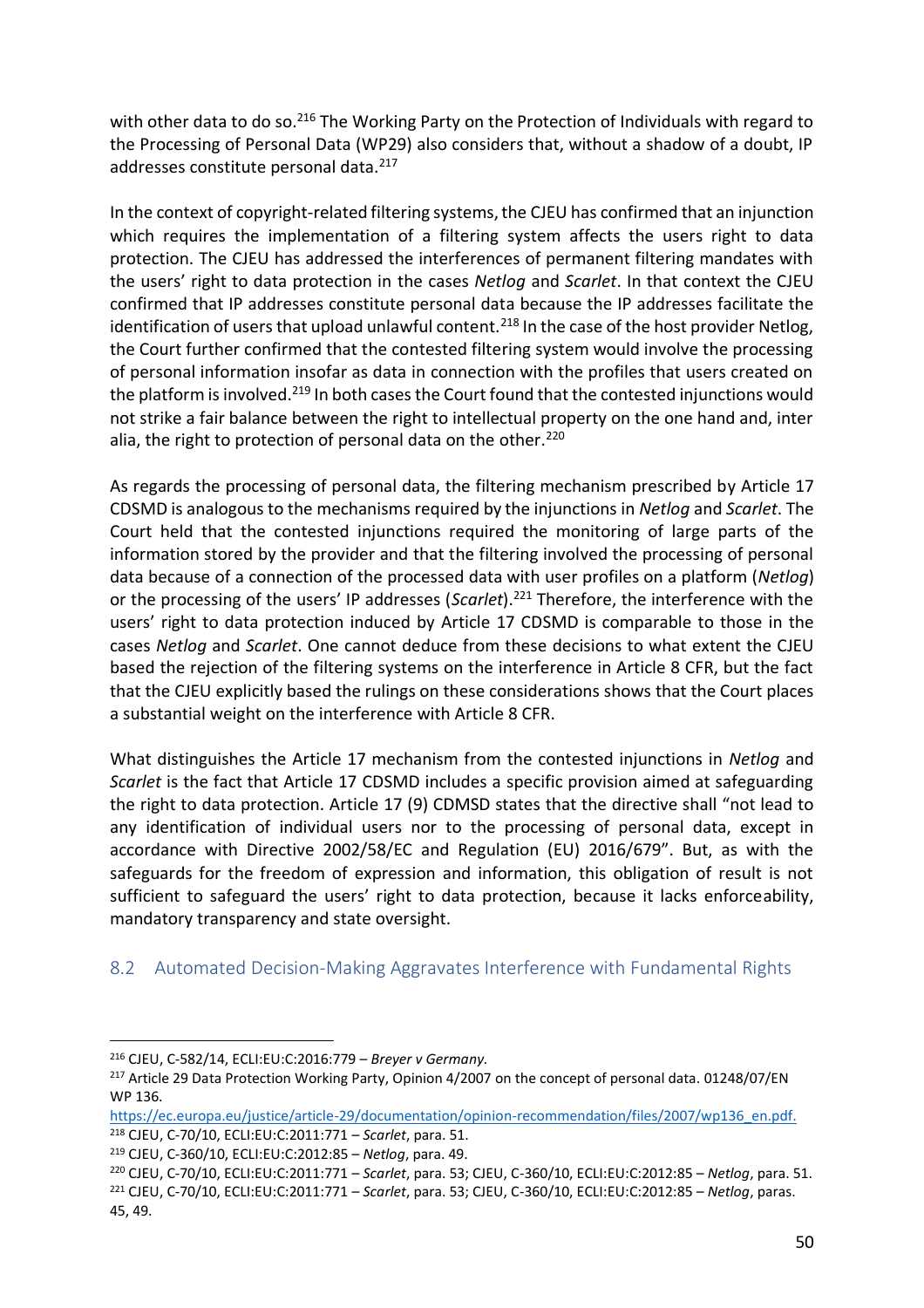with other data to do so.[216] The Working Party on the Protection of Individuals with regard to the Processing of Personal Data (WP29) also considers that, without a shadow of a doubt, IP addresses constitute personal data.[217]

In the context of copyright-related filtering systems, the CJEU has confirmed that an injunction which requires the implementation of a filtering system affects the users right to data protection. The CJEU has addressed the interferences of permanent filtering mandates with the users' right to data protection in the cases *Netlog* and *Scarlet*. In that context the CJEU confirmed that IP addresses constitute personal data because the IP addresses facilitate the identification of users that upload unlawful content.[218] In the case of the host provider Netlog, the Court further confirmed that the contested filtering system would involve the processing of personal information insofar as data in connection with the profiles that users created on the platform is involved.[219] In both cases the Court found that the contested injunctions would not strike a fair balance between the right to intellectual property on the one hand and, inter alia, the right to protection of personal data on the other.[220]

As regards the processing of personal data, the filtering mechanism prescribed by Article 17 CDSMD is analogous to the mechanisms required by the injunctions in *Netlog* and *Scarlet*. The Court held that the contested injunctions required the monitoring of large parts of the information stored by the provider and that the filtering involved the processing of personal data because of a connection of the processed data with user profiles on a platform (*Netlog*) or the processing of the users' IP addresses (*Scarlet*).[221] Therefore, the interference with the users' right to data protection induced by Article 17 CDSMD is comparable to those in the cases *Netlog* and *Scarlet*. One cannot deduce from these decisions to what extent the CJEU based the rejection of the filtering systems on the interference in Article 8 CFR, but the fact that the CJEU explicitly based the rulings on these considerations shows that the Court places a substantial weight on the interference with Article 8 CFR.

What distinguishes the Article 17 mechanism from the contested injunctions in *Netlog* and *Scarlet* is the fact that Article 17 CDSMD includes a specific provision aimed at safeguarding the right to data protection. Article 17 (9) CDMSD states that the directive shall "not lead to any identification of individual users nor to the processing of personal data, except in accordance with Directive 2002/58/EC and Regulation (EU) 2016/679". But, as with the safeguards for the freedom of expression and information, this obligation of result is not sufficient to safeguard the users' right to data protection, because it lacks enforceability, mandatory transparency and state oversight.

## 8.2 Automated Decision-Making Aggravates Interference with Fundamental Rights

---

[216] CJEU, C-582/14, ECLI:EU:C:2016:779 – *Breyer v Germany.*

[217] Article 29 Data Protection Working Party, Opinion 4/2007 on the concept of personal data. 01248/07/EN WP 136. https://ec.europa.eu/justice/article-29/documentation/opinion-recommendation/files/2007/wp136_en.pdf.

[218] CJEU, C-70/10, ECLI:EU:C:2011:771 – *Scarlet*, para. 51.

[219] CJEU, C-360/10, ECLI:EU:C:2012:85 – *Netlog*, para. 49.

[220] CJEU, C-70/10, ECLI:EU:C:2011:771 – *Scarlet*, para. 53; CJEU, C-360/10, ECLI:EU:C:2012:85 – *Netlog*, para. 51.

[221] CJEU, C-70/10, ECLI:EU:C:2011:771 – *Scarlet*, para. 53; CJEU, C-360/10, ECLI:EU:C:2012:85 – *Netlog*, paras. 45, 49.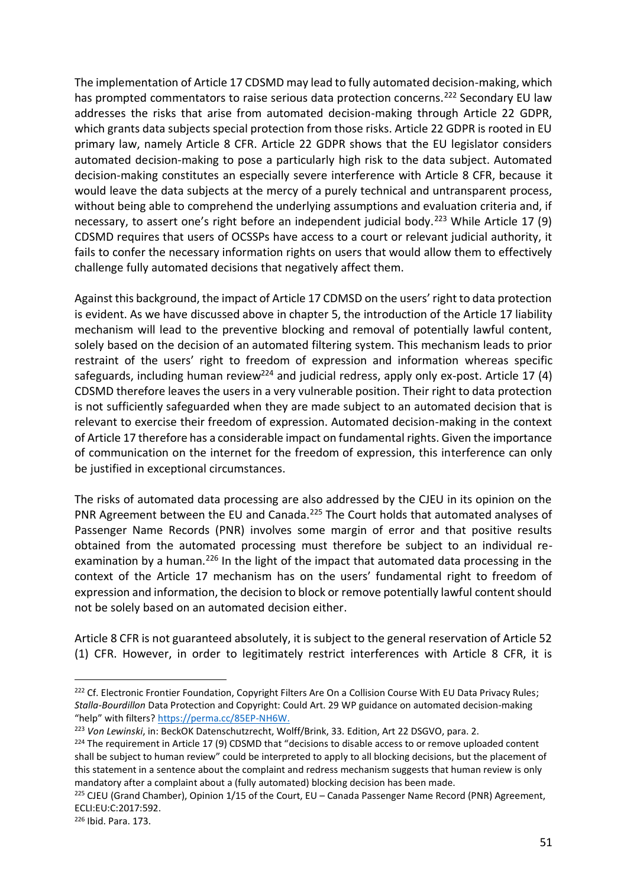The implementation of Article 17 CDSMD may lead to fully automated decision-making, which has prompted commentators to raise serious data protection concerns.[222] Secondary EU law addresses the risks that arise from automated decision-making through Article 22 GDPR, which grants data subjects special protection from those risks. Article 22 GDPR is rooted in EU primary law, namely Article 8 CFR. Article 22 GDPR shows that the EU legislator considers automated decision-making to pose a particularly high risk to the data subject. Automated decision-making constitutes an especially severe interference with Article 8 CFR, because it would leave the data subjects at the mercy of a purely technical and untransparent process, without being able to comprehend the underlying assumptions and evaluation criteria and, if necessary, to assert one's right before an independent judicial body.[223] While Article 17 (9) CDSMD requires that users of OCSSPs have access to a court or relevant judicial authority, it fails to confer the necessary information rights on users that would allow them to effectively challenge fully automated decisions that negatively affect them.

Against this background, the impact of Article 17 CDMSD on the users' right to data protection is evident. As we have discussed above in chapter 5, the introduction of the Article 17 liability mechanism will lead to the preventive blocking and removal of potentially lawful content, solely based on the decision of an automated filtering system. This mechanism leads to prior restraint of the users' right to freedom of expression and information whereas specific safeguards, including human review[224] and judicial redress, apply only ex-post. Article 17 (4) CDSMD therefore leaves the users in a very vulnerable position. Their right to data protection is not sufficiently safeguarded when they are made subject to an automated decision that is relevant to exercise their freedom of expression. Automated decision-making in the context of Article 17 therefore has a considerable impact on fundamental rights. Given the importance of communication on the internet for the freedom of expression, this interference can only be justified in exceptional circumstances.

The risks of automated data processing are also addressed by the CJEU in its opinion on the PNR Agreement between the EU and Canada.[225] The Court holds that automated analyses of Passenger Name Records (PNR) involves some margin of error and that positive results obtained from the automated processing must therefore be subject to an individual re-examination by a human.[226] In the light of the impact that automated data processing in the context of the Article 17 mechanism has on the users' fundamental right to freedom of expression and information, the decision to block or remove potentially lawful content should not be solely based on an automated decision either.

Article 8 CFR is not guaranteed absolutely, it is subject to the general reservation of Article 52 (1) CFR. However, in order to legitimately restrict interferences with Article 8 CFR, it is

---

[222] Cf. Electronic Frontier Foundation, Copyright Filters Are On a Collision Course With EU Data Privacy Rules; *Stalla-Bourdillon* Data Protection and Copyright: Could Art. 29 WP guidance on automated decision-making "help" with filters? https://perma.cc/85EP-NH6W.

[223] *Von Lewinski*, in: BeckOK Datenschutzrecht, Wolff/Brink, 33. Edition, Art 22 DSGVO, para. 2.

[224] The requirement in Article 17 (9) CDSMD that "decisions to disable access to or remove uploaded content shall be subject to human review" could be interpreted to apply to all blocking decisions, but the placement of this statement in a sentence about the complaint and redress mechanism suggests that human review is only mandatory after a complaint about a (fully automated) blocking decision has been made.

[225] CJEU (Grand Chamber), Opinion 1/15 of the Court, EU – Canada Passenger Name Record (PNR) Agreement, ECLI:EU:C:2017:592.

[226] Ibid. Para. 173.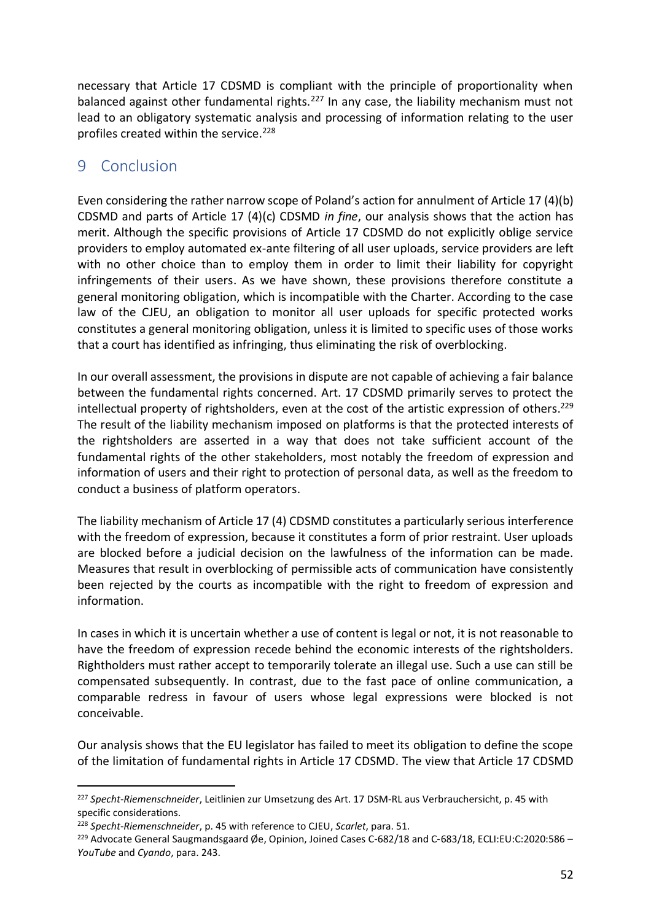necessary that Article 17 CDSMD is compliant with the principle of proportionality when balanced against other fundamental rights.[227] In any case, the liability mechanism must not lead to an obligatory systematic analysis and processing of information relating to the user profiles created within the service.[228]

## 9 Conclusion

Even considering the rather narrow scope of Poland's action for annulment of Article 17 (4)(b) CDSMD and parts of Article 17 (4)(c) CDSMD *in fine*, our analysis shows that the action has merit. Although the specific provisions of Article 17 CDSMD do not explicitly oblige service providers to employ automated ex-ante filtering of all user uploads, service providers are left with no other choice than to employ them in order to limit their liability for copyright infringements of their users. As we have shown, these provisions therefore constitute a general monitoring obligation, which is incompatible with the Charter. According to the case law of the CJEU, an obligation to monitor all user uploads for specific protected works constitutes a general monitoring obligation, unless it is limited to specific uses of those works that a court has identified as infringing, thus eliminating the risk of overblocking.

In our overall assessment, the provisions in dispute are not capable of achieving a fair balance between the fundamental rights concerned. Art. 17 CDSMD primarily serves to protect the intellectual property of rightsholders, even at the cost of the artistic expression of others.[229] The result of the liability mechanism imposed on platforms is that the protected interests of the rightsholders are asserted in a way that does not take sufficient account of the fundamental rights of the other stakeholders, most notably the freedom of expression and information of users and their right to protection of personal data, as well as the freedom to conduct a business of platform operators.

The liability mechanism of Article 17 (4) CDSMD constitutes a particularly serious interference with the freedom of expression, because it constitutes a form of prior restraint. User uploads are blocked before a judicial decision on the lawfulness of the information can be made. Measures that result in overblocking of permissible acts of communication have consistently been rejected by the courts as incompatible with the right to freedom of expression and information.

In cases in which it is uncertain whether a use of content is legal or not, it is not reasonable to have the freedom of expression recede behind the economic interests of the rightsholders. Rightholders must rather accept to temporarily tolerate an illegal use. Such a use can still be compensated subsequently. In contrast, due to the fast pace of online communication, a comparable redress in favour of users whose legal expressions were blocked is not conceivable.

Our analysis shows that the EU legislator has failed to meet its obligation to define the scope of the limitation of fundamental rights in Article 17 CDSMD. The view that Article 17 CDSMD

---

[227] *Specht-Riemenschneider*, Leitlinien zur Umsetzung des Art. 17 DSM-RL aus Verbrauchersicht, p. 45 with specific considerations.

[228] *Specht-Riemenschneider*, p. 45 with reference to CJEU, *Scarlet*, para. 51.

[229] Advocate General Saugmandsgaard Øe, Opinion, Joined Cases C-682/18 and C-683/18, ECLI:EU:C:2020:586 – *YouTube* and *Cyando*, para. 243.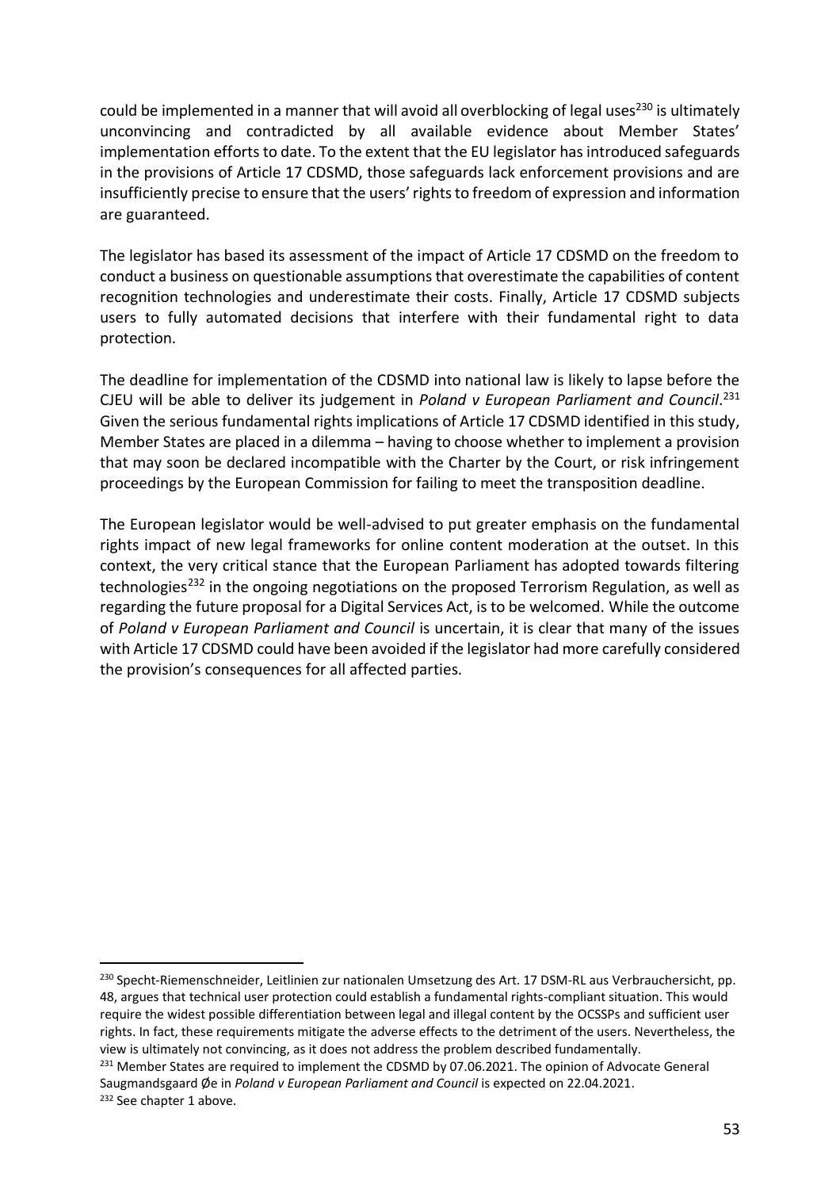could be implemented in a manner that will avoid all overblocking of legal uses[230] is ultimately unconvincing and contradicted by all available evidence about Member States' implementation efforts to date. To the extent that the EU legislator has introduced safeguards in the provisions of Article 17 CDSMD, those safeguards lack enforcement provisions and are insufficiently precise to ensure that the users' rights to freedom of expression and information are guaranteed.

The legislator has based its assessment of the impact of Article 17 CDSMD on the freedom to conduct a business on questionable assumptions that overestimate the capabilities of content recognition technologies and underestimate their costs. Finally, Article 17 CDSMD subjects users to fully automated decisions that interfere with their fundamental right to data protection.

The deadline for implementation of the CDSMD into national law is likely to lapse before the CJEU will be able to deliver its judgement in *Poland v European Parliament and Council*.[231] Given the serious fundamental rights implications of Article 17 CDSMD identified in this study, Member States are placed in a dilemma – having to choose whether to implement a provision that may soon be declared incompatible with the Charter by the Court, or risk infringement proceedings by the European Commission for failing to meet the transposition deadline.

The European legislator would be well-advised to put greater emphasis on the fundamental rights impact of new legal frameworks for online content moderation at the outset. In this context, the very critical stance that the European Parliament has adopted towards filtering technologies[232] in the ongoing negotiations on the proposed Terrorism Regulation, as well as regarding the future proposal for a Digital Services Act, is to be welcomed. While the outcome of *Poland v European Parliament and Council* is uncertain, it is clear that many of the issues with Article 17 CDSMD could have been avoided if the legislator had more carefully considered the provision's consequences for all affected parties.

---

[230] Specht-Riemenschneider, Leitlinien zur nationalen Umsetzung des Art. 17 DSM-RL aus Verbrauchersicht, pp. 48, argues that technical user protection could establish a fundamental rights-compliant situation. This would require the widest possible differentiation between legal and illegal content by the OCSSPs and sufficient user rights. In fact, these requirements mitigate the adverse effects to the detriment of the users. Nevertheless, the view is ultimately not convincing, as it does not address the problem described fundamentally.

[231] Member States are required to implement the CDSMD by 07.06.2021. The opinion of Advocate General Saugmandsgaard Øe in *Poland v European Parliament and Council* is expected on 22.04.2021.

[232] See chapter 1 above.